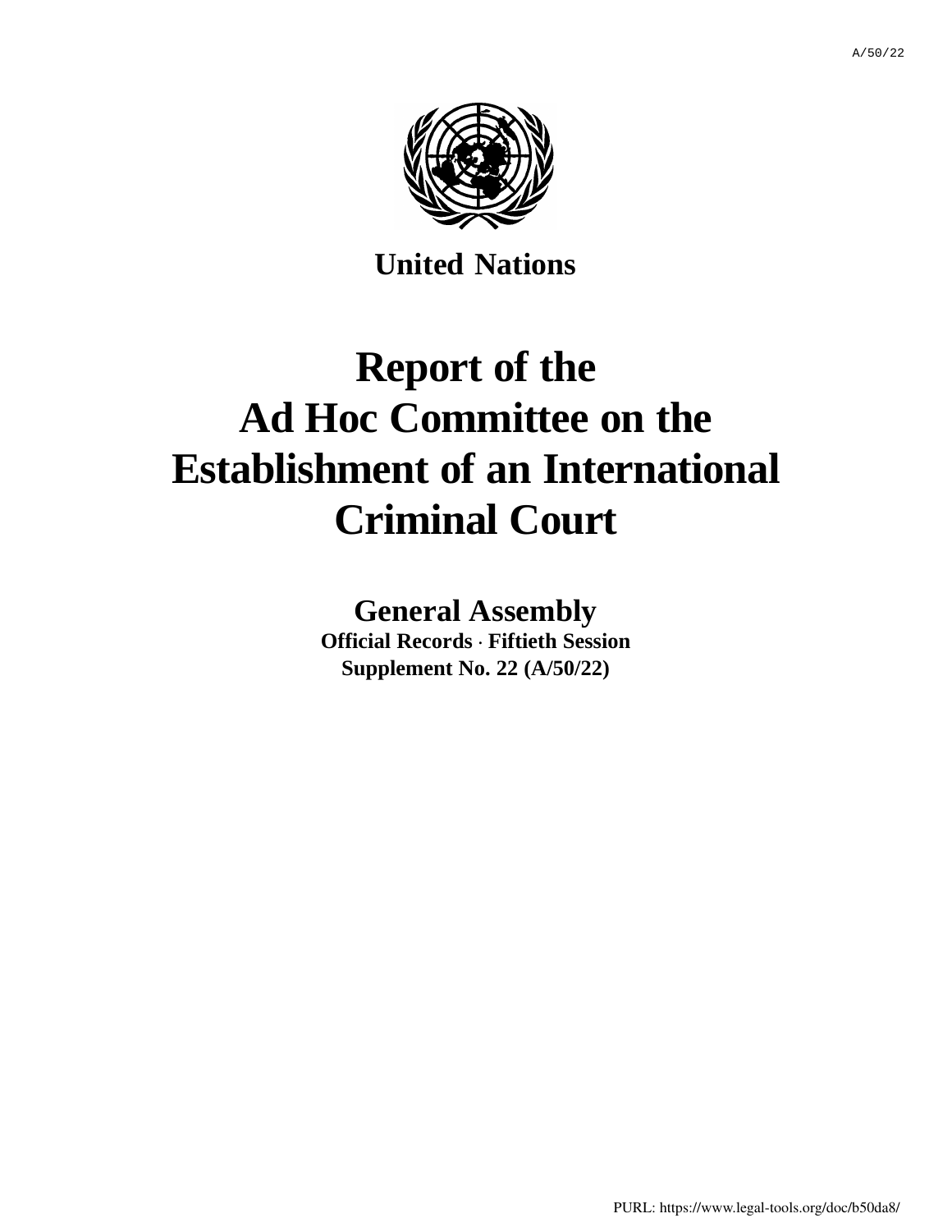A/50/22

**United Nations**

# Report of the Ad Hoc Committee on the Establishment of an International Criminal Court

## General Assembly

**Official Records · Fiftieth Session**
**Supplement No. 22 (A/50/22)**

PURL: https://www.legal-tools.org/doc/b50da8/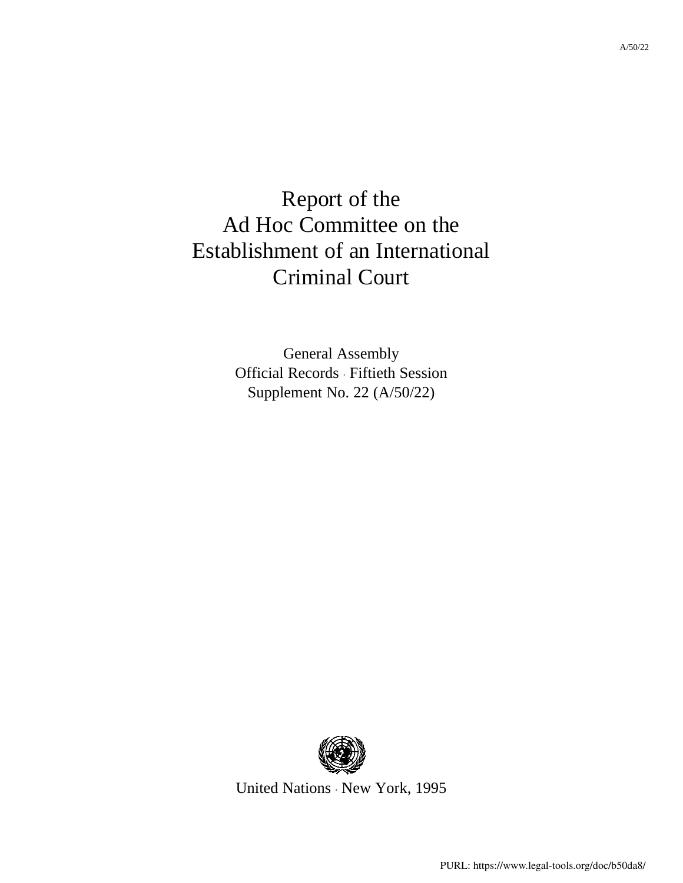# Report of the Ad Hoc Committee on the Establishment of an International Criminal Court

General Assembly
Official Records · Fiftieth Session
Supplement No. 22 (A/50/22)

United Nations · New York, 1995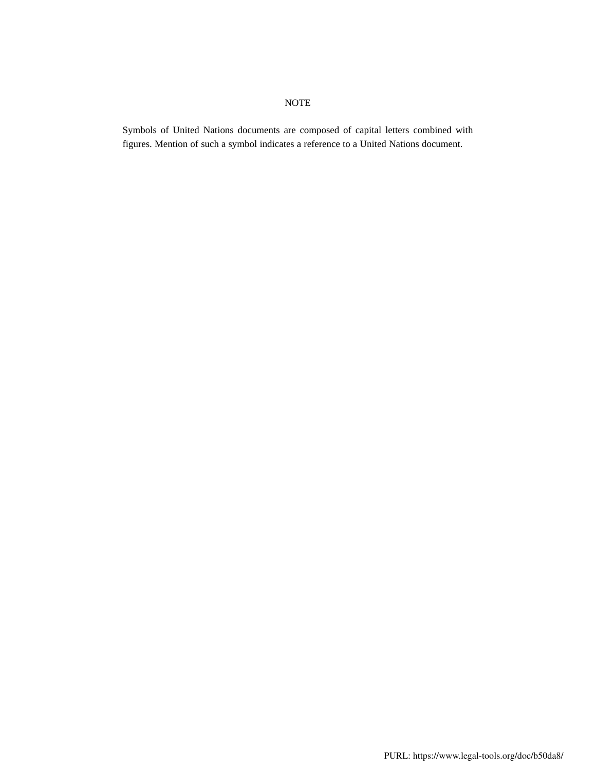NOTE

Symbols of United Nations documents are composed of capital letters combined with figures. Mention of such a symbol indicates a reference to a United Nations document.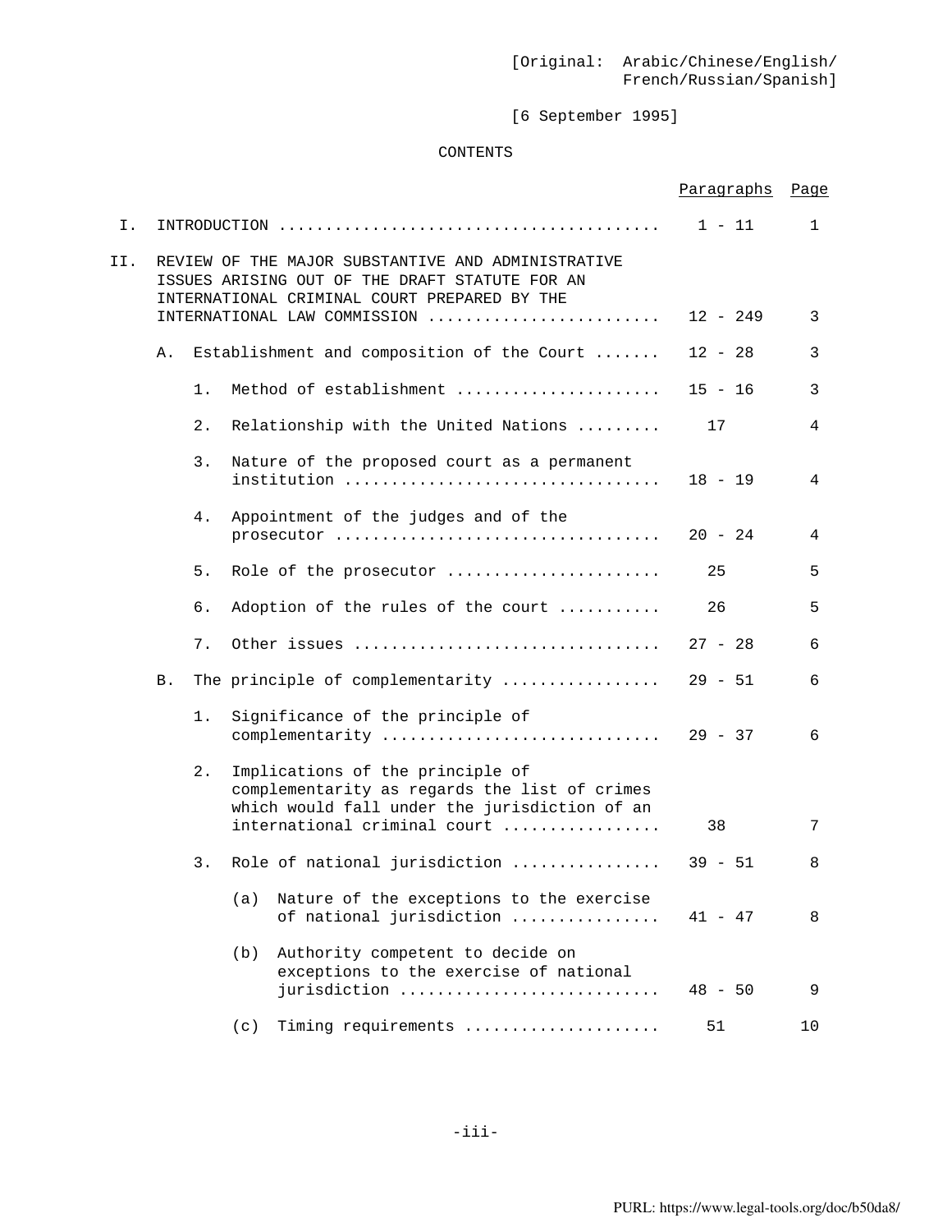[Original: Arabic/Chinese/English/
French/Russian/Spanish]

[6 September 1995]

CONTENTS

| | | | | Paragraphs | Page |
|---|---|---|---|---|---|
| I. | INTRODUCTION | | | 1 - 11 | 1 |
| II. | REVIEW OF THE MAJOR SUBSTANTIVE AND ADMINISTRATIVE ISSUES ARISING OUT OF THE DRAFT STATUTE FOR AN INTERNATIONAL CRIMINAL COURT PREPARED BY THE INTERNATIONAL LAW COMMISSION | | | 12 - 249 | 3 |
| | A. | Establishment and composition of the Court | | 12 - 28 | 3 |
| | | 1. | Method of establishment | 15 - 16 | 3 |
| | | 2. | Relationship with the United Nations | 17 | 4 |
| | | 3. | Nature of the proposed court as a permanent institution | 18 - 19 | 4 |
| | | 4. | Appointment of the judges and of the prosecutor | 20 - 24 | 4 |
| | | 5. | Role of the prosecutor | 25 | 5 |
| | | 6. | Adoption of the rules of the court | 26 | 5 |
| | | 7. | Other issues | 27 - 28 | 6 |
| | B. | The principle of complementarity | | 29 - 51 | 6 |
| | | 1. | Significance of the principle of complementarity | 29 - 37 | 6 |
| | | 2. | Implications of the principle of complementarity as regards the list of crimes which would fall under the jurisdiction of an international criminal court | 38 | 7 |
| | | 3. | Role of national jurisdiction | 39 - 51 | 8 |
| | | | (a) Nature of the exceptions to the exercise of national jurisdiction | 41 - 47 | 8 |
| | | | (b) Authority competent to decide on exceptions to the exercise of national jurisdiction | 48 - 50 | 9 |
| | | | (c) Timing requirements | 51 | 10 |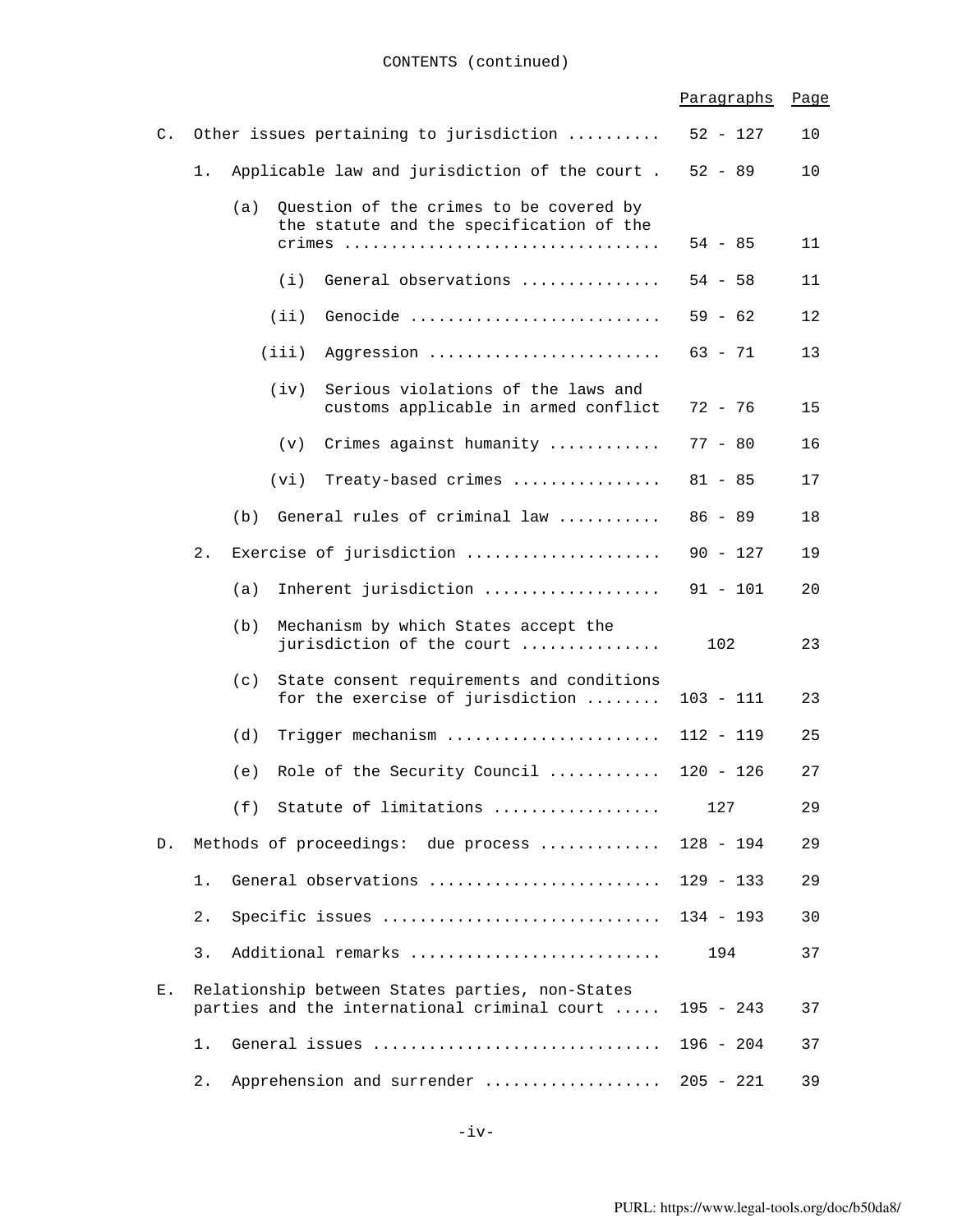CONTENTS (continued)

| | Paragraphs | Page |
|---|---|---|
| C. Other issues pertaining to jurisdiction | 52 - 127 | 10 |
| 1. Applicable law and jurisdiction of the court | 52 - 89 | 10 |
| (a) Question of the crimes to be covered by the statute and the specification of the crimes | 54 - 85 | 11 |
| (i) General observations | 54 - 58 | 11 |
| (ii) Genocide | 59 - 62 | 12 |
| (iii) Aggression | 63 - 71 | 13 |
| (iv) Serious violations of the laws and customs applicable in armed conflict | 72 - 76 | 15 |
| (v) Crimes against humanity | 77 - 80 | 16 |
| (vi) Treaty-based crimes | 81 - 85 | 17 |
| (b) General rules of criminal law | 86 - 89 | 18 |
| 2. Exercise of jurisdiction | 90 - 127 | 19 |
| (a) Inherent jurisdiction | 91 - 101 | 20 |
| (b) Mechanism by which States accept the jurisdiction of the court | 102 | 23 |
| (c) State consent requirements and conditions for the exercise of jurisdiction | 103 - 111 | 23 |
| (d) Trigger mechanism | 112 - 119 | 25 |
| (e) Role of the Security Council | 120 - 126 | 27 |
| (f) Statute of limitations | 127 | 29 |
| D. Methods of proceedings: due process | 128 - 194 | 29 |
| 1. General observations | 129 - 133 | 29 |
| 2. Specific issues | 134 - 193 | 30 |
| 3. Additional remarks | 194 | 37 |
| E. Relationship between States parties, non-States parties and the international criminal court | 195 - 243 | 37 |
| 1. General issues | 196 - 204 | 37 |
| 2. Apprehension and surrender | 205 - 221 | 39 |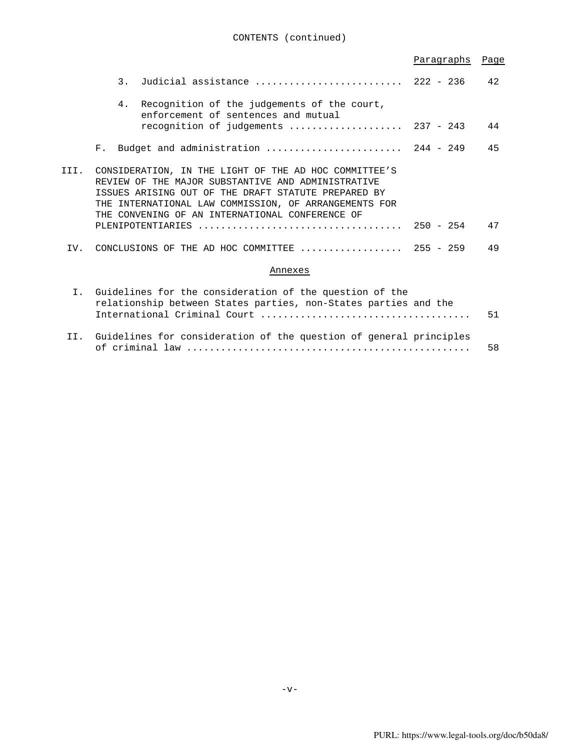CONTENTS (continued)

| | | Paragraphs | Page |
|---|---|---|---|
| | 3. Judicial assistance | 222 - 236 | 42 |
| | 4. Recognition of the judgements of the court, enforcement of sentences and mutual recognition of judgements | 237 - 243 | 44 |
| | F. Budget and administration | 244 - 249 | 45 |
| III. | CONSIDERATION, IN THE LIGHT OF THE AD HOC COMMITTEE'S REVIEW OF THE MAJOR SUBSTANTIVE AND ADMINISTRATIVE ISSUES ARISING OUT OF THE DRAFT STATUTE PREPARED BY THE INTERNATIONAL LAW COMMISSION, OF ARRANGEMENTS FOR THE CONVENING OF AN INTERNATIONAL CONFERENCE OF PLENIPOTENTIARIES | 250 - 254 | 47 |
| IV. | CONCLUSIONS OF THE AD HOC COMMITTEE | 255 - 259 | 49 |

Annexes

| | | Page |
|---|---|---|
| I. | Guidelines for the consideration of the question of the relationship between States parties, non-States parties and the International Criminal Court | 51 |
| II. | Guidelines for consideration of the question of general principles of criminal law | 58 |

PURL: https://www.legal-tools.org/doc/b50da8/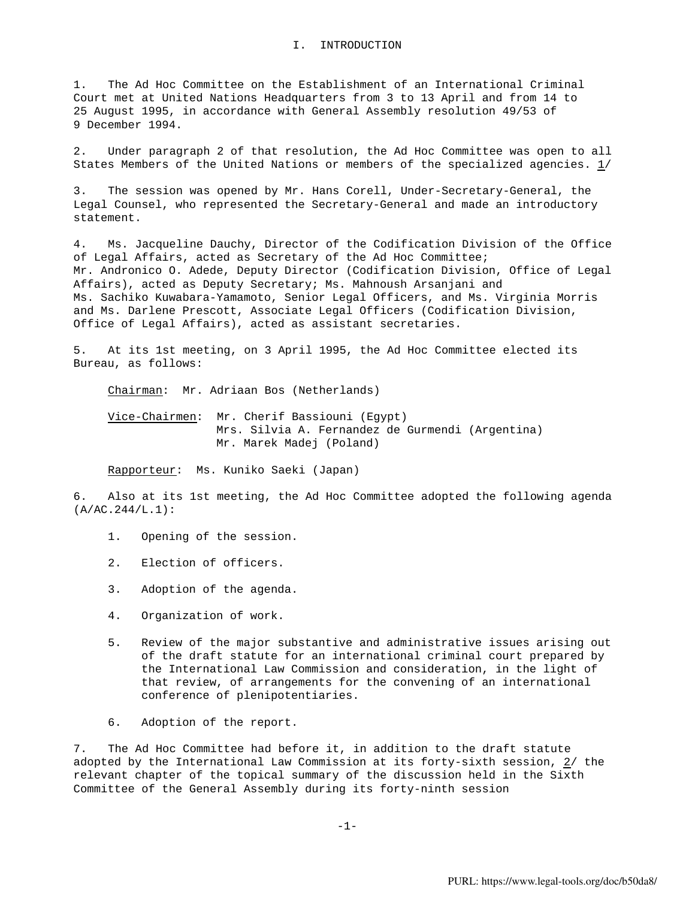## I. INTRODUCTION

1. The Ad Hoc Committee on the Establishment of an International Criminal Court met at United Nations Headquarters from 3 to 13 April and from 14 to 25 August 1995, in accordance with General Assembly resolution 49/53 of 9 December 1994.

2. Under paragraph 2 of that resolution, the Ad Hoc Committee was open to all States Members of the United Nations or members of the specialized agencies. 1/

3. The session was opened by Mr. Hans Corell, Under-Secretary-General, the Legal Counsel, who represented the Secretary-General and made an introductory statement.

4. Ms. Jacqueline Dauchy, Director of the Codification Division of the Office of Legal Affairs, acted as Secretary of the Ad Hoc Committee; Mr. Andronico O. Adede, Deputy Director (Codification Division, Office of Legal Affairs), acted as Deputy Secretary; Ms. Mahnoush Arsanjani and Ms. Sachiko Kuwabara-Yamamoto, Senior Legal Officers, and Ms. Virginia Morris and Ms. Darlene Prescott, Associate Legal Officers (Codification Division, Office of Legal Affairs), acted as assistant secretaries.

5. At its 1st meeting, on 3 April 1995, the Ad Hoc Committee elected its Bureau, as follows:

Chairman: Mr. Adriaan Bos (Netherlands)

Vice-Chairmen: Mr. Cherif Bassiouni (Egypt)
Mrs. Silvia A. Fernandez de Gurmendi (Argentina)
Mr. Marek Madej (Poland)

Rapporteur: Ms. Kuniko Saeki (Japan)

6. Also at its 1st meeting, the Ad Hoc Committee adopted the following agenda (A/AC.244/L.1):

1. Opening of the session.

2. Election of officers.

3. Adoption of the agenda.

4. Organization of work.

5. Review of the major substantive and administrative issues arising out of the draft statute for an international criminal court prepared by the International Law Commission and consideration, in the light of that review, of arrangements for the convening of an international conference of plenipotentiaries.

6. Adoption of the report.

7. The Ad Hoc Committee had before it, in addition to the draft statute adopted by the International Law Commission at its forty-sixth session, 2/ the relevant chapter of the topical summary of the discussion held in the Sixth Committee of the General Assembly during its forty-ninth session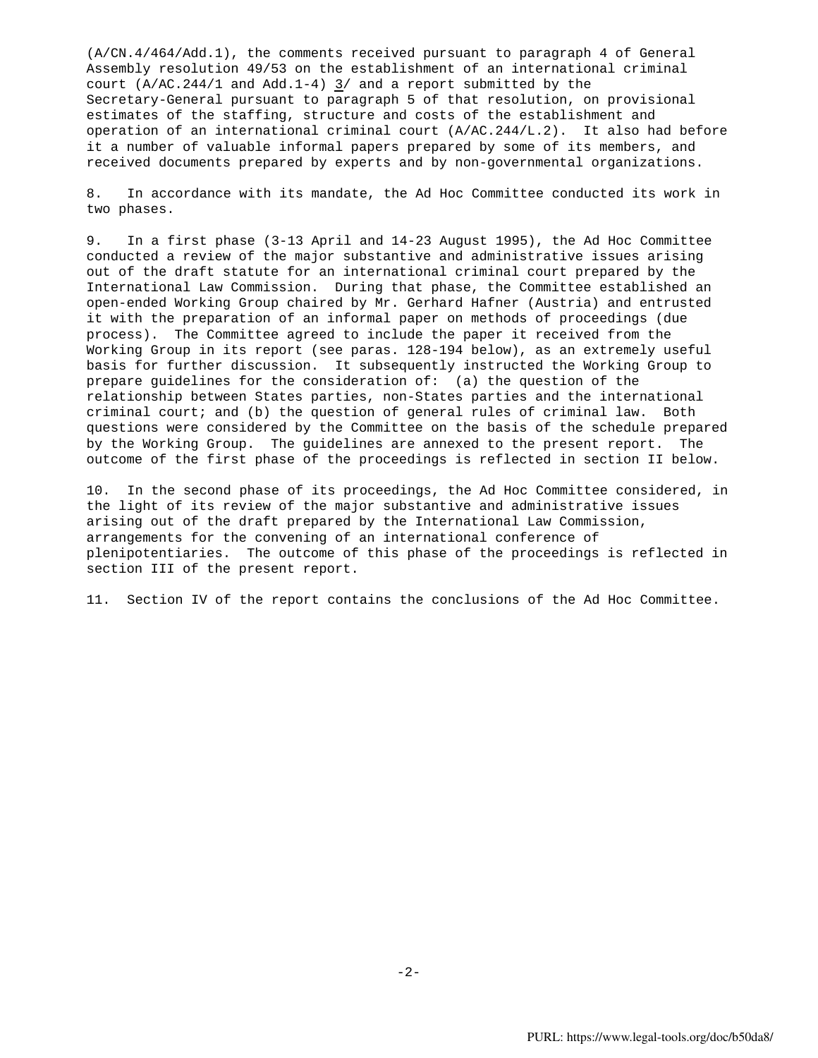(A/CN.4/464/Add.1), the comments received pursuant to paragraph 4 of General Assembly resolution 49/53 on the establishment of an international criminal court (A/AC.244/1 and Add.1-4) 3/ and a report submitted by the Secretary-General pursuant to paragraph 5 of that resolution, on provisional estimates of the staffing, structure and costs of the establishment and operation of an international criminal court (A/AC.244/L.2). It also had before it a number of valuable informal papers prepared by some of its members, and received documents prepared by experts and by non-governmental organizations.

8. In accordance with its mandate, the Ad Hoc Committee conducted its work in two phases.

9. In a first phase (3-13 April and 14-23 August 1995), the Ad Hoc Committee conducted a review of the major substantive and administrative issues arising out of the draft statute for an international criminal court prepared by the International Law Commission. During that phase, the Committee established an open-ended Working Group chaired by Mr. Gerhard Hafner (Austria) and entrusted it with the preparation of an informal paper on methods of proceedings (due process). The Committee agreed to include the paper it received from the Working Group in its report (see paras. 128-194 below), as an extremely useful basis for further discussion. It subsequently instructed the Working Group to prepare guidelines for the consideration of: (a) the question of the relationship between States parties, non-States parties and the international criminal court; and (b) the question of general rules of criminal law. Both questions were considered by the Committee on the basis of the schedule prepared by the Working Group. The guidelines are annexed to the present report. The outcome of the first phase of the proceedings is reflected in section II below.

10. In the second phase of its proceedings, the Ad Hoc Committee considered, in the light of its review of the major substantive and administrative issues arising out of the draft prepared by the International Law Commission, arrangements for the convening of an international conference of plenipotentiaries. The outcome of this phase of the proceedings is reflected in section III of the present report.

11. Section IV of the report contains the conclusions of the Ad Hoc Committee.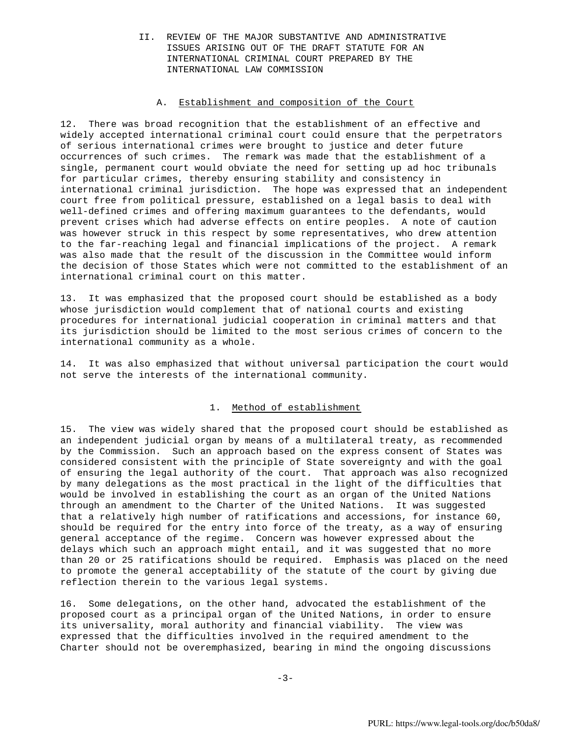## II. REVIEW OF THE MAJOR SUBSTANTIVE AND ADMINISTRATIVE ISSUES ARISING OUT OF THE DRAFT STATUTE FOR AN INTERNATIONAL CRIMINAL COURT PREPARED BY THE INTERNATIONAL LAW COMMISSION

### A. Establishment and composition of the Court

12. There was broad recognition that the establishment of an effective and widely accepted international criminal court could ensure that the perpetrators of serious international crimes were brought to justice and deter future occurrences of such crimes. The remark was made that the establishment of a single, permanent court would obviate the need for setting up ad hoc tribunals for particular crimes, thereby ensuring stability and consistency in international criminal jurisdiction. The hope was expressed that an independent court free from political pressure, established on a legal basis to deal with well-defined crimes and offering maximum guarantees to the defendants, would prevent crises which had adverse effects on entire peoples. A note of caution was however struck in this respect by some representatives, who drew attention to the far-reaching legal and financial implications of the project. A remark was also made that the result of the discussion in the Committee would inform the decision of those States which were not committed to the establishment of an international criminal court on this matter.

13. It was emphasized that the proposed court should be established as a body whose jurisdiction would complement that of national courts and existing procedures for international judicial cooperation in criminal matters and that its jurisdiction should be limited to the most serious crimes of concern to the international community as a whole.

14. It was also emphasized that without universal participation the court would not serve the interests of the international community.

#### 1. Method of establishment

15. The view was widely shared that the proposed court should be established as an independent judicial organ by means of a multilateral treaty, as recommended by the Commission. Such an approach based on the express consent of States was considered consistent with the principle of State sovereignty and with the goal of ensuring the legal authority of the court. That approach was also recognized by many delegations as the most practical in the light of the difficulties that would be involved in establishing the court as an organ of the United Nations through an amendment to the Charter of the United Nations. It was suggested that a relatively high number of ratifications and accessions, for instance 60, should be required for the entry into force of the treaty, as a way of ensuring general acceptance of the regime. Concern was however expressed about the delays which such an approach might entail, and it was suggested that no more than 20 or 25 ratifications should be required. Emphasis was placed on the need to promote the general acceptability of the statute of the court by giving due reflection therein to the various legal systems.

16. Some delegations, on the other hand, advocated the establishment of the proposed court as a principal organ of the United Nations, in order to ensure its universality, moral authority and financial viability. The view was expressed that the difficulties involved in the required amendment to the Charter should not be overemphasized, bearing in mind the ongoing discussions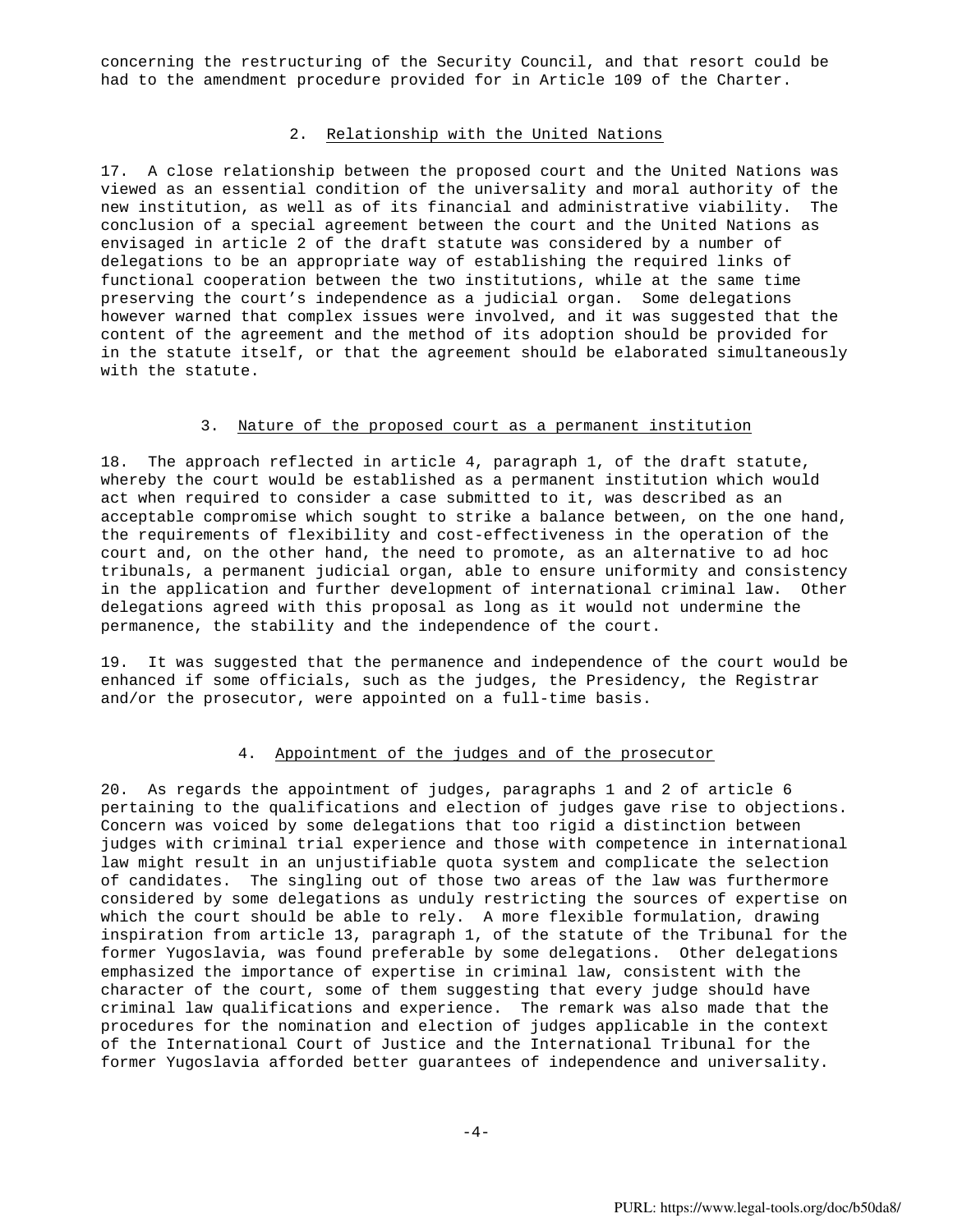concerning the restructuring of the Security Council, and that resort could be had to the amendment procedure provided for in Article 109 of the Charter.

### 2. Relationship with the United Nations

17. A close relationship between the proposed court and the United Nations was viewed as an essential condition of the universality and moral authority of the new institution, as well as of its financial and administrative viability. The conclusion of a special agreement between the court and the United Nations as envisaged in article 2 of the draft statute was considered by a number of delegations to be an appropriate way of establishing the required links of functional cooperation between the two institutions, while at the same time preserving the court's independence as a judicial organ. Some delegations however warned that complex issues were involved, and it was suggested that the content of the agreement and the method of its adoption should be provided for in the statute itself, or that the agreement should be elaborated simultaneously with the statute.

### 3. Nature of the proposed court as a permanent institution

18. The approach reflected in article 4, paragraph 1, of the draft statute, whereby the court would be established as a permanent institution which would act when required to consider a case submitted to it, was described as an acceptable compromise which sought to strike a balance between, on the one hand, the requirements of flexibility and cost-effectiveness in the operation of the court and, on the other hand, the need to promote, as an alternative to ad hoc tribunals, a permanent judicial organ, able to ensure uniformity and consistency in the application and further development of international criminal law. Other delegations agreed with this proposal as long as it would not undermine the permanence, the stability and the independence of the court.

19. It was suggested that the permanence and independence of the court would be enhanced if some officials, such as the judges, the Presidency, the Registrar and/or the prosecutor, were appointed on a full-time basis.

### 4. Appointment of the judges and of the prosecutor

20. As regards the appointment of judges, paragraphs 1 and 2 of article 6 pertaining to the qualifications and election of judges gave rise to objections. Concern was voiced by some delegations that too rigid a distinction between judges with criminal trial experience and those with competence in international law might result in an unjustifiable quota system and complicate the selection of candidates. The singling out of those two areas of the law was furthermore considered by some delegations as unduly restricting the sources of expertise on which the court should be able to rely. A more flexible formulation, drawing inspiration from article 13, paragraph 1, of the statute of the Tribunal for the former Yugoslavia, was found preferable by some delegations. Other delegations emphasized the importance of expertise in criminal law, consistent with the character of the court, some of them suggesting that every judge should have criminal law qualifications and experience. The remark was also made that the procedures for the nomination and election of judges applicable in the context of the International Court of Justice and the International Tribunal for the former Yugoslavia afforded better guarantees of independence and universality.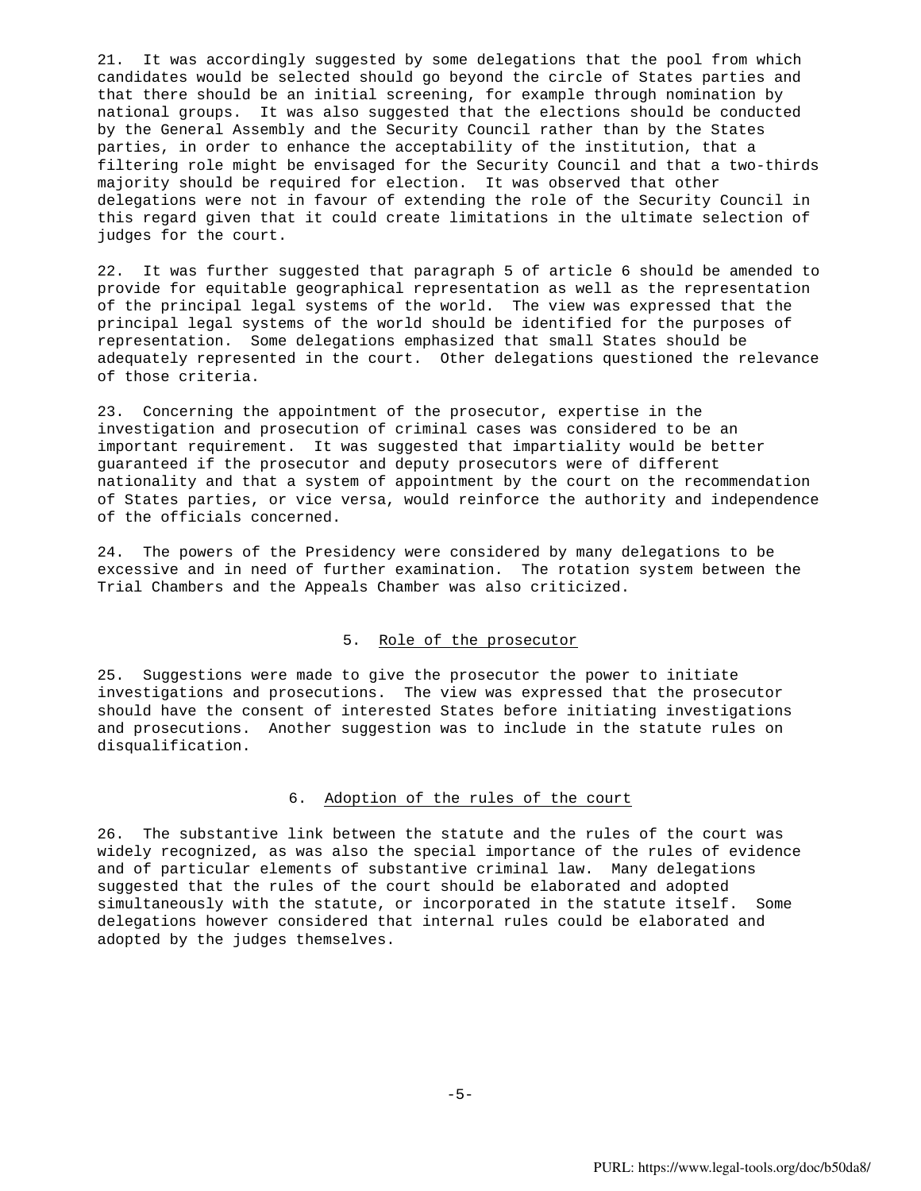21. It was accordingly suggested by some delegations that the pool from which candidates would be selected should go beyond the circle of States parties and that there should be an initial screening, for example through nomination by national groups. It was also suggested that the elections should be conducted by the General Assembly and the Security Council rather than by the States parties, in order to enhance the acceptability of the institution, that a filtering role might be envisaged for the Security Council and that a two-thirds majority should be required for election. It was observed that other delegations were not in favour of extending the role of the Security Council in this regard given that it could create limitations in the ultimate selection of judges for the court.

22. It was further suggested that paragraph 5 of article 6 should be amended to provide for equitable geographical representation as well as the representation of the principal legal systems of the world. The view was expressed that the principal legal systems of the world should be identified for the purposes of representation. Some delegations emphasized that small States should be adequately represented in the court. Other delegations questioned the relevance of those criteria.

23. Concerning the appointment of the prosecutor, expertise in the investigation and prosecution of criminal cases was considered to be an important requirement. It was suggested that impartiality would be better guaranteed if the prosecutor and deputy prosecutors were of different nationality and that a system of appointment by the court on the recommendation of States parties, or vice versa, would reinforce the authority and independence of the officials concerned.

24. The powers of the Presidency were considered by many delegations to be excessive and in need of further examination. The rotation system between the Trial Chambers and the Appeals Chamber was also criticized.

### 5. Role of the prosecutor

25. Suggestions were made to give the prosecutor the power to initiate investigations and prosecutions. The view was expressed that the prosecutor should have the consent of interested States before initiating investigations and prosecutions. Another suggestion was to include in the statute rules on disqualification.

### 6. Adoption of the rules of the court

26. The substantive link between the statute and the rules of the court was widely recognized, as was also the special importance of the rules of evidence and of particular elements of substantive criminal law. Many delegations suggested that the rules of the court should be elaborated and adopted simultaneously with the statute, or incorporated in the statute itself. Some delegations however considered that internal rules could be elaborated and adopted by the judges themselves.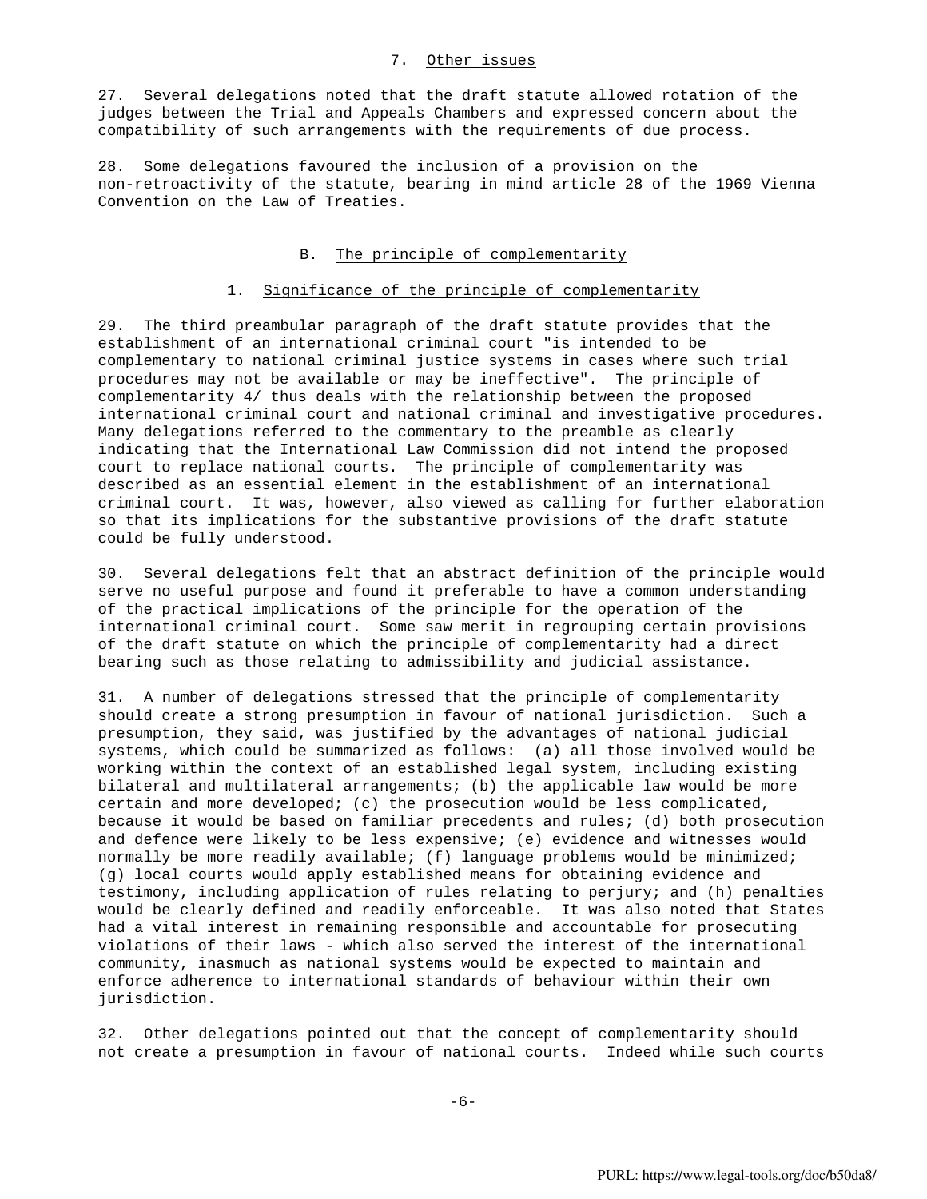### 7. Other issues

27. Several delegations noted that the draft statute allowed rotation of the judges between the Trial and Appeals Chambers and expressed concern about the compatibility of such arrangements with the requirements of due process.

28. Some delegations favoured the inclusion of a provision on the non-retroactivity of the statute, bearing in mind article 28 of the 1969 Vienna Convention on the Law of Treaties.

## B. The principle of complementarity

### 1. Significance of the principle of complementarity

29. The third preambular paragraph of the draft statute provides that the establishment of an international criminal court "is intended to be complementary to national criminal justice systems in cases where such trial procedures may not be available or may be ineffective". The principle of complementarity 4/ thus deals with the relationship between the proposed international criminal court and national criminal and investigative procedures. Many delegations referred to the commentary to the preamble as clearly indicating that the International Law Commission did not intend the proposed court to replace national courts. The principle of complementarity was described as an essential element in the establishment of an international criminal court. It was, however, also viewed as calling for further elaboration so that its implications for the substantive provisions of the draft statute could be fully understood.

30. Several delegations felt that an abstract definition of the principle would serve no useful purpose and found it preferable to have a common understanding of the practical implications of the principle for the operation of the international criminal court. Some saw merit in regrouping certain provisions of the draft statute on which the principle of complementarity had a direct bearing such as those relating to admissibility and judicial assistance.

31. A number of delegations stressed that the principle of complementarity should create a strong presumption in favour of national jurisdiction. Such a presumption, they said, was justified by the advantages of national judicial systems, which could be summarized as follows: (a) all those involved would be working within the context of an established legal system, including existing bilateral and multilateral arrangements; (b) the applicable law would be more certain and more developed; (c) the prosecution would be less complicated, because it would be based on familiar precedents and rules; (d) both prosecution and defence were likely to be less expensive; (e) evidence and witnesses would normally be more readily available; (f) language problems would be minimized; (g) local courts would apply established means for obtaining evidence and testimony, including application of rules relating to perjury; and (h) penalties would be clearly defined and readily enforceable. It was also noted that States had a vital interest in remaining responsible and accountable for prosecuting violations of their laws - which also served the interest of the international community, inasmuch as national systems would be expected to maintain and enforce adherence to international standards of behaviour within their own jurisdiction.

32. Other delegations pointed out that the concept of complementarity should not create a presumption in favour of national courts. Indeed while such courts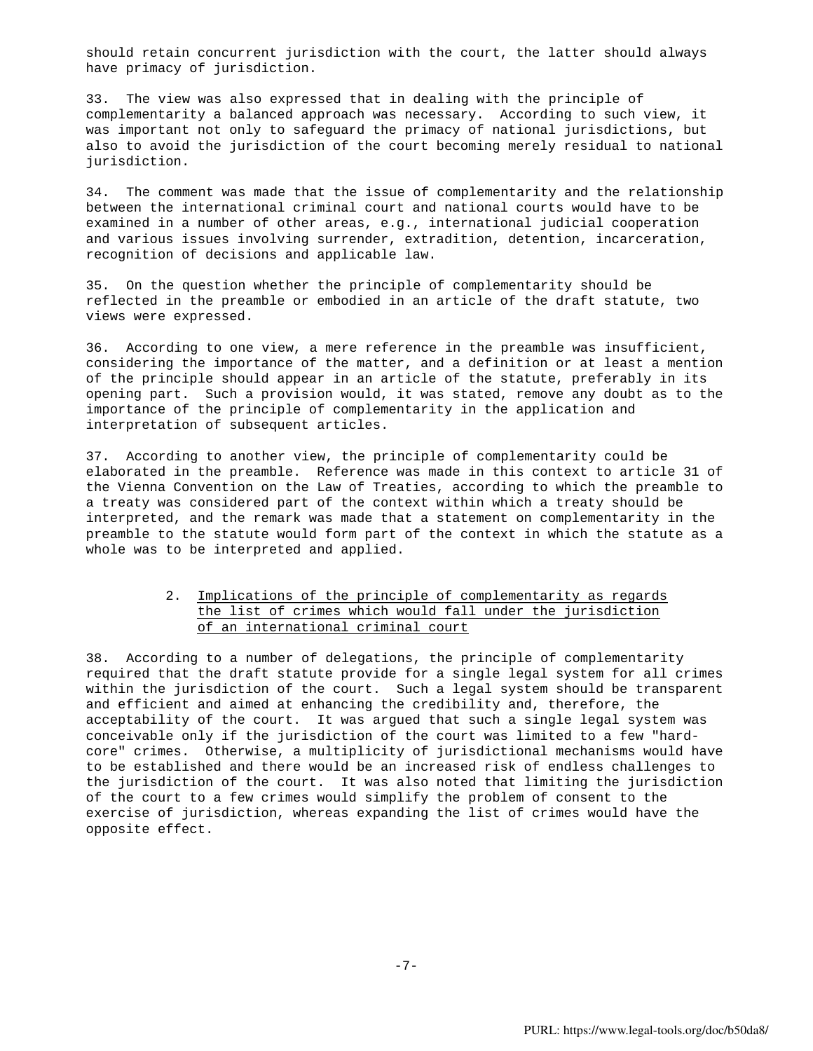should retain concurrent jurisdiction with the court, the latter should always have primacy of jurisdiction.

33. The view was also expressed that in dealing with the principle of complementarity a balanced approach was necessary. According to such view, it was important not only to safeguard the primacy of national jurisdictions, but also to avoid the jurisdiction of the court becoming merely residual to national jurisdiction.

34. The comment was made that the issue of complementarity and the relationship between the international criminal court and national courts would have to be examined in a number of other areas, e.g., international judicial cooperation and various issues involving surrender, extradition, detention, incarceration, recognition of decisions and applicable law.

35. On the question whether the principle of complementarity should be reflected in the preamble or embodied in an article of the draft statute, two views were expressed.

36. According to one view, a mere reference in the preamble was insufficient, considering the importance of the matter, and a definition or at least a mention of the principle should appear in an article of the statute, preferably in its opening part. Such a provision would, it was stated, remove any doubt as to the importance of the principle of complementarity in the application and interpretation of subsequent articles.

37. According to another view, the principle of complementarity could be elaborated in the preamble. Reference was made in this context to article 31 of the Vienna Convention on the Law of Treaties, according to which the preamble to a treaty was considered part of the context within which a treaty should be interpreted, and the remark was made that a statement on complementarity in the preamble to the statute would form part of the context in which the statute as a whole was to be interpreted and applied.

### 2. Implications of the principle of complementarity as regards the list of crimes which would fall under the jurisdiction of an international criminal court

38. According to a number of delegations, the principle of complementarity required that the draft statute provide for a single legal system for all crimes within the jurisdiction of the court. Such a legal system should be transparent and efficient and aimed at enhancing the credibility and, therefore, the acceptability of the court. It was argued that such a single legal system was conceivable only if the jurisdiction of the court was limited to a few "hard-core" crimes. Otherwise, a multiplicity of jurisdictional mechanisms would have to be established and there would be an increased risk of endless challenges to the jurisdiction of the court. It was also noted that limiting the jurisdiction of the court to a few crimes would simplify the problem of consent to the exercise of jurisdiction, whereas expanding the list of crimes would have the opposite effect.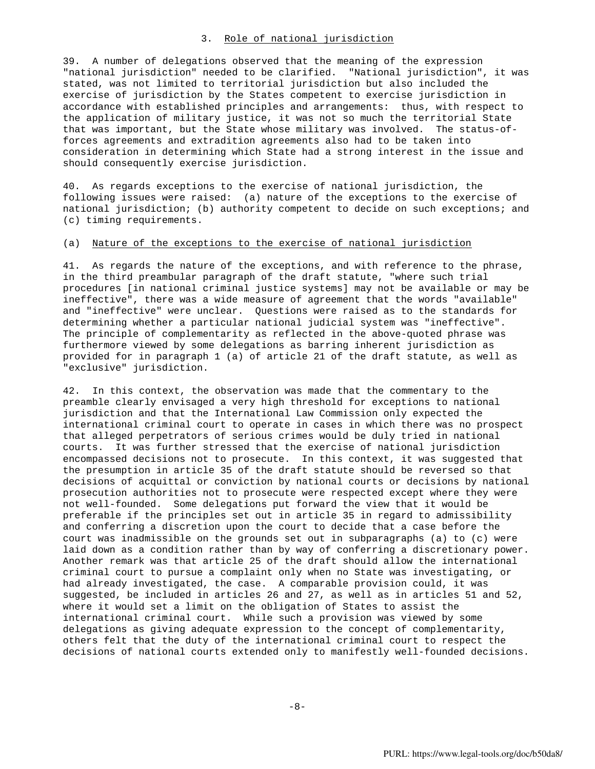### 3. Role of national jurisdiction

39. A number of delegations observed that the meaning of the expression "national jurisdiction" needed to be clarified. "National jurisdiction", it was stated, was not limited to territorial jurisdiction but also included the exercise of jurisdiction by the States competent to exercise jurisdiction in accordance with established principles and arrangements: thus, with respect to the application of military justice, it was not so much the territorial State that was important, but the State whose military was involved. The status-of-forces agreements and extradition agreements also had to be taken into consideration in determining which State had a strong interest in the issue and should consequently exercise jurisdiction.

40. As regards exceptions to the exercise of national jurisdiction, the following issues were raised: (a) nature of the exceptions to the exercise of national jurisdiction; (b) authority competent to decide on such exceptions; and (c) timing requirements.

#### (a) Nature of the exceptions to the exercise of national jurisdiction

41. As regards the nature of the exceptions, and with reference to the phrase, in the third preambular paragraph of the draft statute, "where such trial procedures [in national criminal justice systems] may not be available or may be ineffective", there was a wide measure of agreement that the words "available" and "ineffective" were unclear. Questions were raised as to the standards for determining whether a particular national judicial system was "ineffective". The principle of complementarity as reflected in the above-quoted phrase was furthermore viewed by some delegations as barring inherent jurisdiction as provided for in paragraph 1 (a) of article 21 of the draft statute, as well as "exclusive" jurisdiction.

42. In this context, the observation was made that the commentary to the preamble clearly envisaged a very high threshold for exceptions to national jurisdiction and that the International Law Commission only expected the international criminal court to operate in cases in which there was no prospect that alleged perpetrators of serious crimes would be duly tried in national courts. It was further stressed that the exercise of national jurisdiction encompassed decisions not to prosecute. In this context, it was suggested that the presumption in article 35 of the draft statute should be reversed so that decisions of acquittal or conviction by national courts or decisions by national prosecution authorities not to prosecute were respected except where they were not well-founded. Some delegations put forward the view that it would be preferable if the principles set out in article 35 in regard to admissibility and conferring a discretion upon the court to decide that a case before the court was inadmissible on the grounds set out in subparagraphs (a) to (c) were laid down as a condition rather than by way of conferring a discretionary power. Another remark was that article 25 of the draft should allow the international criminal court to pursue a complaint only when no State was investigating, or had already investigated, the case. A comparable provision could, it was suggested, be included in articles 26 and 27, as well as in articles 51 and 52, where it would set a limit on the obligation of States to assist the international criminal court. While such a provision was viewed by some delegations as giving adequate expression to the concept of complementarity, others felt that the duty of the international criminal court to respect the decisions of national courts extended only to manifestly well-founded decisions.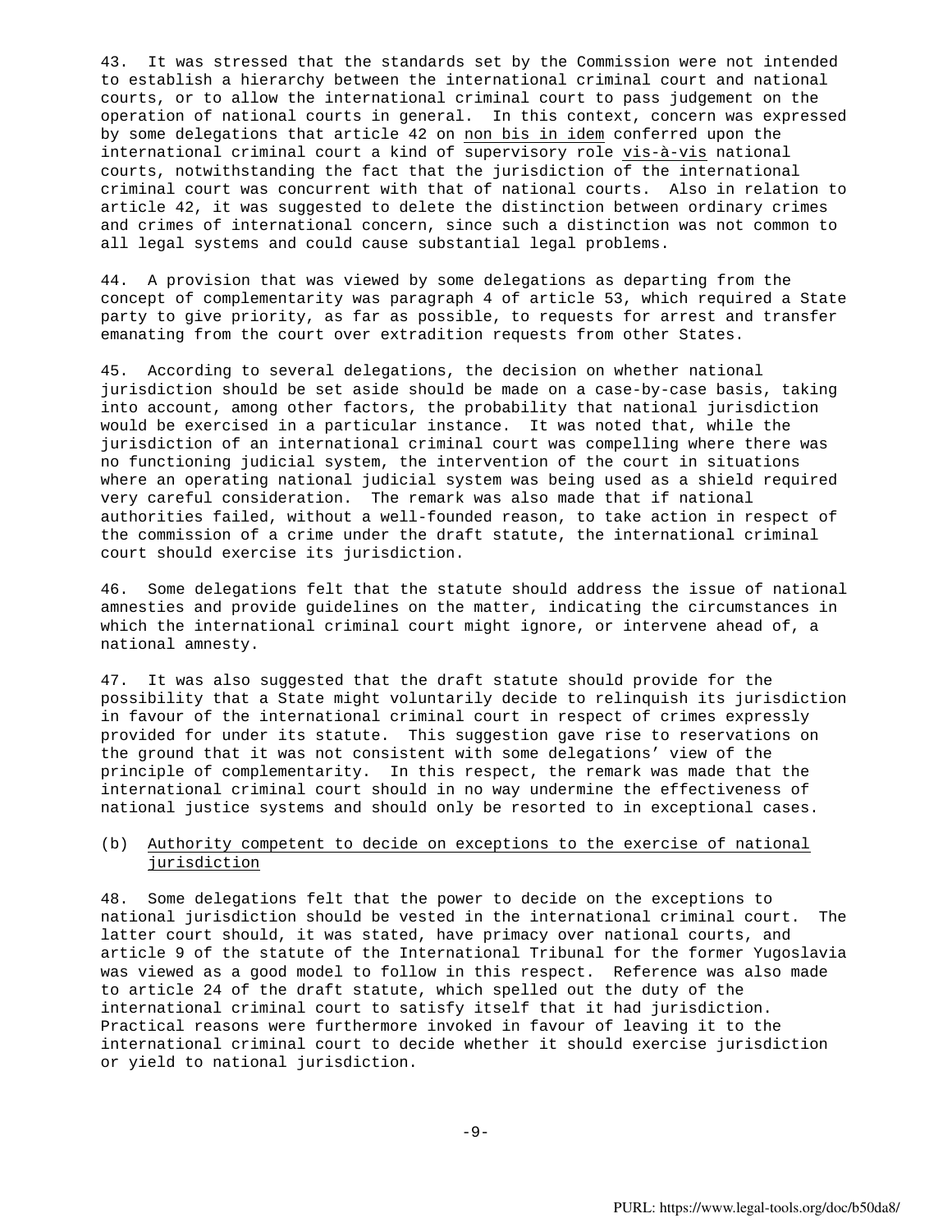43. It was stressed that the standards set by the Commission were not intended to establish a hierarchy between the international criminal court and national courts, or to allow the international criminal court to pass judgement on the operation of national courts in general. In this context, concern was expressed by some delegations that article 42 on *non bis in idem* conferred upon the international criminal court a kind of supervisory role *vis-à-vis* national courts, notwithstanding the fact that the jurisdiction of the international criminal court was concurrent with that of national courts. Also in relation to article 42, it was suggested to delete the distinction between ordinary crimes and crimes of international concern, since such a distinction was not common to all legal systems and could cause substantial legal problems.

44. A provision that was viewed by some delegations as departing from the concept of complementarity was paragraph 4 of article 53, which required a State party to give priority, as far as possible, to requests for arrest and transfer emanating from the court over extradition requests from other States.

45. According to several delegations, the decision on whether national jurisdiction should be set aside should be made on a case-by-case basis, taking into account, among other factors, the probability that national jurisdiction would be exercised in a particular instance. It was noted that, while the jurisdiction of an international criminal court was compelling where there was no functioning judicial system, the intervention of the court in situations where an operating national judicial system was being used as a shield required very careful consideration. The remark was also made that if national authorities failed, without a well-founded reason, to take action in respect of the commission of a crime under the draft statute, the international criminal court should exercise its jurisdiction.

46. Some delegations felt that the statute should address the issue of national amnesties and provide guidelines on the matter, indicating the circumstances in which the international criminal court might ignore, or intervene ahead of, a national amnesty.

47. It was also suggested that the draft statute should provide for the possibility that a State might voluntarily decide to relinquish its jurisdiction in favour of the international criminal court in respect of crimes expressly provided for under its statute. This suggestion gave rise to reservations on the ground that it was not consistent with some delegations' view of the principle of complementarity. In this respect, the remark was made that the international criminal court should in no way undermine the effectiveness of national justice systems and should only be resorted to in exceptional cases.

(b) Authority competent to decide on exceptions to the exercise of national jurisdiction

48. Some delegations felt that the power to decide on the exceptions to national jurisdiction should be vested in the international criminal court. The latter court should, it was stated, have primacy over national courts, and article 9 of the statute of the International Tribunal for the former Yugoslavia was viewed as a good model to follow in this respect. Reference was also made to article 24 of the draft statute, which spelled out the duty of the international criminal court to satisfy itself that it had jurisdiction. Practical reasons were furthermore invoked in favour of leaving it to the international criminal court to decide whether it should exercise jurisdiction or yield to national jurisdiction.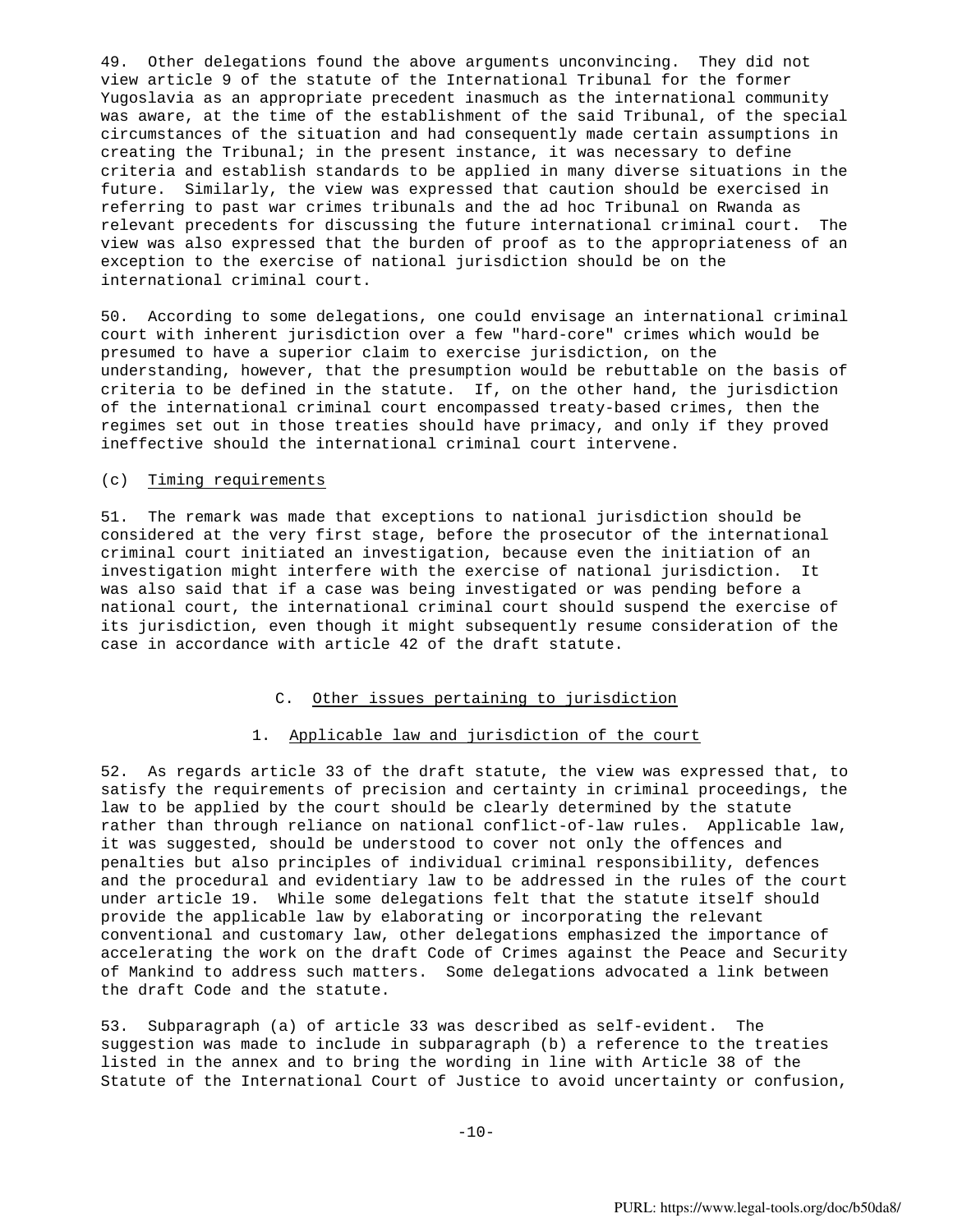49. Other delegations found the above arguments unconvincing. They did not view article 9 of the statute of the International Tribunal for the former Yugoslavia as an appropriate precedent inasmuch as the international community was aware, at the time of the establishment of the said Tribunal, of the special circumstances of the situation and had consequently made certain assumptions in creating the Tribunal; in the present instance, it was necessary to define criteria and establish standards to be applied in many diverse situations in the future. Similarly, the view was expressed that caution should be exercised in referring to past war crimes tribunals and the ad hoc Tribunal on Rwanda as relevant precedents for discussing the future international criminal court. The view was also expressed that the burden of proof as to the appropriateness of an exception to the exercise of national jurisdiction should be on the international criminal court.

50. According to some delegations, one could envisage an international criminal court with inherent jurisdiction over a few "hard-core" crimes which would be presumed to have a superior claim to exercise jurisdiction, on the understanding, however, that the presumption would be rebuttable on the basis of criteria to be defined in the statute. If, on the other hand, the jurisdiction of the international criminal court encompassed treaty-based crimes, then the regimes set out in those treaties should have primacy, and only if they proved ineffective should the international criminal court intervene.

(c) Timing requirements

51. The remark was made that exceptions to national jurisdiction should be considered at the very first stage, before the prosecutor of the international criminal court initiated an investigation, because even the initiation of an investigation might interfere with the exercise of national jurisdiction. It was also said that if a case was being investigated or was pending before a national court, the international criminal court should suspend the exercise of its jurisdiction, even though it might subsequently resume consideration of the case in accordance with article 42 of the draft statute.

## C. Other issues pertaining to jurisdiction

### 1. Applicable law and jurisdiction of the court

52. As regards article 33 of the draft statute, the view was expressed that, to satisfy the requirements of precision and certainty in criminal proceedings, the law to be applied by the court should be clearly determined by the statute rather than through reliance on national conflict-of-law rules. Applicable law, it was suggested, should be understood to cover not only the offences and penalties but also principles of individual criminal responsibility, defences and the procedural and evidentiary law to be addressed in the rules of the court under article 19. While some delegations felt that the statute itself should provide the applicable law by elaborating or incorporating the relevant conventional and customary law, other delegations emphasized the importance of accelerating the work on the draft Code of Crimes against the Peace and Security of Mankind to address such matters. Some delegations advocated a link between the draft Code and the statute.

53. Subparagraph (a) of article 33 was described as self-evident. The suggestion was made to include in subparagraph (b) a reference to the treaties listed in the annex and to bring the wording in line with Article 38 of the Statute of the International Court of Justice to avoid uncertainty or confusion,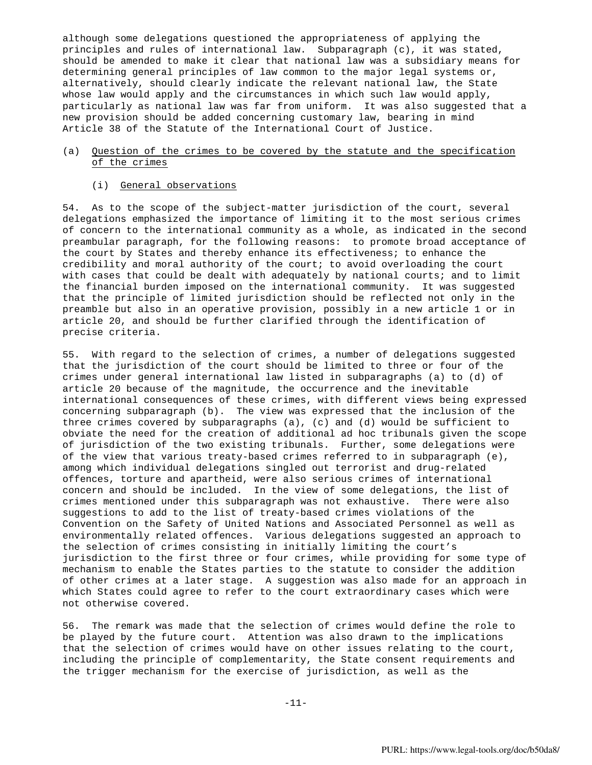although some delegations questioned the appropriateness of applying the principles and rules of international law. Subparagraph (c), it was stated, should be amended to make it clear that national law was a subsidiary means for determining general principles of law common to the major legal systems or, alternatively, should clearly indicate the relevant national law, the State whose law would apply and the circumstances in which such law would apply, particularly as national law was far from uniform. It was also suggested that a new provision should be added concerning customary law, bearing in mind Article 38 of the Statute of the International Court of Justice.

## (a) Question of the crimes to be covered by the statute and the specification of the crimes

### (i) General observations

54. As to the scope of the subject-matter jurisdiction of the court, several delegations emphasized the importance of limiting it to the most serious crimes of concern to the international community as a whole, as indicated in the second preambular paragraph, for the following reasons: to promote broad acceptance of the court by States and thereby enhance its effectiveness; to enhance the credibility and moral authority of the court; to avoid overloading the court with cases that could be dealt with adequately by national courts; and to limit the financial burden imposed on the international community. It was suggested that the principle of limited jurisdiction should be reflected not only in the preamble but also in an operative provision, possibly in a new article 1 or in article 20, and should be further clarified through the identification of precise criteria.

55. With regard to the selection of crimes, a number of delegations suggested that the jurisdiction of the court should be limited to three or four of the crimes under general international law listed in subparagraphs (a) to (d) of article 20 because of the magnitude, the occurrence and the inevitable international consequences of these crimes, with different views being expressed concerning subparagraph (b). The view was expressed that the inclusion of the three crimes covered by subparagraphs (a), (c) and (d) would be sufficient to obviate the need for the creation of additional ad hoc tribunals given the scope of jurisdiction of the two existing tribunals. Further, some delegations were of the view that various treaty-based crimes referred to in subparagraph (e), among which individual delegations singled out terrorist and drug-related offences, torture and apartheid, were also serious crimes of international concern and should be included. In the view of some delegations, the list of crimes mentioned under this subparagraph was not exhaustive. There were also suggestions to add to the list of treaty-based crimes violations of the Convention on the Safety of United Nations and Associated Personnel as well as environmentally related offences. Various delegations suggested an approach to the selection of crimes consisting in initially limiting the court's jurisdiction to the first three or four crimes, while providing for some type of mechanism to enable the States parties to the statute to consider the addition of other crimes at a later stage. A suggestion was also made for an approach in which States could agree to refer to the court extraordinary cases which were not otherwise covered.

56. The remark was made that the selection of crimes would define the role to be played by the future court. Attention was also drawn to the implications that the selection of crimes would have on other issues relating to the court, including the principle of complementarity, the State consent requirements and the trigger mechanism for the exercise of jurisdiction, as well as the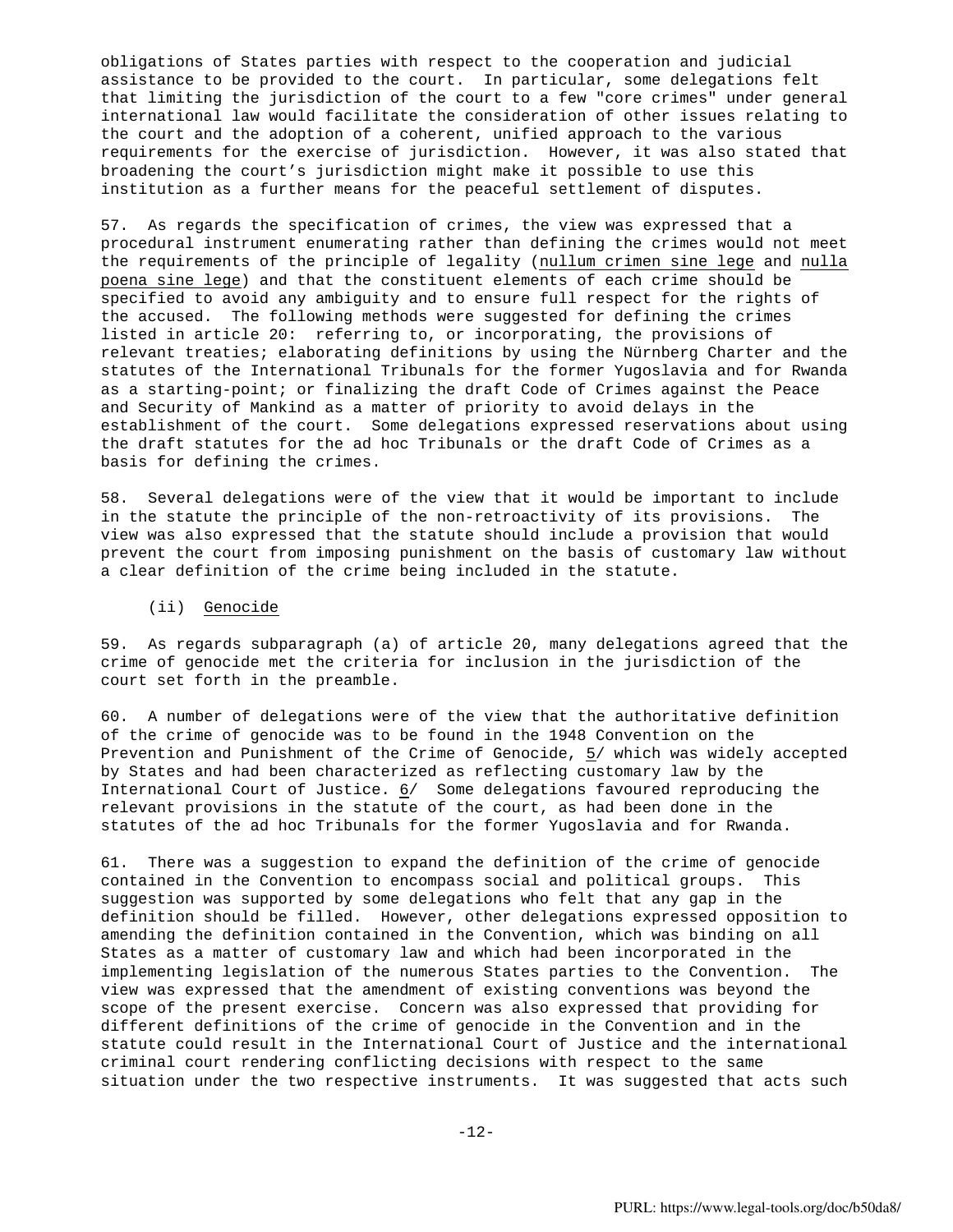obligations of States parties with respect to the cooperation and judicial assistance to be provided to the court. In particular, some delegations felt that limiting the jurisdiction of the court to a few "core crimes" under general international law would facilitate the consideration of other issues relating to the court and the adoption of a coherent, unified approach to the various requirements for the exercise of jurisdiction. However, it was also stated that broadening the court's jurisdiction might make it possible to use this institution as a further means for the peaceful settlement of disputes.

57. As regards the specification of crimes, the view was expressed that a procedural instrument enumerating rather than defining the crimes would not meet the requirements of the principle of legality (nullum crimen sine lege and nulla poena sine lege) and that the constituent elements of each crime should be specified to avoid any ambiguity and to ensure full respect for the rights of the accused. The following methods were suggested for defining the crimes listed in article 20: referring to, or incorporating, the provisions of relevant treaties; elaborating definitions by using the Nürnberg Charter and the statutes of the International Tribunals for the former Yugoslavia and for Rwanda as a starting-point; or finalizing the draft Code of Crimes against the Peace and Security of Mankind as a matter of priority to avoid delays in the establishment of the court. Some delegations expressed reservations about using the draft statutes for the ad hoc Tribunals or the draft Code of Crimes as a basis for defining the crimes.

58. Several delegations were of the view that it would be important to include in the statute the principle of the non-retroactivity of its provisions. The view was also expressed that the statute should include a provision that would prevent the court from imposing punishment on the basis of customary law without a clear definition of the crime being included in the statute.

(ii) Genocide

59. As regards subparagraph (a) of article 20, many delegations agreed that the crime of genocide met the criteria for inclusion in the jurisdiction of the court set forth in the preamble.

60. A number of delegations were of the view that the authoritative definition of the crime of genocide was to be found in the 1948 Convention on the Prevention and Punishment of the Crime of Genocide, 5/ which was widely accepted by States and had been characterized as reflecting customary law by the International Court of Justice. 6/ Some delegations favoured reproducing the relevant provisions in the statute of the court, as had been done in the statutes of the ad hoc Tribunals for the former Yugoslavia and for Rwanda.

61. There was a suggestion to expand the definition of the crime of genocide contained in the Convention to encompass social and political groups. This suggestion was supported by some delegations who felt that any gap in the definition should be filled. However, other delegations expressed opposition to amending the definition contained in the Convention, which was binding on all States as a matter of customary law and which had been incorporated in the implementing legislation of the numerous States parties to the Convention. The view was expressed that the amendment of existing conventions was beyond the scope of the present exercise. Concern was also expressed that providing for different definitions of the crime of genocide in the Convention and in the statute could result in the International Court of Justice and the international criminal court rendering conflicting decisions with respect to the same situation under the two respective instruments. It was suggested that acts such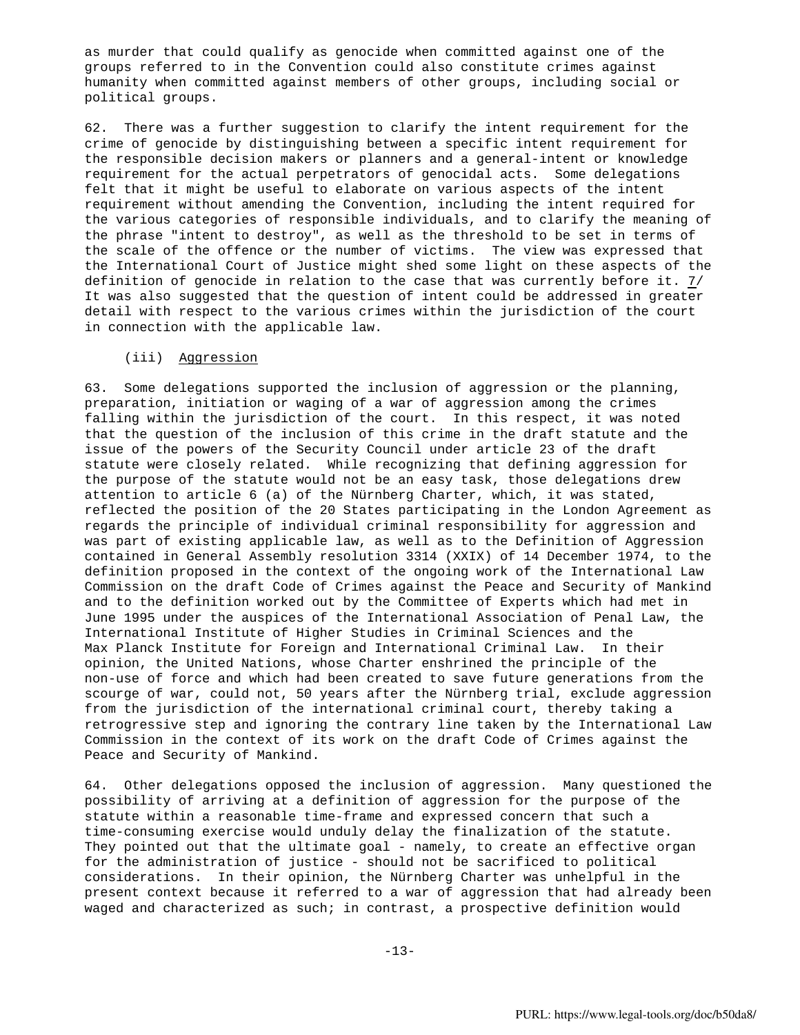as murder that could qualify as genocide when committed against one of the groups referred to in the Convention could also constitute crimes against humanity when committed against members of other groups, including social or political groups.

62. There was a further suggestion to clarify the intent requirement for the crime of genocide by distinguishing between a specific intent requirement for the responsible decision makers or planners and a general-intent or knowledge requirement for the actual perpetrators of genocidal acts. Some delegations felt that it might be useful to elaborate on various aspects of the intent requirement without amending the Convention, including the intent required for the various categories of responsible individuals, and to clarify the meaning of the phrase "intent to destroy", as well as the threshold to be set in terms of the scale of the offence or the number of victims. The view was expressed that the International Court of Justice might shed some light on these aspects of the definition of genocide in relation to the case that was currently before it. 7/ It was also suggested that the question of intent could be addressed in greater detail with respect to the various crimes within the jurisdiction of the court in connection with the applicable law.

(iii) Aggression

63. Some delegations supported the inclusion of aggression or the planning, preparation, initiation or waging of a war of aggression among the crimes falling within the jurisdiction of the court. In this respect, it was noted that the question of the inclusion of this crime in the draft statute and the issue of the powers of the Security Council under article 23 of the draft statute were closely related. While recognizing that defining aggression for the purpose of the statute would not be an easy task, those delegations drew attention to article 6 (a) of the Nürnberg Charter, which, it was stated, reflected the position of the 20 States participating in the London Agreement as regards the principle of individual criminal responsibility for aggression and was part of existing applicable law, as well as to the Definition of Aggression contained in General Assembly resolution 3314 (XXIX) of 14 December 1974, to the definition proposed in the context of the ongoing work of the International Law Commission on the draft Code of Crimes against the Peace and Security of Mankind and to the definition worked out by the Committee of Experts which had met in June 1995 under the auspices of the International Association of Penal Law, the International Institute of Higher Studies in Criminal Sciences and the Max Planck Institute for Foreign and International Criminal Law. In their opinion, the United Nations, whose Charter enshrined the principle of the non-use of force and which had been created to save future generations from the scourge of war, could not, 50 years after the Nürnberg trial, exclude aggression from the jurisdiction of the international criminal court, thereby taking a retrogressive step and ignoring the contrary line taken by the International Law Commission in the context of its work on the draft Code of Crimes against the Peace and Security of Mankind.

64. Other delegations opposed the inclusion of aggression. Many questioned the possibility of arriving at a definition of aggression for the purpose of the statute within a reasonable time-frame and expressed concern that such a time-consuming exercise would unduly delay the finalization of the statute. They pointed out that the ultimate goal - namely, to create an effective organ for the administration of justice - should not be sacrificed to political considerations. In their opinion, the Nürnberg Charter was unhelpful in the present context because it referred to a war of aggression that had already been waged and characterized as such; in contrast, a prospective definition would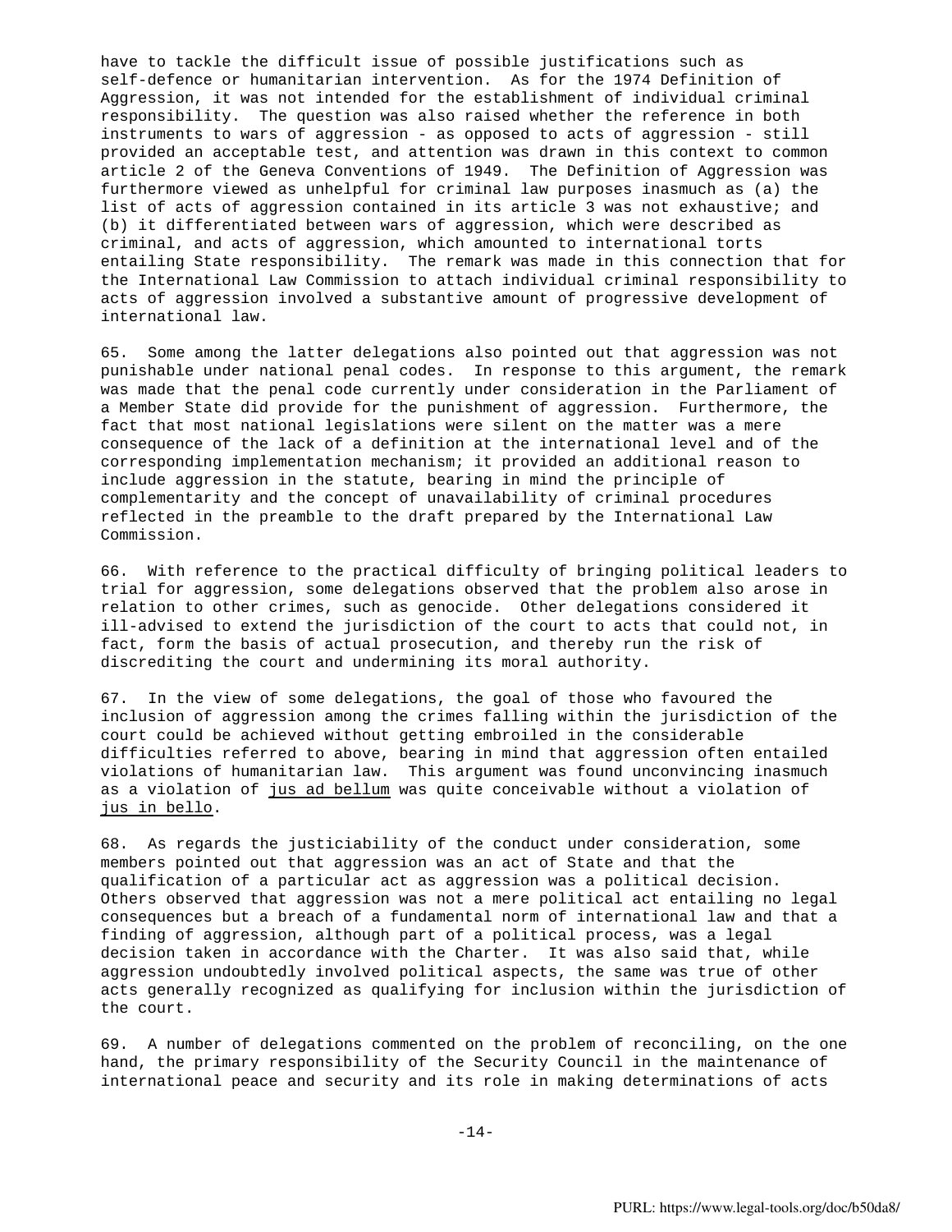have to tackle the difficult issue of possible justifications such as self-defence or humanitarian intervention. As for the 1974 Definition of Aggression, it was not intended for the establishment of individual criminal responsibility. The question was also raised whether the reference in both instruments to wars of aggression - as opposed to acts of aggression - still provided an acceptable test, and attention was drawn in this context to common article 2 of the Geneva Conventions of 1949. The Definition of Aggression was furthermore viewed as unhelpful for criminal law purposes inasmuch as (a) the list of acts of aggression contained in its article 3 was not exhaustive; and (b) it differentiated between wars of aggression, which were described as criminal, and acts of aggression, which amounted to international torts entailing State responsibility. The remark was made in this connection that for the International Law Commission to attach individual criminal responsibility to acts of aggression involved a substantive amount of progressive development of international law.

65. Some among the latter delegations also pointed out that aggression was not punishable under national penal codes. In response to this argument, the remark was made that the penal code currently under consideration in the Parliament of a Member State did provide for the punishment of aggression. Furthermore, the fact that most national legislations were silent on the matter was a mere consequence of the lack of a definition at the international level and of the corresponding implementation mechanism; it provided an additional reason to include aggression in the statute, bearing in mind the principle of complementarity and the concept of unavailability of criminal procedures reflected in the preamble to the draft prepared by the International Law Commission.

66. With reference to the practical difficulty of bringing political leaders to trial for aggression, some delegations observed that the problem also arose in relation to other crimes, such as genocide. Other delegations considered it ill-advised to extend the jurisdiction of the court to acts that could not, in fact, form the basis of actual prosecution, and thereby run the risk of discrediting the court and undermining its moral authority.

67. In the view of some delegations, the goal of those who favoured the inclusion of aggression among the crimes falling within the jurisdiction of the court could be achieved without getting embroiled in the considerable difficulties referred to above, bearing in mind that aggression often entailed violations of humanitarian law. This argument was found unconvincing inasmuch as a violation of jus ad bellum was quite conceivable without a violation of jus in bello.

68. As regards the justiciability of the conduct under consideration, some members pointed out that aggression was an act of State and that the qualification of a particular act as aggression was a political decision. Others observed that aggression was not a mere political act entailing no legal consequences but a breach of a fundamental norm of international law and that a finding of aggression, although part of a political process, was a legal decision taken in accordance with the Charter. It was also said that, while aggression undoubtedly involved political aspects, the same was true of other acts generally recognized as qualifying for inclusion within the jurisdiction of the court.

69. A number of delegations commented on the problem of reconciling, on the one hand, the primary responsibility of the Security Council in the maintenance of international peace and security and its role in making determinations of acts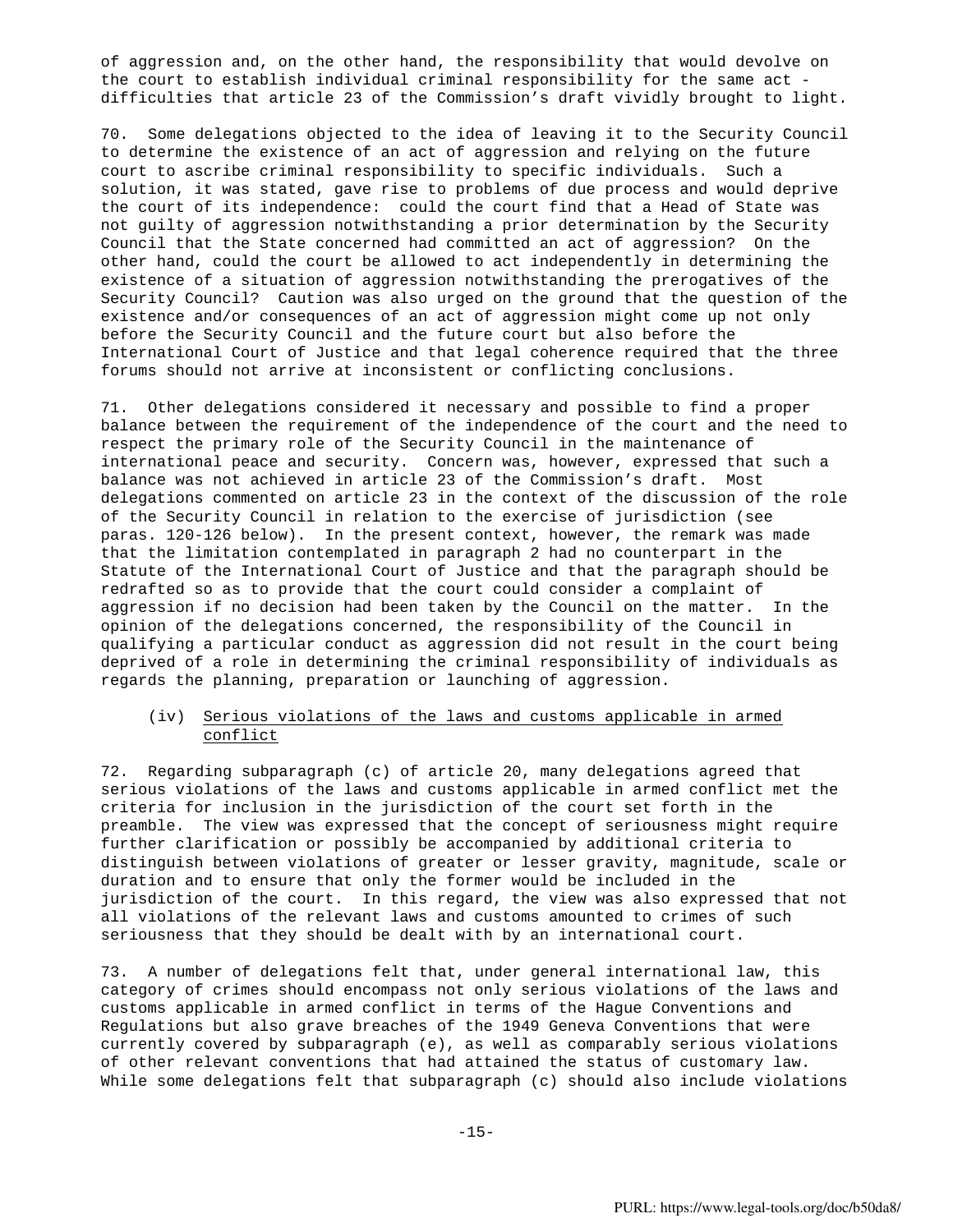of aggression and, on the other hand, the responsibility that would devolve on the court to establish individual criminal responsibility for the same act - difficulties that article 23 of the Commission's draft vividly brought to light.

70. Some delegations objected to the idea of leaving it to the Security Council to determine the existence of an act of aggression and relying on the future court to ascribe criminal responsibility to specific individuals. Such a solution, it was stated, gave rise to problems of due process and would deprive the court of its independence: could the court find that a Head of State was not guilty of aggression notwithstanding a prior determination by the Security Council that the State concerned had committed an act of aggression? On the other hand, could the court be allowed to act independently in determining the existence of a situation of aggression notwithstanding the prerogatives of the Security Council? Caution was also urged on the ground that the question of the existence and/or consequences of an act of aggression might come up not only before the Security Council and the future court but also before the International Court of Justice and that legal coherence required that the three forums should not arrive at inconsistent or conflicting conclusions.

71. Other delegations considered it necessary and possible to find a proper balance between the requirement of the independence of the court and the need to respect the primary role of the Security Council in the maintenance of international peace and security. Concern was, however, expressed that such a balance was not achieved in article 23 of the Commission's draft. Most delegations commented on article 23 in the context of the discussion of the role of the Security Council in relation to the exercise of jurisdiction (see paras. 120-126 below). In the present context, however, the remark was made that the limitation contemplated in paragraph 2 had no counterpart in the Statute of the International Court of Justice and that the paragraph should be redrafted so as to provide that the court could consider a complaint of aggression if no decision had been taken by the Council on the matter. In the opinion of the delegations concerned, the responsibility of the Council in qualifying a particular conduct as aggression did not result in the court being deprived of a role in determining the criminal responsibility of individuals as regards the planning, preparation or launching of aggression.

### (iv) Serious violations of the laws and customs applicable in armed conflict

72. Regarding subparagraph (c) of article 20, many delegations agreed that serious violations of the laws and customs applicable in armed conflict met the criteria for inclusion in the jurisdiction of the court set forth in the preamble. The view was expressed that the concept of seriousness might require further clarification or possibly be accompanied by additional criteria to distinguish between violations of greater or lesser gravity, magnitude, scale or duration and to ensure that only the former would be included in the jurisdiction of the court. In this regard, the view was also expressed that not all violations of the relevant laws and customs amounted to crimes of such seriousness that they should be dealt with by an international court.

73. A number of delegations felt that, under general international law, this category of crimes should encompass not only serious violations of the laws and customs applicable in armed conflict in terms of the Hague Conventions and Regulations but also grave breaches of the 1949 Geneva Conventions that were currently covered by subparagraph (e), as well as comparably serious violations of other relevant conventions that had attained the status of customary law. While some delegations felt that subparagraph (c) should also include violations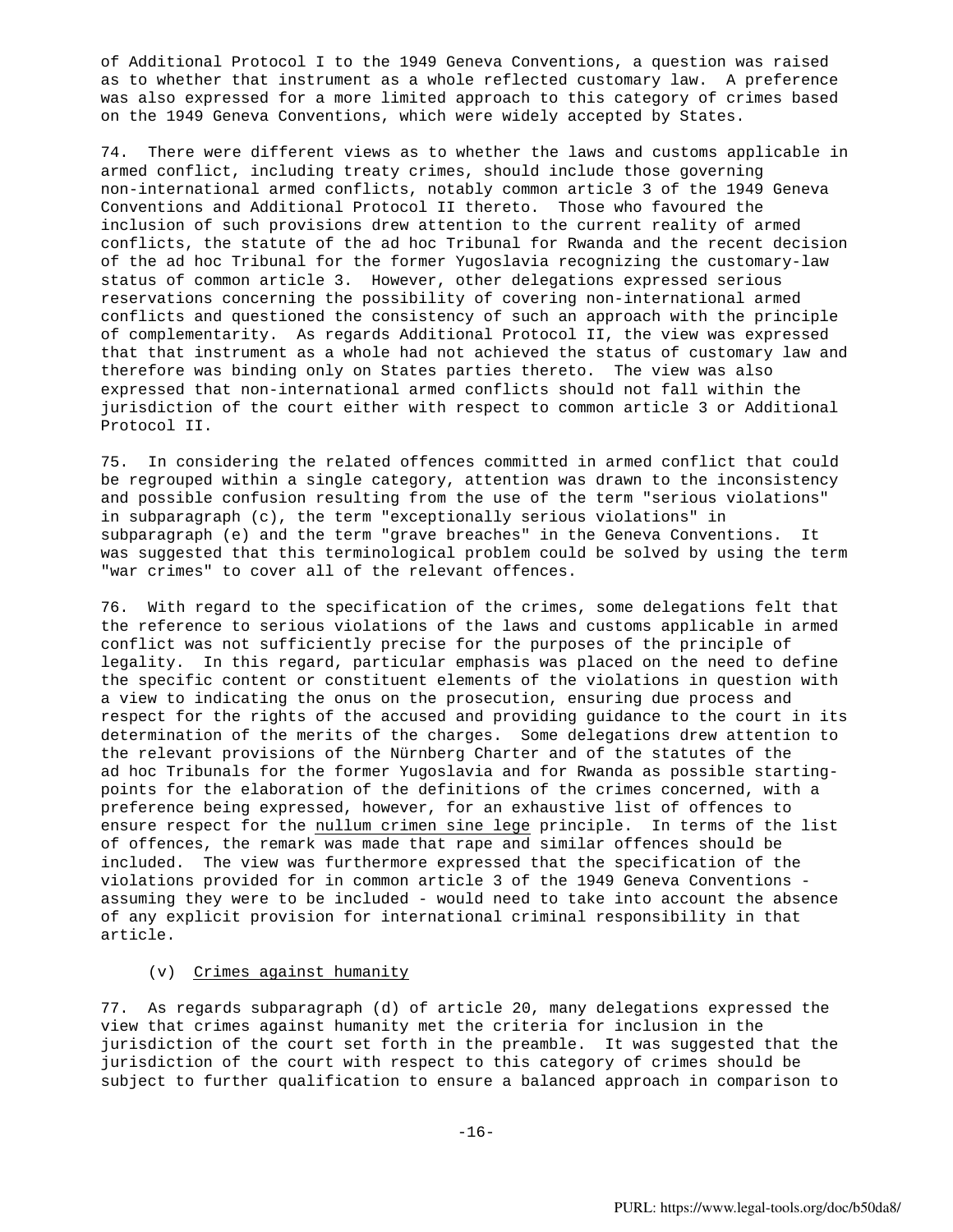of Additional Protocol I to the 1949 Geneva Conventions, a question was raised as to whether that instrument as a whole reflected customary law. A preference was also expressed for a more limited approach to this category of crimes based on the 1949 Geneva Conventions, which were widely accepted by States.

74. There were different views as to whether the laws and customs applicable in armed conflict, including treaty crimes, should include those governing non-international armed conflicts, notably common article 3 of the 1949 Geneva Conventions and Additional Protocol II thereto. Those who favoured the inclusion of such provisions drew attention to the current reality of armed conflicts, the statute of the ad hoc Tribunal for Rwanda and the recent decision of the ad hoc Tribunal for the former Yugoslavia recognizing the customary-law status of common article 3. However, other delegations expressed serious reservations concerning the possibility of covering non-international armed conflicts and questioned the consistency of such an approach with the principle of complementarity. As regards Additional Protocol II, the view was expressed that that instrument as a whole had not achieved the status of customary law and therefore was binding only on States parties thereto. The view was also expressed that non-international armed conflicts should not fall within the jurisdiction of the court either with respect to common article 3 or Additional Protocol II.

75. In considering the related offences committed in armed conflict that could be regrouped within a single category, attention was drawn to the inconsistency and possible confusion resulting from the use of the term "serious violations" in subparagraph (c), the term "exceptionally serious violations" in subparagraph (e) and the term "grave breaches" in the Geneva Conventions. It was suggested that this terminological problem could be solved by using the term "war crimes" to cover all of the relevant offences.

76. With regard to the specification of the crimes, some delegations felt that the reference to serious violations of the laws and customs applicable in armed conflict was not sufficiently precise for the purposes of the principle of legality. In this regard, particular emphasis was placed on the need to define the specific content or constituent elements of the violations in question with a view to indicating the onus on the prosecution, ensuring due process and respect for the rights of the accused and providing guidance to the court in its determination of the merits of the charges. Some delegations drew attention to the relevant provisions of the Nürnberg Charter and of the statutes of the ad hoc Tribunals for the former Yugoslavia and for Rwanda as possible starting-points for the elaboration of the definitions of the crimes concerned, with a preference being expressed, however, for an exhaustive list of offences to ensure respect for the nullum crimen sine lege principle. In terms of the list of offences, the remark was made that rape and similar offences should be included. The view was furthermore expressed that the specification of the violations provided for in common article 3 of the 1949 Geneva Conventions - assuming they were to be included - would need to take into account the absence of any explicit provision for international criminal responsibility in that article.

(v) Crimes against humanity

77. As regards subparagraph (d) of article 20, many delegations expressed the view that crimes against humanity met the criteria for inclusion in the jurisdiction of the court set forth in the preamble. It was suggested that the jurisdiction of the court with respect to this category of crimes should be subject to further qualification to ensure a balanced approach in comparison to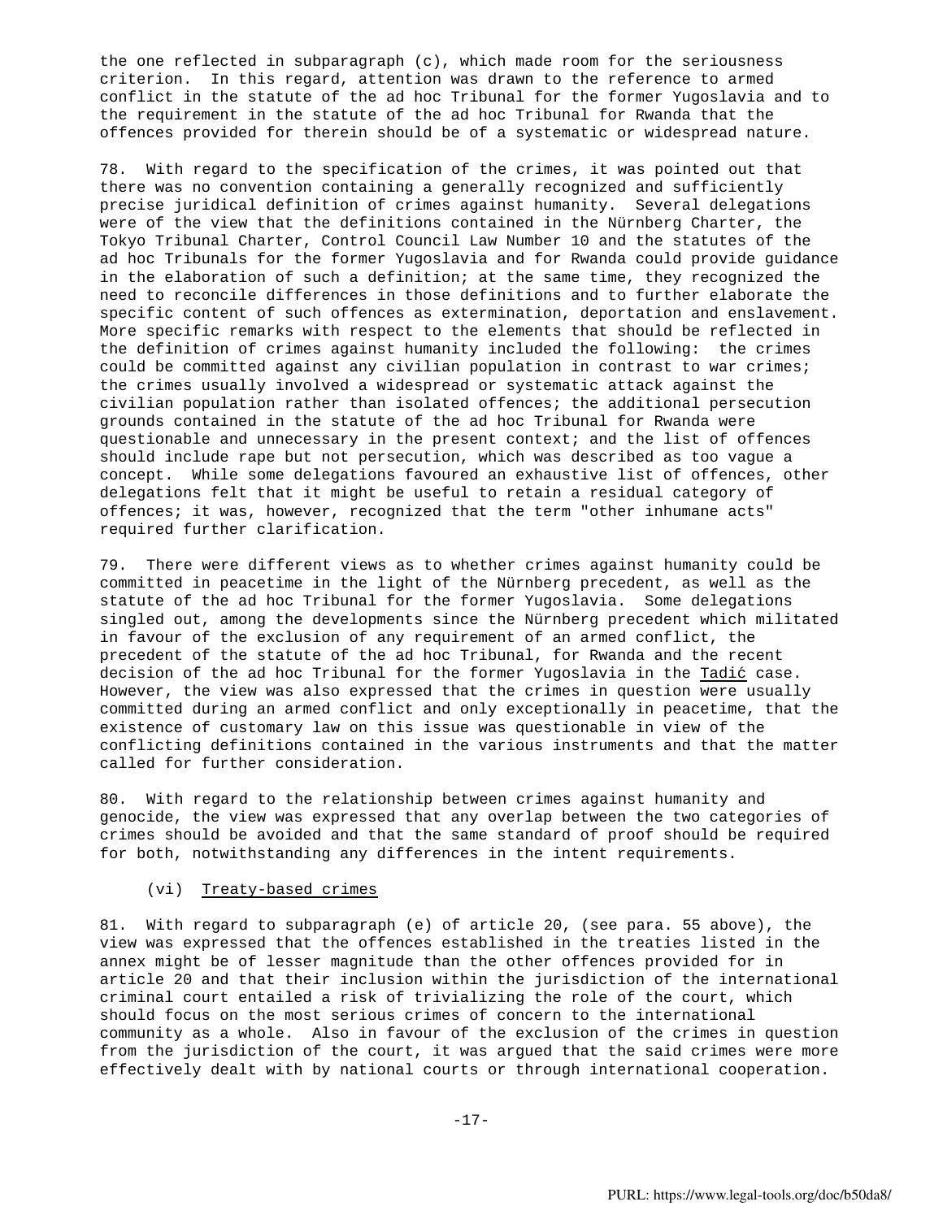the one reflected in subparagraph (c), which made room for the seriousness criterion. In this regard, attention was drawn to the reference to armed conflict in the statute of the ad hoc Tribunal for the former Yugoslavia and to the requirement in the statute of the ad hoc Tribunal for Rwanda that the offences provided for therein should be of a systematic or widespread nature.

78. With regard to the specification of the crimes, it was pointed out that there was no convention containing a generally recognized and sufficiently precise juridical definition of crimes against humanity. Several delegations were of the view that the definitions contained in the Nürnberg Charter, the Tokyo Tribunal Charter, Control Council Law Number 10 and the statutes of the ad hoc Tribunals for the former Yugoslavia and for Rwanda could provide guidance in the elaboration of such a definition; at the same time, they recognized the need to reconcile differences in those definitions and to further elaborate the specific content of such offences as extermination, deportation and enslavement. More specific remarks with respect to the elements that should be reflected in the definition of crimes against humanity included the following: the crimes could be committed against any civilian population in contrast to war crimes; the crimes usually involved a widespread or systematic attack against the civilian population rather than isolated offences; the additional persecution grounds contained in the statute of the ad hoc Tribunal for Rwanda were questionable and unnecessary in the present context; and the list of offences should include rape but not persecution, which was described as too vague a concept. While some delegations favoured an exhaustive list of offences, other delegations felt that it might be useful to retain a residual category of offences; it was, however, recognized that the term "other inhumane acts" required further clarification.

79. There were different views as to whether crimes against humanity could be committed in peacetime in the light of the Nürnberg precedent, as well as the statute of the ad hoc Tribunal for the former Yugoslavia. Some delegations singled out, among the developments since the Nürnberg precedent which militated in favour of the exclusion of any requirement of an armed conflict, the precedent of the statute of the ad hoc Tribunal, for Rwanda and the recent decision of the ad hoc Tribunal for the former Yugoslavia in the Tadić case. However, the view was also expressed that the crimes in question were usually committed during an armed conflict and only exceptionally in peacetime, that the existence of customary law on this issue was questionable in view of the conflicting definitions contained in the various instruments and that the matter called for further consideration.

80. With regard to the relationship between crimes against humanity and genocide, the view was expressed that any overlap between the two categories of crimes should be avoided and that the same standard of proof should be required for both, notwithstanding any differences in the intent requirements.

(vi) Treaty-based crimes

81. With regard to subparagraph (e) of article 20, (see para. 55 above), the view was expressed that the offences established in the treaties listed in the annex might be of lesser magnitude than the other offences provided for in article 20 and that their inclusion within the jurisdiction of the international criminal court entailed a risk of trivializing the role of the court, which should focus on the most serious crimes of concern to the international community as a whole. Also in favour of the exclusion of the crimes in question from the jurisdiction of the court, it was argued that the said crimes were more effectively dealt with by national courts or through international cooperation.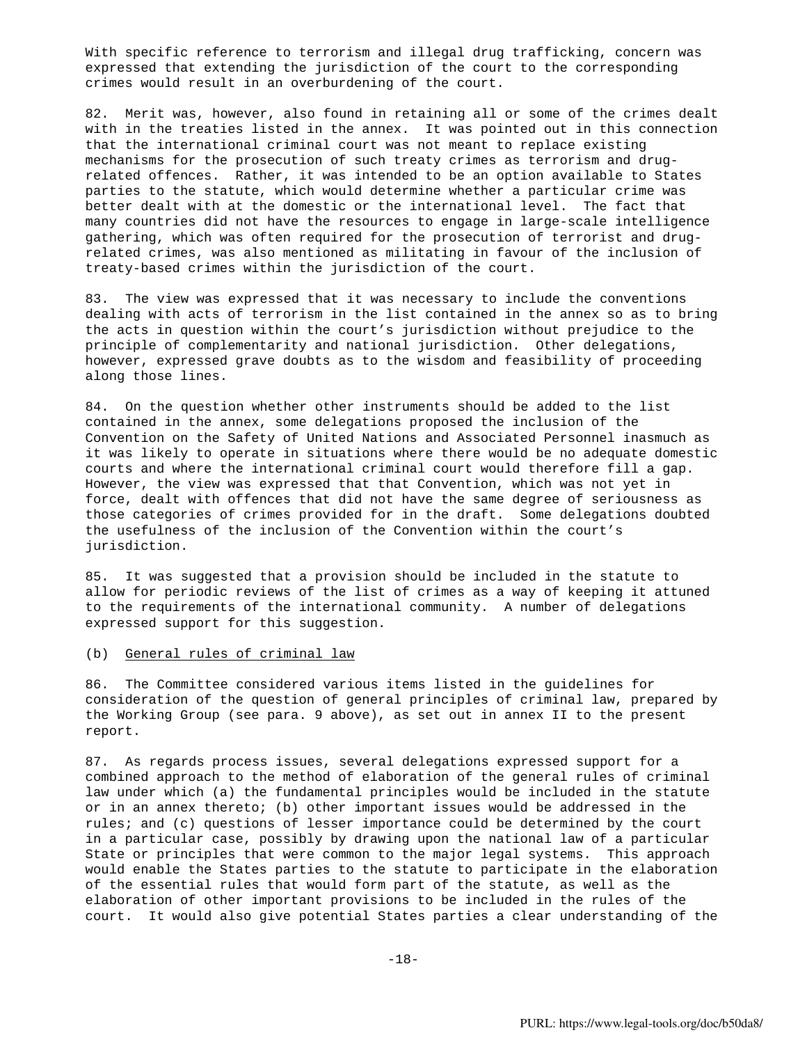With specific reference to terrorism and illegal drug trafficking, concern was expressed that extending the jurisdiction of the court to the corresponding crimes would result in an overburdening of the court.

82. Merit was, however, also found in retaining all or some of the crimes dealt with in the treaties listed in the annex. It was pointed out in this connection that the international criminal court was not meant to replace existing mechanisms for the prosecution of such treaty crimes as terrorism and drug-related offences. Rather, it was intended to be an option available to States parties to the statute, which would determine whether a particular crime was better dealt with at the domestic or the international level. The fact that many countries did not have the resources to engage in large-scale intelligence gathering, which was often required for the prosecution of terrorist and drug-related crimes, was also mentioned as militating in favour of the inclusion of treaty-based crimes within the jurisdiction of the court.

83. The view was expressed that it was necessary to include the conventions dealing with acts of terrorism in the list contained in the annex so as to bring the acts in question within the court's jurisdiction without prejudice to the principle of complementarity and national jurisdiction. Other delegations, however, expressed grave doubts as to the wisdom and feasibility of proceeding along those lines.

84. On the question whether other instruments should be added to the list contained in the annex, some delegations proposed the inclusion of the Convention on the Safety of United Nations and Associated Personnel inasmuch as it was likely to operate in situations where there would be no adequate domestic courts and where the international criminal court would therefore fill a gap. However, the view was expressed that that Convention, which was not yet in force, dealt with offences that did not have the same degree of seriousness as those categories of crimes provided for in the draft. Some delegations doubted the usefulness of the inclusion of the Convention within the court's jurisdiction.

85. It was suggested that a provision should be included in the statute to allow for periodic reviews of the list of crimes as a way of keeping it attuned to the requirements of the international community. A number of delegations expressed support for this suggestion.

(b) General rules of criminal law

86. The Committee considered various items listed in the guidelines for consideration of the question of general principles of criminal law, prepared by the Working Group (see para. 9 above), as set out in annex II to the present report.

87. As regards process issues, several delegations expressed support for a combined approach to the method of elaboration of the general rules of criminal law under which (a) the fundamental principles would be included in the statute or in an annex thereto; (b) other important issues would be addressed in the rules; and (c) questions of lesser importance could be determined by the court in a particular case, possibly by drawing upon the national law of a particular State or principles that were common to the major legal systems. This approach would enable the States parties to the statute to participate in the elaboration of the essential rules that would form part of the statute, as well as the elaboration of other important provisions to be included in the rules of the court. It would also give potential States parties a clear understanding of the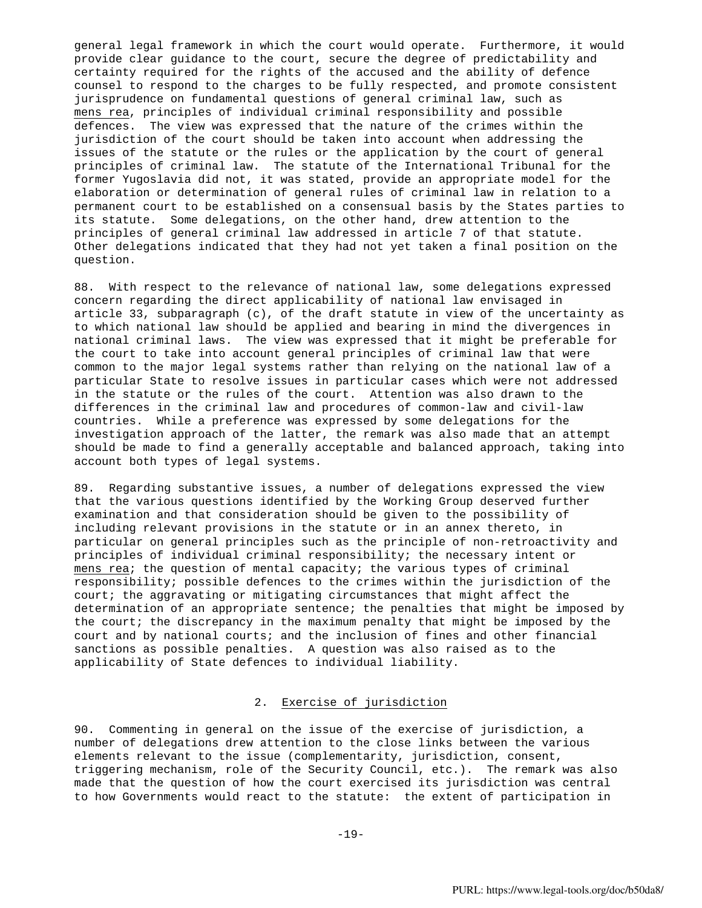general legal framework in which the court would operate. Furthermore, it would provide clear guidance to the court, secure the degree of predictability and certainty required for the rights of the accused and the ability of defence counsel to respond to the charges to be fully respected, and promote consistent jurisprudence on fundamental questions of general criminal law, such as mens rea, principles of individual criminal responsibility and possible defences. The view was expressed that the nature of the crimes within the jurisdiction of the court should be taken into account when addressing the issues of the statute or the rules or the application by the court of general principles of criminal law. The statute of the International Tribunal for the former Yugoslavia did not, it was stated, provide an appropriate model for the elaboration or determination of general rules of criminal law in relation to a permanent court to be established on a consensual basis by the States parties to its statute. Some delegations, on the other hand, drew attention to the principles of general criminal law addressed in article 7 of that statute. Other delegations indicated that they had not yet taken a final position on the question.

88. With respect to the relevance of national law, some delegations expressed concern regarding the direct applicability of national law envisaged in article 33, subparagraph (c), of the draft statute in view of the uncertainty as to which national law should be applied and bearing in mind the divergences in national criminal laws. The view was expressed that it might be preferable for the court to take into account general principles of criminal law that were common to the major legal systems rather than relying on the national law of a particular State to resolve issues in particular cases which were not addressed in the statute or the rules of the court. Attention was also drawn to the differences in the criminal law and procedures of common-law and civil-law countries. While a preference was expressed by some delegations for the investigation approach of the latter, the remark was also made that an attempt should be made to find a generally acceptable and balanced approach, taking into account both types of legal systems.

89. Regarding substantive issues, a number of delegations expressed the view that the various questions identified by the Working Group deserved further examination and that consideration should be given to the possibility of including relevant provisions in the statute or in an annex thereto, in particular on general principles such as the principle of non-retroactivity and principles of individual criminal responsibility; the necessary intent or mens rea; the question of mental capacity; the various types of criminal responsibility; possible defences to the crimes within the jurisdiction of the court; the aggravating or mitigating circumstances that might affect the determination of an appropriate sentence; the penalties that might be imposed by the court; the discrepancy in the maximum penalty that might be imposed by the court and by national courts; and the inclusion of fines and other financial sanctions as possible penalties. A question was also raised as to the applicability of State defences to individual liability.

### 2. Exercise of jurisdiction

90. Commenting in general on the issue of the exercise of jurisdiction, a number of delegations drew attention to the close links between the various elements relevant to the issue (complementarity, jurisdiction, consent, triggering mechanism, role of the Security Council, etc.). The remark was also made that the question of how the court exercised its jurisdiction was central to how Governments would react to the statute: the extent of participation in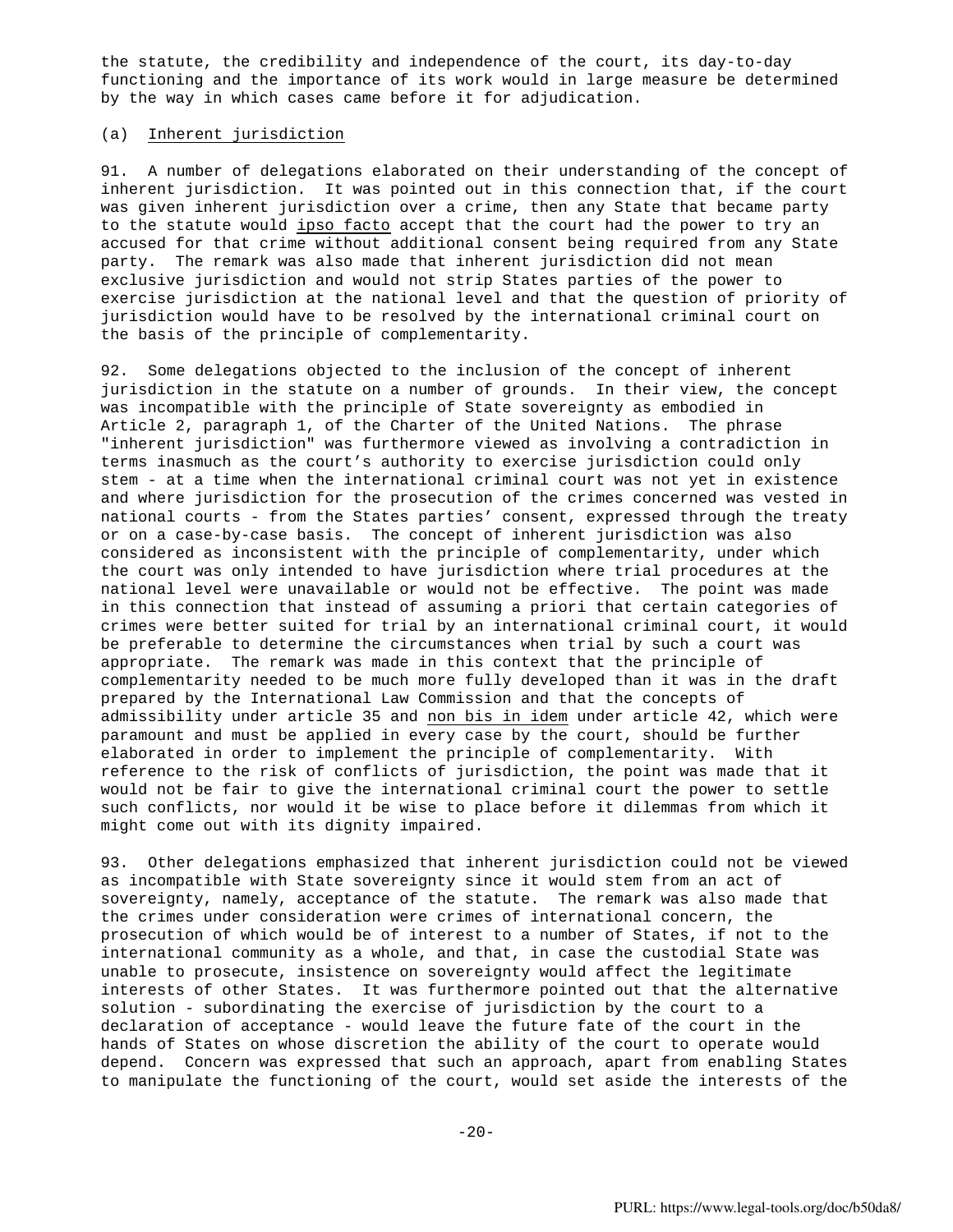the statute, the credibility and independence of the court, its day-to-day functioning and the importance of its work would in large measure be determined by the way in which cases came before it for adjudication.

(a) Inherent jurisdiction

91. A number of delegations elaborated on their understanding of the concept of inherent jurisdiction. It was pointed out in this connection that, if the court was given inherent jurisdiction over a crime, then any State that became party to the statute would *ipso facto* accept that the court had the power to try an accused for that crime without additional consent being required from any State party. The remark was also made that inherent jurisdiction did not mean exclusive jurisdiction and would not strip States parties of the power to exercise jurisdiction at the national level and that the question of priority of jurisdiction would have to be resolved by the international criminal court on the basis of the principle of complementarity.

92. Some delegations objected to the inclusion of the concept of inherent jurisdiction in the statute on a number of grounds. In their view, the concept was incompatible with the principle of State sovereignty as embodied in Article 2, paragraph 1, of the Charter of the United Nations. The phrase "inherent jurisdiction" was furthermore viewed as involving a contradiction in terms inasmuch as the court's authority to exercise jurisdiction could only stem - at a time when the international criminal court was not yet in existence and where jurisdiction for the prosecution of the crimes concerned was vested in national courts - from the States parties' consent, expressed through the treaty or on a case-by-case basis. The concept of inherent jurisdiction was also considered as inconsistent with the principle of complementarity, under which the court was only intended to have jurisdiction where trial procedures at the national level were unavailable or would not be effective. The point was made in this connection that instead of assuming a priori that certain categories of crimes were better suited for trial by an international criminal court, it would be preferable to determine the circumstances when trial by such a court was appropriate. The remark was made in this context that the principle of complementarity needed to be much more fully developed than it was in the draft prepared by the International Law Commission and that the concepts of admissibility under article 35 and *non bis in idem* under article 42, which were paramount and must be applied in every case by the court, should be further elaborated in order to implement the principle of complementarity. With reference to the risk of conflicts of jurisdiction, the point was made that it would not be fair to give the international criminal court the power to settle such conflicts, nor would it be wise to place before it dilemmas from which it might come out with its dignity impaired.

93. Other delegations emphasized that inherent jurisdiction could not be viewed as incompatible with State sovereignty since it would stem from an act of sovereignty, namely, acceptance of the statute. The remark was also made that the crimes under consideration were crimes of international concern, the prosecution of which would be of interest to a number of States, if not to the international community as a whole, and that, in case the custodial State was unable to prosecute, insistence on sovereignty would affect the legitimate interests of other States. It was furthermore pointed out that the alternative solution - subordinating the exercise of jurisdiction by the court to a declaration of acceptance - would leave the future fate of the court in the hands of States on whose discretion the ability of the court to operate would depend. Concern was expressed that such an approach, apart from enabling States to manipulate the functioning of the court, would set aside the interests of the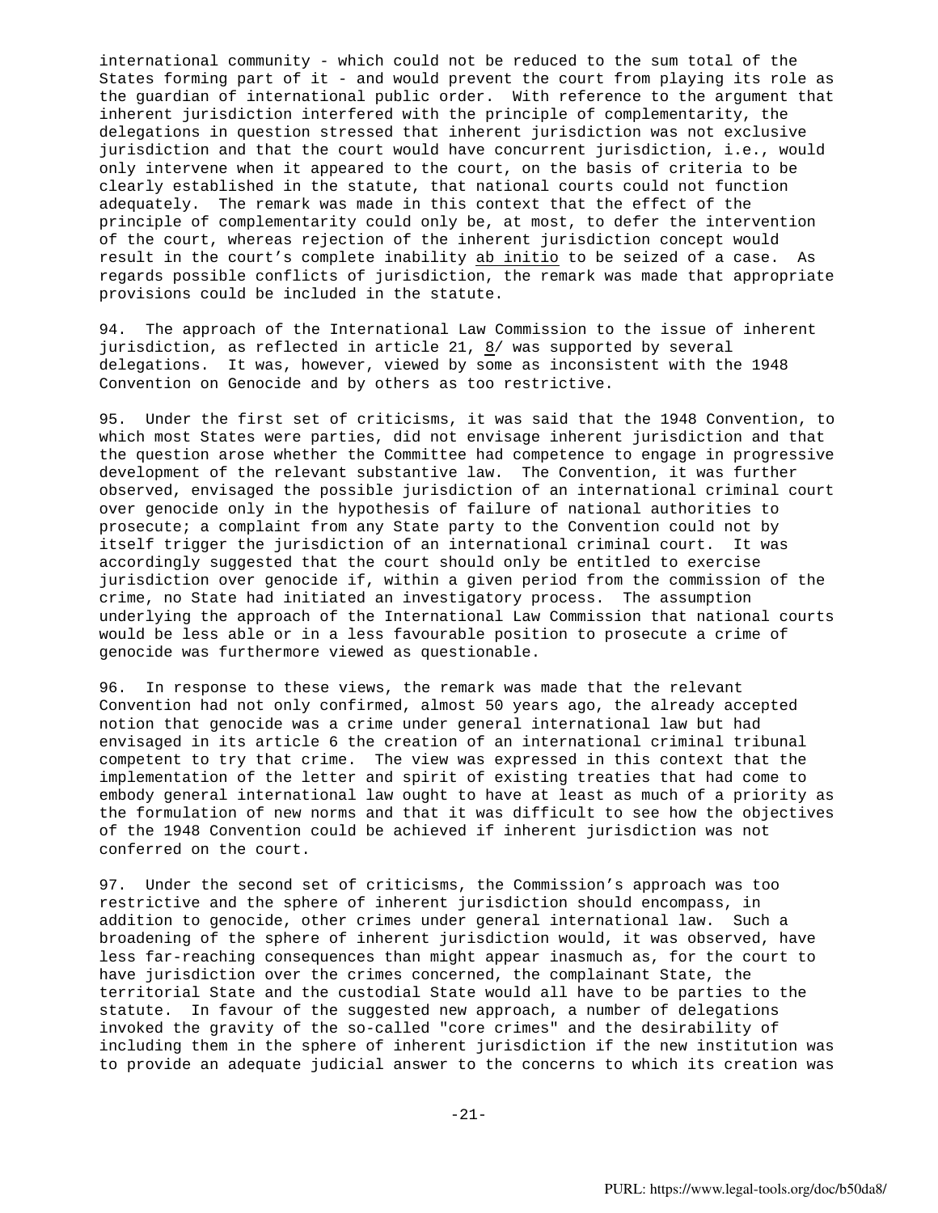international community - which could not be reduced to the sum total of the States forming part of it - and would prevent the court from playing its role as the guardian of international public order. With reference to the argument that inherent jurisdiction interfered with the principle of complementarity, the delegations in question stressed that inherent jurisdiction was not exclusive jurisdiction and that the court would have concurrent jurisdiction, i.e., would only intervene when it appeared to the court, on the basis of criteria to be clearly established in the statute, that national courts could not function adequately. The remark was made in this context that the effect of the principle of complementarity could only be, at most, to defer the intervention of the court, whereas rejection of the inherent jurisdiction concept would result in the court's complete inability _ab initio_ to be seized of a case. As regards possible conflicts of jurisdiction, the remark was made that appropriate provisions could be included in the statute.

94. The approach of the International Law Commission to the issue of inherent jurisdiction, as reflected in article 21, 8/ was supported by several delegations. It was, however, viewed by some as inconsistent with the 1948 Convention on Genocide and by others as too restrictive.

95. Under the first set of criticisms, it was said that the 1948 Convention, to which most States were parties, did not envisage inherent jurisdiction and that the question arose whether the Committee had competence to engage in progressive development of the relevant substantive law. The Convention, it was further observed, envisaged the possible jurisdiction of an international criminal court over genocide only in the hypothesis of failure of national authorities to prosecute; a complaint from any State party to the Convention could not by itself trigger the jurisdiction of an international criminal court. It was accordingly suggested that the court should only be entitled to exercise jurisdiction over genocide if, within a given period from the commission of the crime, no State had initiated an investigatory process. The assumption underlying the approach of the International Law Commission that national courts would be less able or in a less favourable position to prosecute a crime of genocide was furthermore viewed as questionable.

96. In response to these views, the remark was made that the relevant Convention had not only confirmed, almost 50 years ago, the already accepted notion that genocide was a crime under general international law but had envisaged in its article 6 the creation of an international criminal tribunal competent to try that crime. The view was expressed in this context that the implementation of the letter and spirit of existing treaties that had come to embody general international law ought to have at least as much of a priority as the formulation of new norms and that it was difficult to see how the objectives of the 1948 Convention could be achieved if inherent jurisdiction was not conferred on the court.

97. Under the second set of criticisms, the Commission's approach was too restrictive and the sphere of inherent jurisdiction should encompass, in addition to genocide, other crimes under general international law. Such a broadening of the sphere of inherent jurisdiction would, it was observed, have less far-reaching consequences than might appear inasmuch as, for the court to have jurisdiction over the crimes concerned, the complainant State, the territorial State and the custodial State would all have to be parties to the statute. In favour of the suggested new approach, a number of delegations invoked the gravity of the so-called "core crimes" and the desirability of including them in the sphere of inherent jurisdiction if the new institution was to provide an adequate judicial answer to the concerns to which its creation was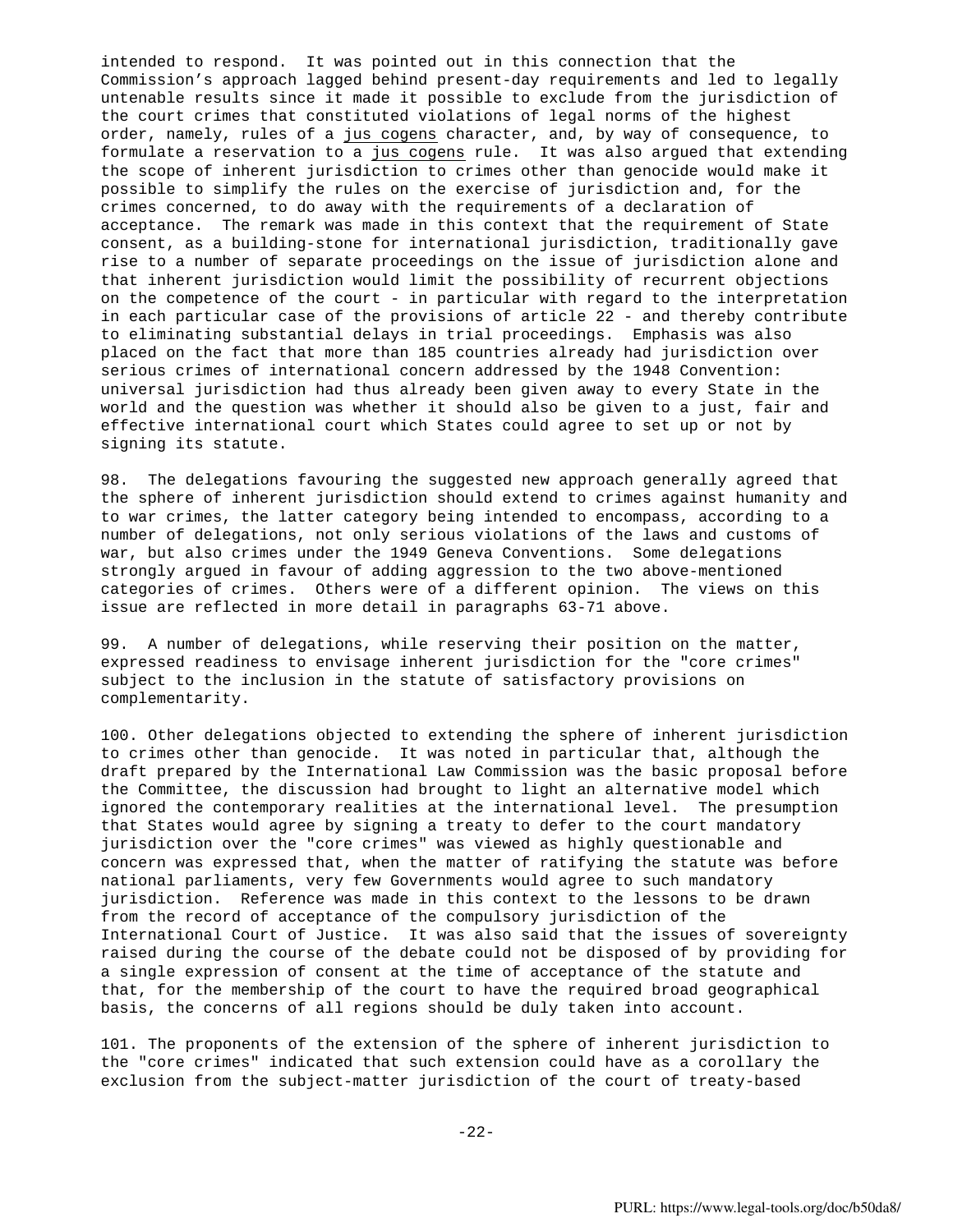intended to respond. It was pointed out in this connection that the Commission's approach lagged behind present-day requirements and led to legally untenable results since it made it possible to exclude from the jurisdiction of the court crimes that constituted violations of legal norms of the highest order, namely, rules of a jus cogens character, and, by way of consequence, to formulate a reservation to a jus cogens rule. It was also argued that extending the scope of inherent jurisdiction to crimes other than genocide would make it possible to simplify the rules on the exercise of jurisdiction and, for the crimes concerned, to do away with the requirements of a declaration of acceptance. The remark was made in this context that the requirement of State consent, as a building-stone for international jurisdiction, traditionally gave rise to a number of separate proceedings on the issue of jurisdiction alone and that inherent jurisdiction would limit the possibility of recurrent objections on the competence of the court - in particular with regard to the interpretation in each particular case of the provisions of article 22 - and thereby contribute to eliminating substantial delays in trial proceedings. Emphasis was also placed on the fact that more than 185 countries already had jurisdiction over serious crimes of international concern addressed by the 1948 Convention: universal jurisdiction had thus already been given away to every State in the world and the question was whether it should also be given to a just, fair and effective international court which States could agree to set up or not by signing its statute.

98. The delegations favouring the suggested new approach generally agreed that the sphere of inherent jurisdiction should extend to crimes against humanity and to war crimes, the latter category being intended to encompass, according to a number of delegations, not only serious violations of the laws and customs of war, but also crimes under the 1949 Geneva Conventions. Some delegations strongly argued in favour of adding aggression to the two above-mentioned categories of crimes. Others were of a different opinion. The views on this issue are reflected in more detail in paragraphs 63-71 above.

99. A number of delegations, while reserving their position on the matter, expressed readiness to envisage inherent jurisdiction for the "core crimes" subject to the inclusion in the statute of satisfactory provisions on complementarity.

100. Other delegations objected to extending the sphere of inherent jurisdiction to crimes other than genocide. It was noted in particular that, although the draft prepared by the International Law Commission was the basic proposal before the Committee, the discussion had brought to light an alternative model which ignored the contemporary realities at the international level. The presumption that States would agree by signing a treaty to defer to the court mandatory jurisdiction over the "core crimes" was viewed as highly questionable and concern was expressed that, when the matter of ratifying the statute was before national parliaments, very few Governments would agree to such mandatory jurisdiction. Reference was made in this context to the lessons to be drawn from the record of acceptance of the compulsory jurisdiction of the International Court of Justice. It was also said that the issues of sovereignty raised during the course of the debate could not be disposed of by providing for a single expression of consent at the time of acceptance of the statute and that, for the membership of the court to have the required broad geographical basis, the concerns of all regions should be duly taken into account.

101. The proponents of the extension of the sphere of inherent jurisdiction to the "core crimes" indicated that such extension could have as a corollary the exclusion from the subject-matter jurisdiction of the court of treaty-based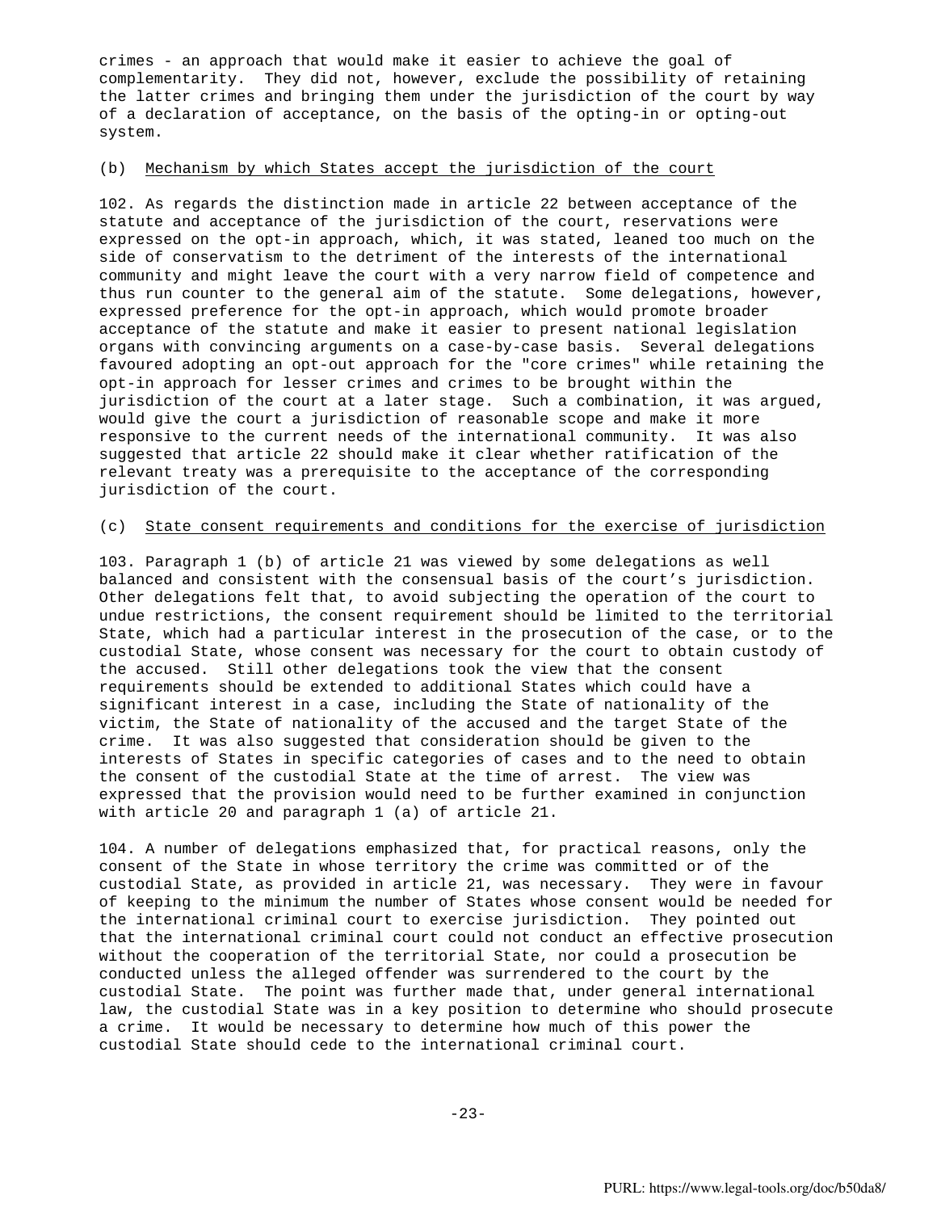crimes - an approach that would make it easier to achieve the goal of complementarity. They did not, however, exclude the possibility of retaining the latter crimes and bringing them under the jurisdiction of the court by way of a declaration of acceptance, on the basis of the opting-in or opting-out system.

(b) Mechanism by which States accept the jurisdiction of the court

102. As regards the distinction made in article 22 between acceptance of the statute and acceptance of the jurisdiction of the court, reservations were expressed on the opt-in approach, which, it was stated, leaned too much on the side of conservatism to the detriment of the interests of the international community and might leave the court with a very narrow field of competence and thus run counter to the general aim of the statute. Some delegations, however, expressed preference for the opt-in approach, which would promote broader acceptance of the statute and make it easier to present national legislation organs with convincing arguments on a case-by-case basis. Several delegations favoured adopting an opt-out approach for the "core crimes" while retaining the opt-in approach for lesser crimes and crimes to be brought within the jurisdiction of the court at a later stage. Such a combination, it was argued, would give the court a jurisdiction of reasonable scope and make it more responsive to the current needs of the international community. It was also suggested that article 22 should make it clear whether ratification of the relevant treaty was a prerequisite to the acceptance of the corresponding jurisdiction of the court.

(c) State consent requirements and conditions for the exercise of jurisdiction

103. Paragraph 1 (b) of article 21 was viewed by some delegations as well balanced and consistent with the consensual basis of the court's jurisdiction. Other delegations felt that, to avoid subjecting the operation of the court to undue restrictions, the consent requirement should be limited to the territorial State, which had a particular interest in the prosecution of the case, or to the custodial State, whose consent was necessary for the court to obtain custody of the accused. Still other delegations took the view that the consent requirements should be extended to additional States which could have a significant interest in a case, including the State of nationality of the victim, the State of nationality of the accused and the target State of the crime. It was also suggested that consideration should be given to the interests of States in specific categories of cases and to the need to obtain the consent of the custodial State at the time of arrest. The view was expressed that the provision would need to be further examined in conjunction with article 20 and paragraph 1 (a) of article 21.

104. A number of delegations emphasized that, for practical reasons, only the consent of the State in whose territory the crime was committed or of the custodial State, as provided in article 21, was necessary. They were in favour of keeping to the minimum the number of States whose consent would be needed for the international criminal court to exercise jurisdiction. They pointed out that the international criminal court could not conduct an effective prosecution without the cooperation of the territorial State, nor could a prosecution be conducted unless the alleged offender was surrendered to the court by the custodial State. The point was further made that, under general international law, the custodial State was in a key position to determine who should prosecute a crime. It would be necessary to determine how much of this power the custodial State should cede to the international criminal court.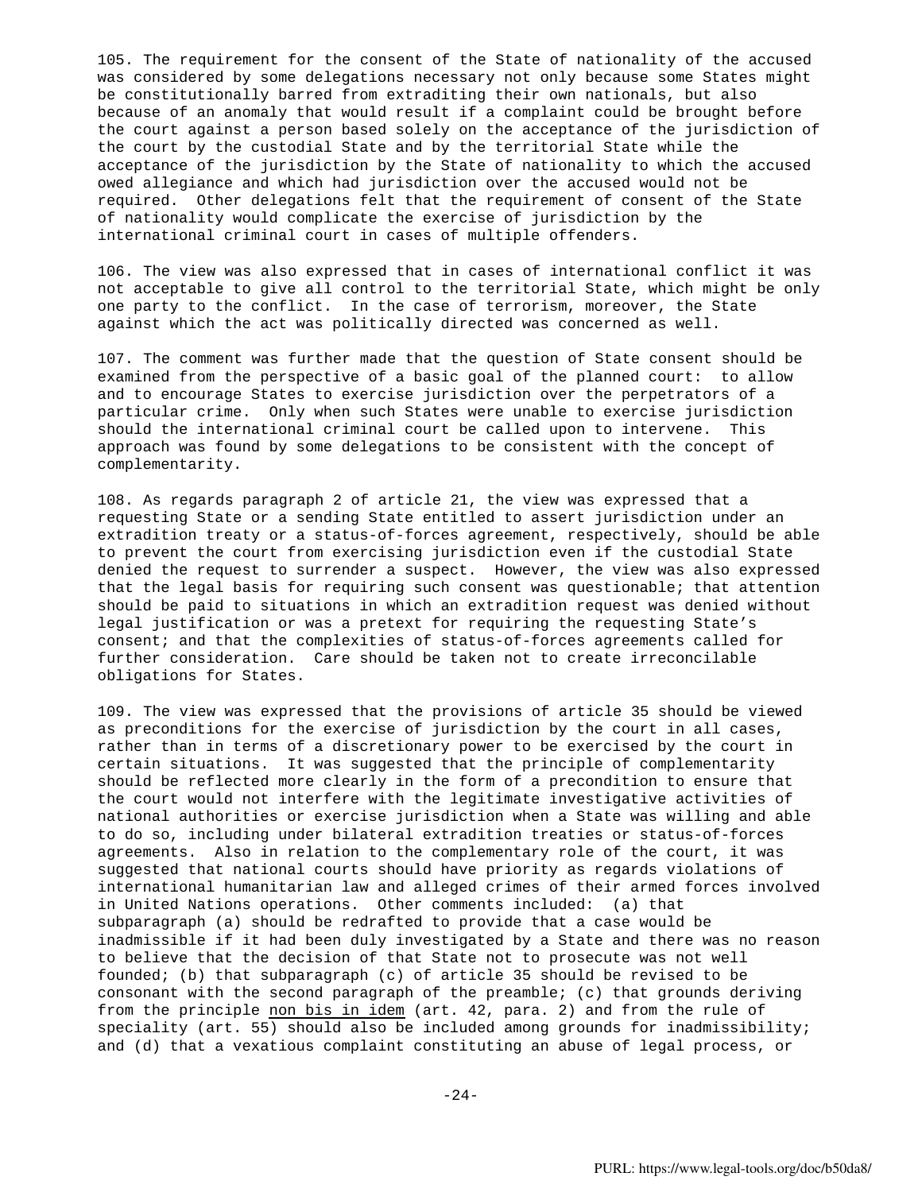105. The requirement for the consent of the State of nationality of the accused was considered by some delegations necessary not only because some States might be constitutionally barred from extraditing their own nationals, but also because of an anomaly that would result if a complaint could be brought before the court against a person based solely on the acceptance of the jurisdiction of the court by the custodial State and by the territorial State while the acceptance of the jurisdiction by the State of nationality to which the accused owed allegiance and which had jurisdiction over the accused would not be required. Other delegations felt that the requirement of consent of the State of nationality would complicate the exercise of jurisdiction by the international criminal court in cases of multiple offenders.

106. The view was also expressed that in cases of international conflict it was not acceptable to give all control to the territorial State, which might be only one party to the conflict. In the case of terrorism, moreover, the State against which the act was politically directed was concerned as well.

107. The comment was further made that the question of State consent should be examined from the perspective of a basic goal of the planned court: to allow and to encourage States to exercise jurisdiction over the perpetrators of a particular crime. Only when such States were unable to exercise jurisdiction should the international criminal court be called upon to intervene. This approach was found by some delegations to be consistent with the concept of complementarity.

108. As regards paragraph 2 of article 21, the view was expressed that a requesting State or a sending State entitled to assert jurisdiction under an extradition treaty or a status-of-forces agreement, respectively, should be able to prevent the court from exercising jurisdiction even if the custodial State denied the request to surrender a suspect. However, the view was also expressed that the legal basis for requiring such consent was questionable; that attention should be paid to situations in which an extradition request was denied without legal justification or was a pretext for requiring the requesting State's consent; and that the complexities of status-of-forces agreements called for further consideration. Care should be taken not to create irreconcilable obligations for States.

109. The view was expressed that the provisions of article 35 should be viewed as preconditions for the exercise of jurisdiction by the court in all cases, rather than in terms of a discretionary power to be exercised by the court in certain situations. It was suggested that the principle of complementarity should be reflected more clearly in the form of a precondition to ensure that the court would not interfere with the legitimate investigative activities of national authorities or exercise jurisdiction when a State was willing and able to do so, including under bilateral extradition treaties or status-of-forces agreements. Also in relation to the complementary role of the court, it was suggested that national courts should have priority as regards violations of international humanitarian law and alleged crimes of their armed forces involved in United Nations operations. Other comments included: (a) that subparagraph (a) should be redrafted to provide that a case would be inadmissible if it had been duly investigated by a State and there was no reason to believe that the decision of that State not to prosecute was not well founded; (b) that subparagraph (c) of article 35 should be revised to be consonant with the second paragraph of the preamble; (c) that grounds deriving from the principle *non bis in idem* (art. 42, para. 2) and from the rule of speciality (art. 55) should also be included among grounds for inadmissibility; and (d) that a vexatious complaint constituting an abuse of legal process, or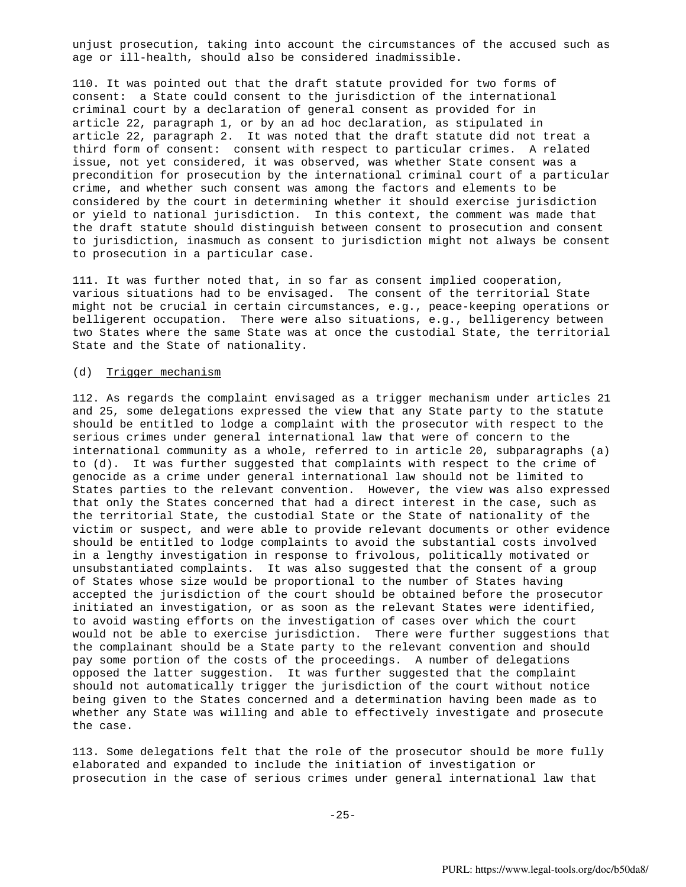unjust prosecution, taking into account the circumstances of the accused such as age or ill-health, should also be considered inadmissible.

110. It was pointed out that the draft statute provided for two forms of consent: a State could consent to the jurisdiction of the international criminal court by a declaration of general consent as provided for in article 22, paragraph 1, or by an ad hoc declaration, as stipulated in article 22, paragraph 2. It was noted that the draft statute did not treat a third form of consent: consent with respect to particular crimes. A related issue, not yet considered, it was observed, was whether State consent was a precondition for prosecution by the international criminal court of a particular crime, and whether such consent was among the factors and elements to be considered by the court in determining whether it should exercise jurisdiction or yield to national jurisdiction. In this context, the comment was made that the draft statute should distinguish between consent to prosecution and consent to jurisdiction, inasmuch as consent to jurisdiction might not always be consent to prosecution in a particular case.

111. It was further noted that, in so far as consent implied cooperation, various situations had to be envisaged. The consent of the territorial State might not be crucial in certain circumstances, e.g., peace-keeping operations or belligerent occupation. There were also situations, e.g., belligerency between two States where the same State was at once the custodial State, the territorial State and the State of nationality.

(d) Trigger mechanism

112. As regards the complaint envisaged as a trigger mechanism under articles 21 and 25, some delegations expressed the view that any State party to the statute should be entitled to lodge a complaint with the prosecutor with respect to the serious crimes under general international law that were of concern to the international community as a whole, referred to in article 20, subparagraphs (a) to (d). It was further suggested that complaints with respect to the crime of genocide as a crime under general international law should not be limited to States parties to the relevant convention. However, the view was also expressed that only the States concerned that had a direct interest in the case, such as the territorial State, the custodial State or the State of nationality of the victim or suspect, and were able to provide relevant documents or other evidence should be entitled to lodge complaints to avoid the substantial costs involved in a lengthy investigation in response to frivolous, politically motivated or unsubstantiated complaints. It was also suggested that the consent of a group of States whose size would be proportional to the number of States having accepted the jurisdiction of the court should be obtained before the prosecutor initiated an investigation, or as soon as the relevant States were identified, to avoid wasting efforts on the investigation of cases over which the court would not be able to exercise jurisdiction. There were further suggestions that the complainant should be a State party to the relevant convention and should pay some portion of the costs of the proceedings. A number of delegations opposed the latter suggestion. It was further suggested that the complaint should not automatically trigger the jurisdiction of the court without notice being given to the States concerned and a determination having been made as to whether any State was willing and able to effectively investigate and prosecute the case.

113. Some delegations felt that the role of the prosecutor should be more fully elaborated and expanded to include the initiation of investigation or prosecution in the case of serious crimes under general international law that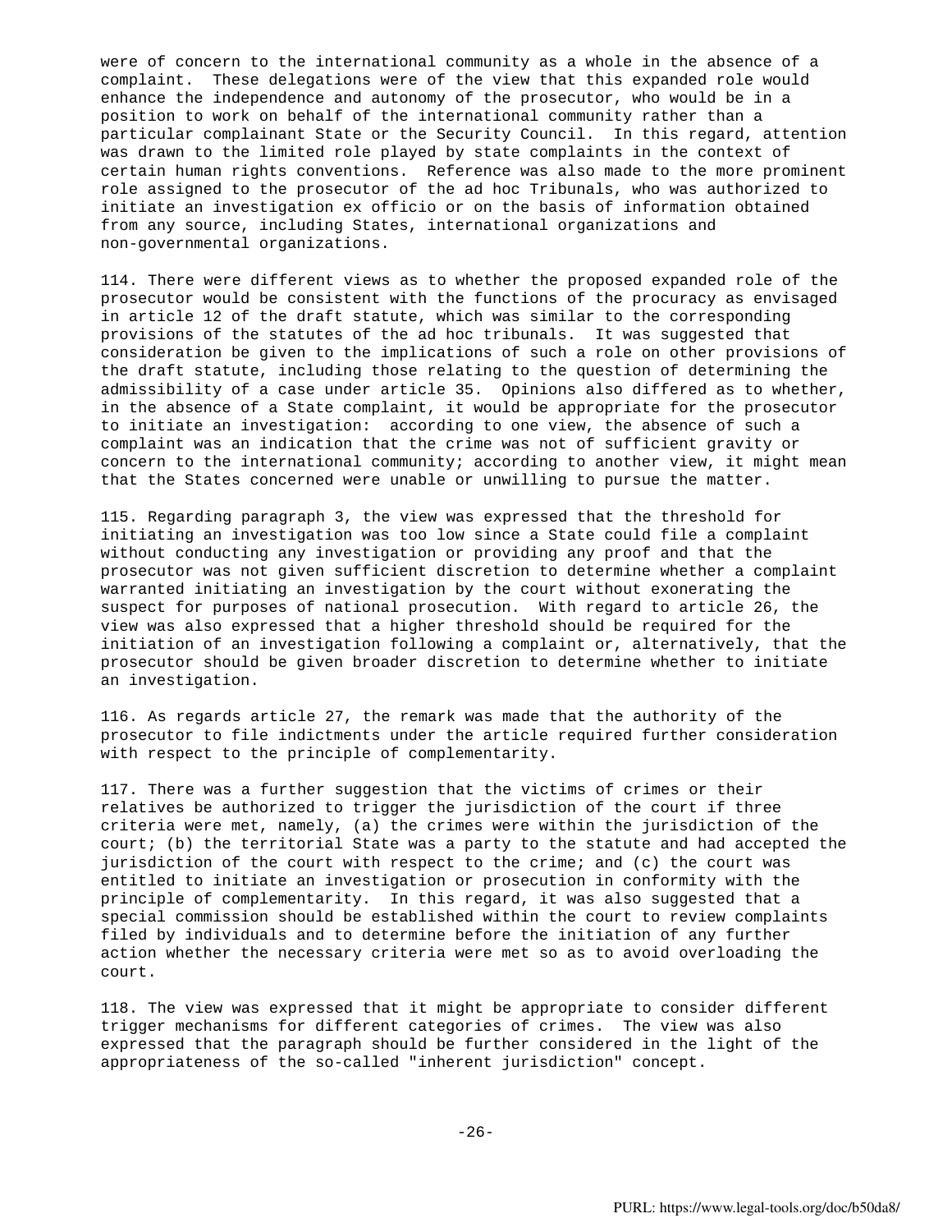were of concern to the international community as a whole in the absence of a complaint. These delegations were of the view that this expanded role would enhance the independence and autonomy of the prosecutor, who would be in a position to work on behalf of the international community rather than a particular complainant State or the Security Council. In this regard, attention was drawn to the limited role played by state complaints in the context of certain human rights conventions. Reference was also made to the more prominent role assigned to the prosecutor of the ad hoc Tribunals, who was authorized to initiate an investigation ex officio or on the basis of information obtained from any source, including States, international organizations and non-governmental organizations.

114. There were different views as to whether the proposed expanded role of the prosecutor would be consistent with the functions of the procuracy as envisaged in article 12 of the draft statute, which was similar to the corresponding provisions of the statutes of the ad hoc tribunals. It was suggested that consideration be given to the implications of such a role on other provisions of the draft statute, including those relating to the question of determining the admissibility of a case under article 35. Opinions also differed as to whether, in the absence of a State complaint, it would be appropriate for the prosecutor to initiate an investigation: according to one view, the absence of such a complaint was an indication that the crime was not of sufficient gravity or concern to the international community; according to another view, it might mean that the States concerned were unable or unwilling to pursue the matter.

115. Regarding paragraph 3, the view was expressed that the threshold for initiating an investigation was too low since a State could file a complaint without conducting any investigation or providing any proof and that the prosecutor was not given sufficient discretion to determine whether a complaint warranted initiating an investigation by the court without exonerating the suspect for purposes of national prosecution. With regard to article 26, the view was also expressed that a higher threshold should be required for the initiation of an investigation following a complaint or, alternatively, that the prosecutor should be given broader discretion to determine whether to initiate an investigation.

116. As regards article 27, the remark was made that the authority of the prosecutor to file indictments under the article required further consideration with respect to the principle of complementarity.

117. There was a further suggestion that the victims of crimes or their relatives be authorized to trigger the jurisdiction of the court if three criteria were met, namely, (a) the crimes were within the jurisdiction of the court; (b) the territorial State was a party to the statute and had accepted the jurisdiction of the court with respect to the crime; and (c) the court was entitled to initiate an investigation or prosecution in conformity with the principle of complementarity. In this regard, it was also suggested that a special commission should be established within the court to review complaints filed by individuals and to determine before the initiation of any further action whether the necessary criteria were met so as to avoid overloading the court.

118. The view was expressed that it might be appropriate to consider different trigger mechanisms for different categories of crimes. The view was also expressed that the paragraph should be further considered in the light of the appropriateness of the so-called "inherent jurisdiction" concept.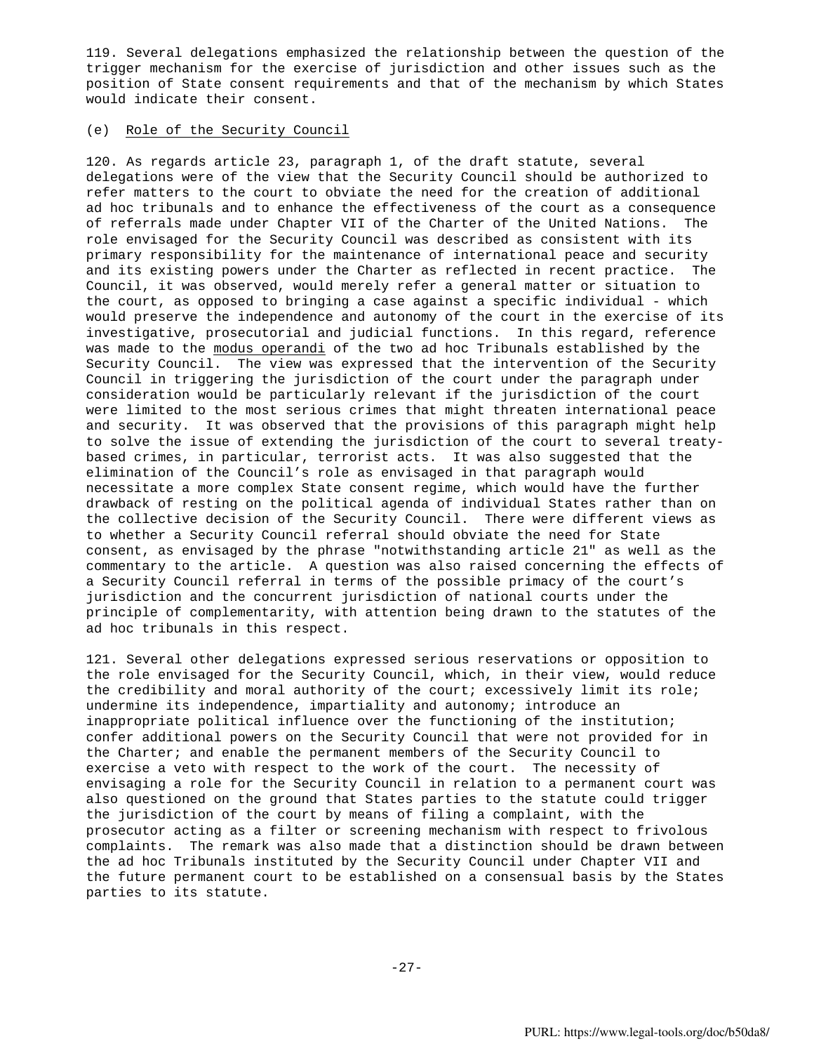119. Several delegations emphasized the relationship between the question of the trigger mechanism for the exercise of jurisdiction and other issues such as the position of State consent requirements and that of the mechanism by which States would indicate their consent.

### (e) Role of the Security Council

120. As regards article 23, paragraph 1, of the draft statute, several delegations were of the view that the Security Council should be authorized to refer matters to the court to obviate the need for the creation of additional ad hoc tribunals and to enhance the effectiveness of the court as a consequence of referrals made under Chapter VII of the Charter of the United Nations. The role envisaged for the Security Council was described as consistent with its primary responsibility for the maintenance of international peace and security and its existing powers under the Charter as reflected in recent practice. The Council, it was observed, would merely refer a general matter or situation to the court, as opposed to bringing a case against a specific individual - which would preserve the independence and autonomy of the court in the exercise of its investigative, prosecutorial and judicial functions. In this regard, reference was made to the *modus operandi* of the two ad hoc Tribunals established by the Security Council. The view was expressed that the intervention of the Security Council in triggering the jurisdiction of the court under the paragraph under consideration would be particularly relevant if the jurisdiction of the court were limited to the most serious crimes that might threaten international peace and security. It was observed that the provisions of this paragraph might help to solve the issue of extending the jurisdiction of the court to several treaty-based crimes, in particular, terrorist acts. It was also suggested that the elimination of the Council's role as envisaged in that paragraph would necessitate a more complex State consent regime, which would have the further drawback of resting on the political agenda of individual States rather than on the collective decision of the Security Council. There were different views as to whether a Security Council referral should obviate the need for State consent, as envisaged by the phrase "notwithstanding article 21" as well as the commentary to the article. A question was also raised concerning the effects of a Security Council referral in terms of the possible primacy of the court's jurisdiction and the concurrent jurisdiction of national courts under the principle of complementarity, with attention being drawn to the statutes of the ad hoc tribunals in this respect.

121. Several other delegations expressed serious reservations or opposition to the role envisaged for the Security Council, which, in their view, would reduce the credibility and moral authority of the court; excessively limit its role; undermine its independence, impartiality and autonomy; introduce an inappropriate political influence over the functioning of the institution; confer additional powers on the Security Council that were not provided for in the Charter; and enable the permanent members of the Security Council to exercise a veto with respect to the work of the court. The necessity of envisaging a role for the Security Council in relation to a permanent court was also questioned on the ground that States parties to the statute could trigger the jurisdiction of the court by means of filing a complaint, with the prosecutor acting as a filter or screening mechanism with respect to frivolous complaints. The remark was also made that a distinction should be drawn between the ad hoc Tribunals instituted by the Security Council under Chapter VII and the future permanent court to be established on a consensual basis by the States parties to its statute.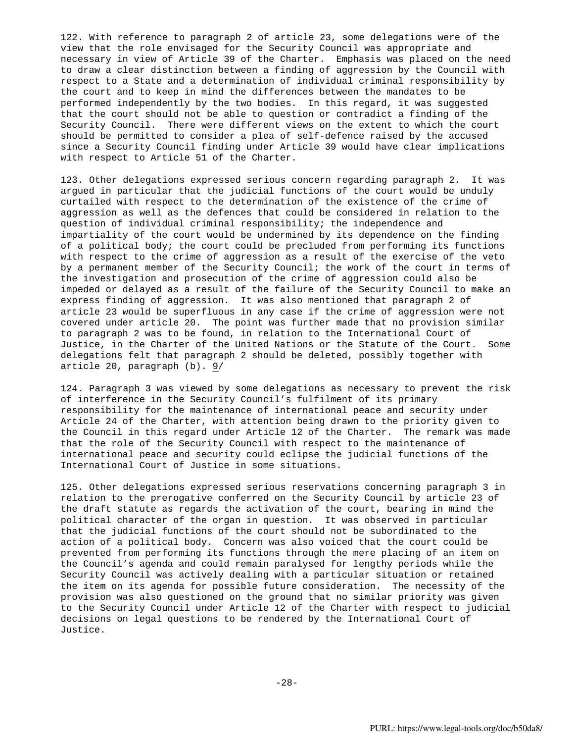122. With reference to paragraph 2 of article 23, some delegations were of the view that the role envisaged for the Security Council was appropriate and necessary in view of Article 39 of the Charter. Emphasis was placed on the need to draw a clear distinction between a finding of aggression by the Council with respect to a State and a determination of individual criminal responsibility by the court and to keep in mind the differences between the mandates to be performed independently by the two bodies. In this regard, it was suggested that the court should not be able to question or contradict a finding of the Security Council. There were different views on the extent to which the court should be permitted to consider a plea of self-defence raised by the accused since a Security Council finding under Article 39 would have clear implications with respect to Article 51 of the Charter.

123. Other delegations expressed serious concern regarding paragraph 2. It was argued in particular that the judicial functions of the court would be unduly curtailed with respect to the determination of the existence of the crime of aggression as well as the defences that could be considered in relation to the question of individual criminal responsibility; the independence and impartiality of the court would be undermined by its dependence on the finding of a political body; the court could be precluded from performing its functions with respect to the crime of aggression as a result of the exercise of the veto by a permanent member of the Security Council; the work of the court in terms of the investigation and prosecution of the crime of aggression could also be impeded or delayed as a result of the failure of the Security Council to make an express finding of aggression. It was also mentioned that paragraph 2 of article 23 would be superfluous in any case if the crime of aggression were not covered under article 20. The point was further made that no provision similar to paragraph 2 was to be found, in relation to the International Court of Justice, in the Charter of the United Nations or the Statute of the Court. Some delegations felt that paragraph 2 should be deleted, possibly together with article 20, paragraph (b). 9/

124. Paragraph 3 was viewed by some delegations as necessary to prevent the risk of interference in the Security Council's fulfilment of its primary responsibility for the maintenance of international peace and security under Article 24 of the Charter, with attention being drawn to the priority given to the Council in this regard under Article 12 of the Charter. The remark was made that the role of the Security Council with respect to the maintenance of international peace and security could eclipse the judicial functions of the International Court of Justice in some situations.

125. Other delegations expressed serious reservations concerning paragraph 3 in relation to the prerogative conferred on the Security Council by article 23 of the draft statute as regards the activation of the court, bearing in mind the political character of the organ in question. It was observed in particular that the judicial functions of the court should not be subordinated to the action of a political body. Concern was also voiced that the court could be prevented from performing its functions through the mere placing of an item on the Council's agenda and could remain paralysed for lengthy periods while the Security Council was actively dealing with a particular situation or retained the item on its agenda for possible future consideration. The necessity of the provision was also questioned on the ground that no similar priority was given to the Security Council under Article 12 of the Charter with respect to judicial decisions on legal questions to be rendered by the International Court of Justice.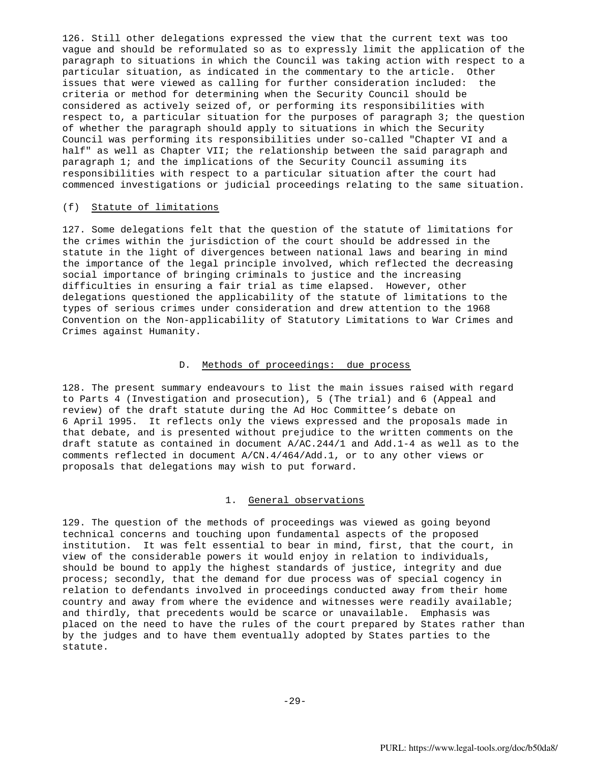126. Still other delegations expressed the view that the current text was too vague and should be reformulated so as to expressly limit the application of the paragraph to situations in which the Council was taking action with respect to a particular situation, as indicated in the commentary to the article. Other issues that were viewed as calling for further consideration included: the criteria or method for determining when the Security Council should be considered as actively seized of, or performing its responsibilities with respect to, a particular situation for the purposes of paragraph 3; the question of whether the paragraph should apply to situations in which the Security Council was performing its responsibilities under so-called "Chapter VI and a half" as well as Chapter VII; the relationship between the said paragraph and paragraph 1; and the implications of the Security Council assuming its responsibilities with respect to a particular situation after the court had commenced investigations or judicial proceedings relating to the same situation.

(f) Statute of limitations

127. Some delegations felt that the question of the statute of limitations for the crimes within the jurisdiction of the court should be addressed in the statute in the light of divergences between national laws and bearing in mind the importance of the legal principle involved, which reflected the decreasing social importance of bringing criminals to justice and the increasing difficulties in ensuring a fair trial as time elapsed. However, other delegations questioned the applicability of the statute of limitations to the types of serious crimes under consideration and drew attention to the 1968 Convention on the Non-applicability of Statutory Limitations to War Crimes and Crimes against Humanity.

## D. Methods of proceedings: due process

128. The present summary endeavours to list the main issues raised with regard to Parts 4 (Investigation and prosecution), 5 (The trial) and 6 (Appeal and review) of the draft statute during the Ad Hoc Committee's debate on 6 April 1995. It reflects only the views expressed and the proposals made in that debate, and is presented without prejudice to the written comments on the draft statute as contained in document A/AC.244/1 and Add.1-4 as well as to the comments reflected in document A/CN.4/464/Add.1, or to any other views or proposals that delegations may wish to put forward.

### 1. General observations

129. The question of the methods of proceedings was viewed as going beyond technical concerns and touching upon fundamental aspects of the proposed institution. It was felt essential to bear in mind, first, that the court, in view of the considerable powers it would enjoy in relation to individuals, should be bound to apply the highest standards of justice, integrity and due process; secondly, that the demand for due process was of special cogency in relation to defendants involved in proceedings conducted away from their home country and away from where the evidence and witnesses were readily available; and thirdly, that precedents would be scarce or unavailable. Emphasis was placed on the need to have the rules of the court prepared by States rather than by the judges and to have them eventually adopted by States parties to the statute.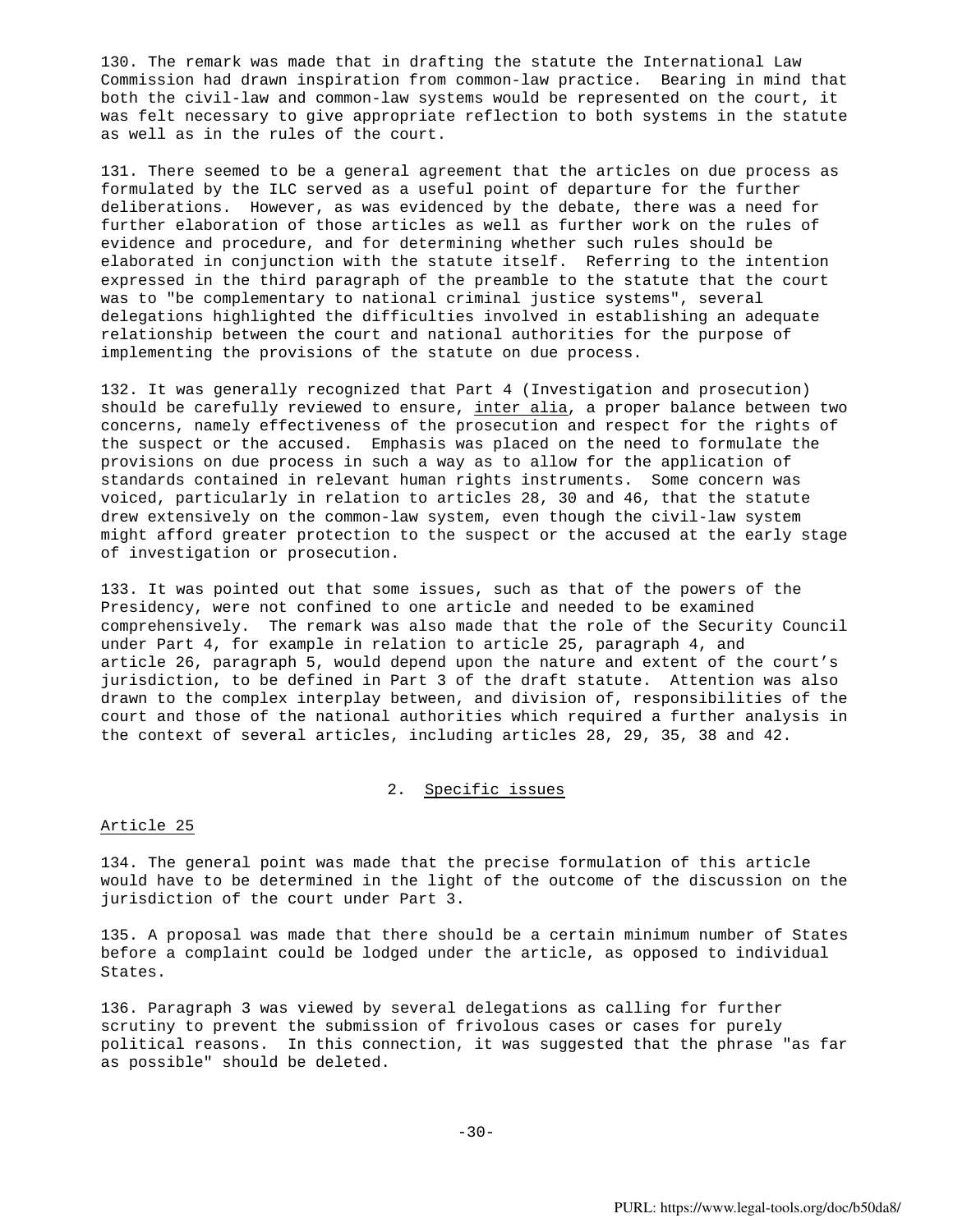130. The remark was made that in drafting the statute the International Law Commission had drawn inspiration from common-law practice. Bearing in mind that both the civil-law and common-law systems would be represented on the court, it was felt necessary to give appropriate reflection to both systems in the statute as well as in the rules of the court.

131. There seemed to be a general agreement that the articles on due process as formulated by the ILC served as a useful point of departure for the further deliberations. However, as was evidenced by the debate, there was a need for further elaboration of those articles as well as further work on the rules of evidence and procedure, and for determining whether such rules should be elaborated in conjunction with the statute itself. Referring to the intention expressed in the third paragraph of the preamble to the statute that the court was to "be complementary to national criminal justice systems", several delegations highlighted the difficulties involved in establishing an adequate relationship between the court and national authorities for the purpose of implementing the provisions of the statute on due process.

132. It was generally recognized that Part 4 (Investigation and prosecution) should be carefully reviewed to ensure, _inter alia_, a proper balance between two concerns, namely effectiveness of the prosecution and respect for the rights of the suspect or the accused. Emphasis was placed on the need to formulate the provisions on due process in such a way as to allow for the application of standards contained in relevant human rights instruments. Some concern was voiced, particularly in relation to articles 28, 30 and 46, that the statute drew extensively on the common-law system, even though the civil-law system might afford greater protection to the suspect or the accused at the early stage of investigation or prosecution.

133. It was pointed out that some issues, such as that of the powers of the Presidency, were not confined to one article and needed to be examined comprehensively. The remark was also made that the role of the Security Council under Part 4, for example in relation to article 25, paragraph 4, and article 26, paragraph 5, would depend upon the nature and extent of the court's jurisdiction, to be defined in Part 3 of the draft statute. Attention was also drawn to the complex interplay between, and division of, responsibilities of the court and those of the national authorities which required a further analysis in the context of several articles, including articles 28, 29, 35, 38 and 42.

## 2. Specific issues

### Article 25

134. The general point was made that the precise formulation of this article would have to be determined in the light of the outcome of the discussion on the jurisdiction of the court under Part 3.

135. A proposal was made that there should be a certain minimum number of States before a complaint could be lodged under the article, as opposed to individual States.

136. Paragraph 3 was viewed by several delegations as calling for further scrutiny to prevent the submission of frivolous cases or cases for purely political reasons. In this connection, it was suggested that the phrase "as far as possible" should be deleted.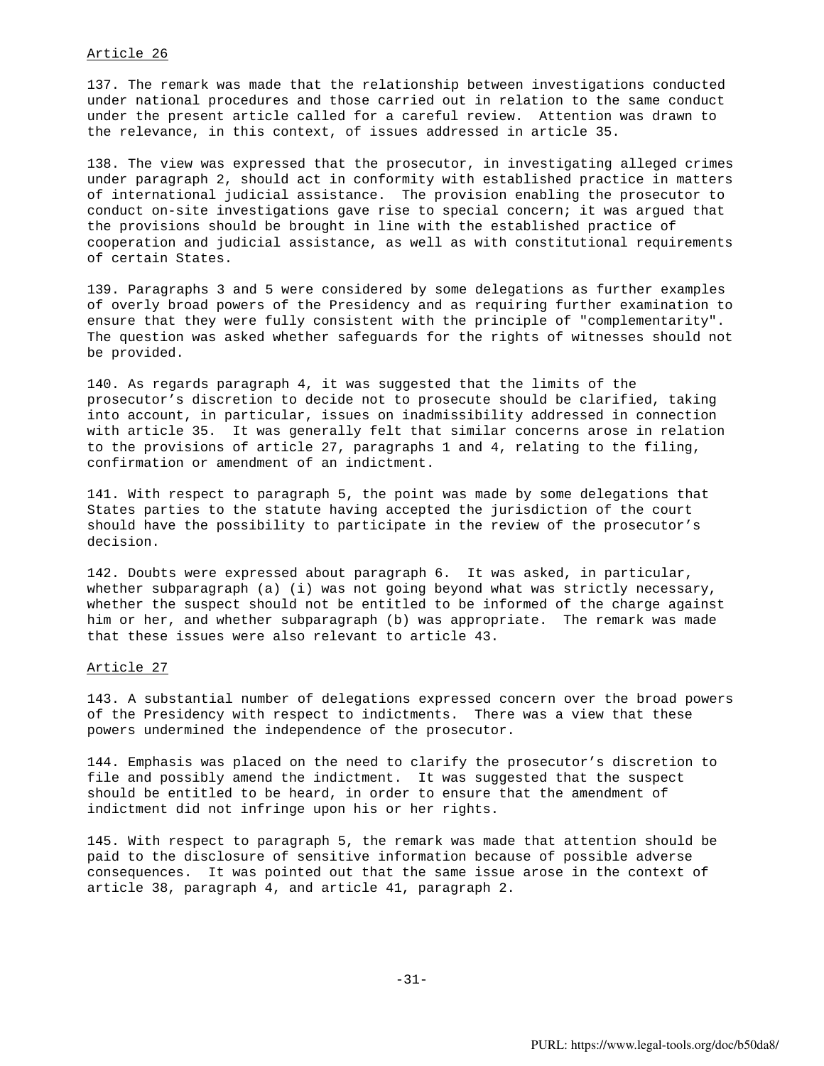Article 26

137. The remark was made that the relationship between investigations conducted under national procedures and those carried out in relation to the same conduct under the present article called for a careful review. Attention was drawn to the relevance, in this context, of issues addressed in article 35.

138. The view was expressed that the prosecutor, in investigating alleged crimes under paragraph 2, should act in conformity with established practice in matters of international judicial assistance. The provision enabling the prosecutor to conduct on-site investigations gave rise to special concern; it was argued that the provisions should be brought in line with the established practice of cooperation and judicial assistance, as well as with constitutional requirements of certain States.

139. Paragraphs 3 and 5 were considered by some delegations as further examples of overly broad powers of the Presidency and as requiring further examination to ensure that they were fully consistent with the principle of "complementarity". The question was asked whether safeguards for the rights of witnesses should not be provided.

140. As regards paragraph 4, it was suggested that the limits of the prosecutor's discretion to decide not to prosecute should be clarified, taking into account, in particular, issues on inadmissibility addressed in connection with article 35. It was generally felt that similar concerns arose in relation to the provisions of article 27, paragraphs 1 and 4, relating to the filing, confirmation or amendment of an indictment.

141. With respect to paragraph 5, the point was made by some delegations that States parties to the statute having accepted the jurisdiction of the court should have the possibility to participate in the review of the prosecutor's decision.

142. Doubts were expressed about paragraph 6. It was asked, in particular, whether subparagraph (a) (i) was not going beyond what was strictly necessary, whether the suspect should not be entitled to be informed of the charge against him or her, and whether subparagraph (b) was appropriate. The remark was made that these issues were also relevant to article 43.

Article 27

143. A substantial number of delegations expressed concern over the broad powers of the Presidency with respect to indictments. There was a view that these powers undermined the independence of the prosecutor.

144. Emphasis was placed on the need to clarify the prosecutor's discretion to file and possibly amend the indictment. It was suggested that the suspect should be entitled to be heard, in order to ensure that the amendment of indictment did not infringe upon his or her rights.

145. With respect to paragraph 5, the remark was made that attention should be paid to the disclosure of sensitive information because of possible adverse consequences. It was pointed out that the same issue arose in the context of article 38, paragraph 4, and article 41, paragraph 2.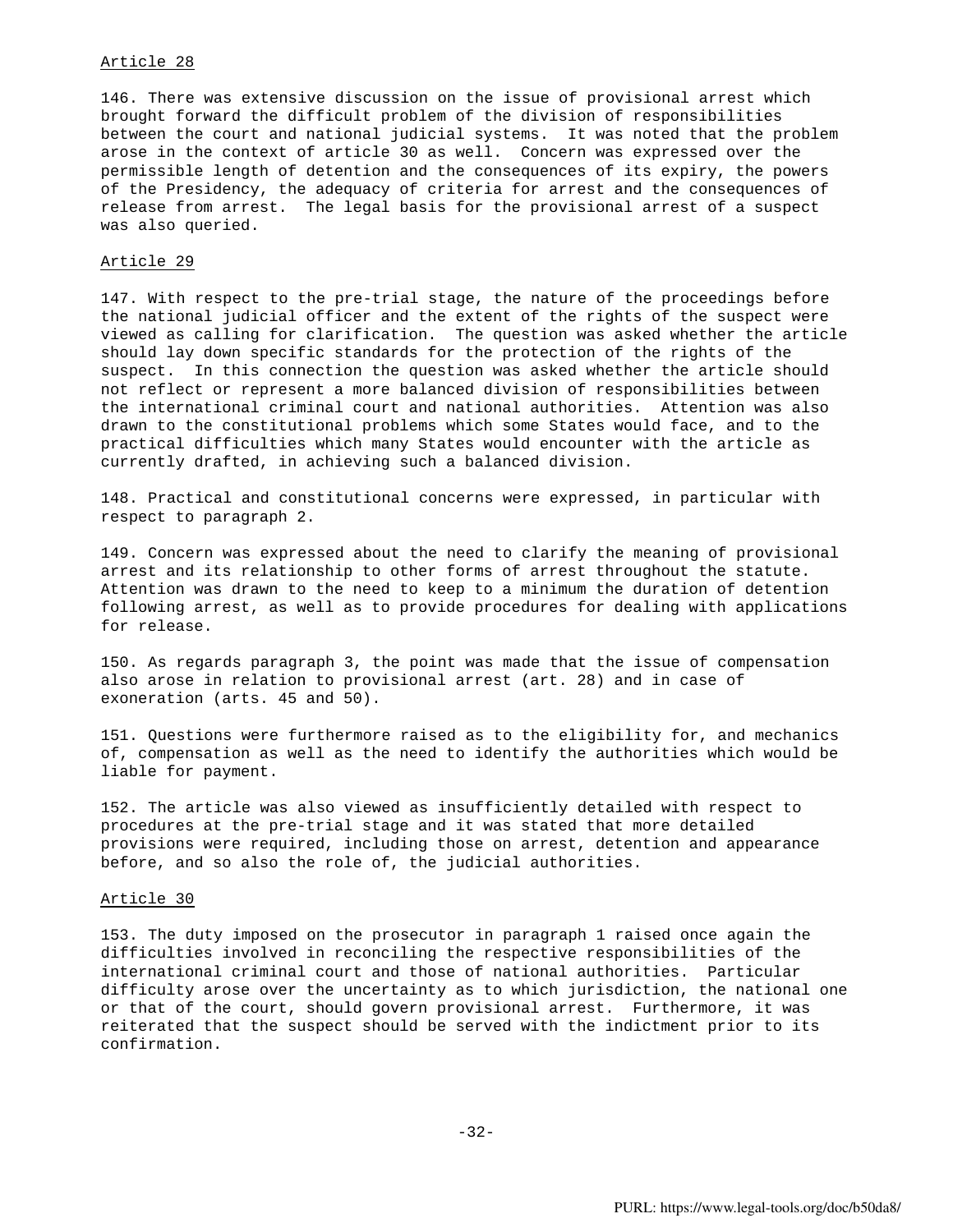Article 28

146. There was extensive discussion on the issue of provisional arrest which brought forward the difficult problem of the division of responsibilities between the court and national judicial systems. It was noted that the problem arose in the context of article 30 as well. Concern was expressed over the permissible length of detention and the consequences of its expiry, the powers of the Presidency, the adequacy of criteria for arrest and the consequences of release from arrest. The legal basis for the provisional arrest of a suspect was also queried.

Article 29

147. With respect to the pre-trial stage, the nature of the proceedings before the national judicial officer and the extent of the rights of the suspect were viewed as calling for clarification. The question was asked whether the article should lay down specific standards for the protection of the rights of the suspect. In this connection the question was asked whether the article should not reflect or represent a more balanced division of responsibilities between the international criminal court and national authorities. Attention was also drawn to the constitutional problems which some States would face, and to the practical difficulties which many States would encounter with the article as currently drafted, in achieving such a balanced division.

148. Practical and constitutional concerns were expressed, in particular with respect to paragraph 2.

149. Concern was expressed about the need to clarify the meaning of provisional arrest and its relationship to other forms of arrest throughout the statute. Attention was drawn to the need to keep to a minimum the duration of detention following arrest, as well as to provide procedures for dealing with applications for release.

150. As regards paragraph 3, the point was made that the issue of compensation also arose in relation to provisional arrest (art. 28) and in case of exoneration (arts. 45 and 50).

151. Questions were furthermore raised as to the eligibility for, and mechanics of, compensation as well as the need to identify the authorities which would be liable for payment.

152. The article was also viewed as insufficiently detailed with respect to procedures at the pre-trial stage and it was stated that more detailed provisions were required, including those on arrest, detention and appearance before, and so also the role of, the judicial authorities.

Article 30

153. The duty imposed on the prosecutor in paragraph 1 raised once again the difficulties involved in reconciling the respective responsibilities of the international criminal court and those of national authorities. Particular difficulty arose over the uncertainty as to which jurisdiction, the national one or that of the court, should govern provisional arrest. Furthermore, it was reiterated that the suspect should be served with the indictment prior to its confirmation.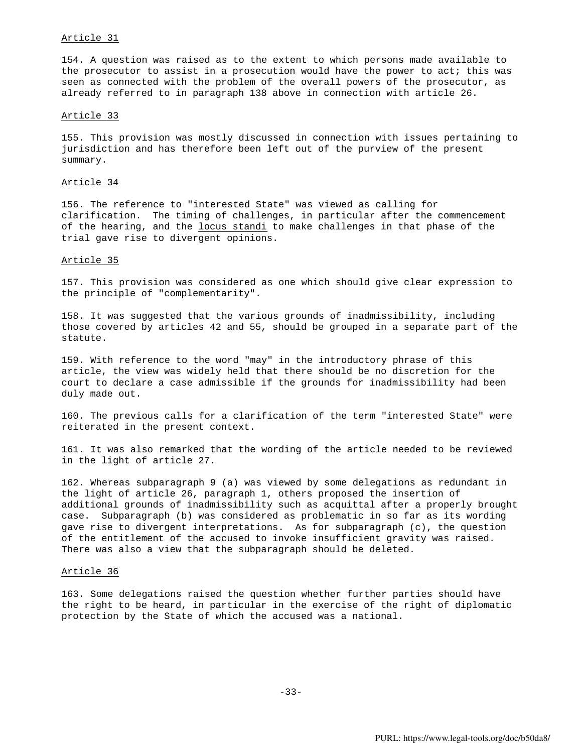Article 31

154. A question was raised as to the extent to which persons made available to the prosecutor to assist in a prosecution would have the power to act; this was seen as connected with the problem of the overall powers of the prosecutor, as already referred to in paragraph 138 above in connection with article 26.

Article 33

155. This provision was mostly discussed in connection with issues pertaining to jurisdiction and has therefore been left out of the purview of the present summary.

Article 34

156. The reference to "interested State" was viewed as calling for clarification. The timing of challenges, in particular after the commencement of the hearing, and the *locus standi* to make challenges in that phase of the trial gave rise to divergent opinions.

Article 35

157. This provision was considered as one which should give clear expression to the principle of "complementarity".

158. It was suggested that the various grounds of inadmissibility, including those covered by articles 42 and 55, should be grouped in a separate part of the statute.

159. With reference to the word "may" in the introductory phrase of this article, the view was widely held that there should be no discretion for the court to declare a case admissible if the grounds for inadmissibility had been duly made out.

160. The previous calls for a clarification of the term "interested State" were reiterated in the present context.

161. It was also remarked that the wording of the article needed to be reviewed in the light of article 27.

162. Whereas subparagraph 9 (a) was viewed by some delegations as redundant in the light of article 26, paragraph 1, others proposed the insertion of additional grounds of inadmissibility such as acquittal after a properly brought case. Subparagraph (b) was considered as problematic in so far as its wording gave rise to divergent interpretations. As for subparagraph (c), the question of the entitlement of the accused to invoke insufficient gravity was raised. There was also a view that the subparagraph should be deleted.

Article 36

163. Some delegations raised the question whether further parties should have the right to be heard, in particular in the exercise of the right of diplomatic protection by the State of which the accused was a national.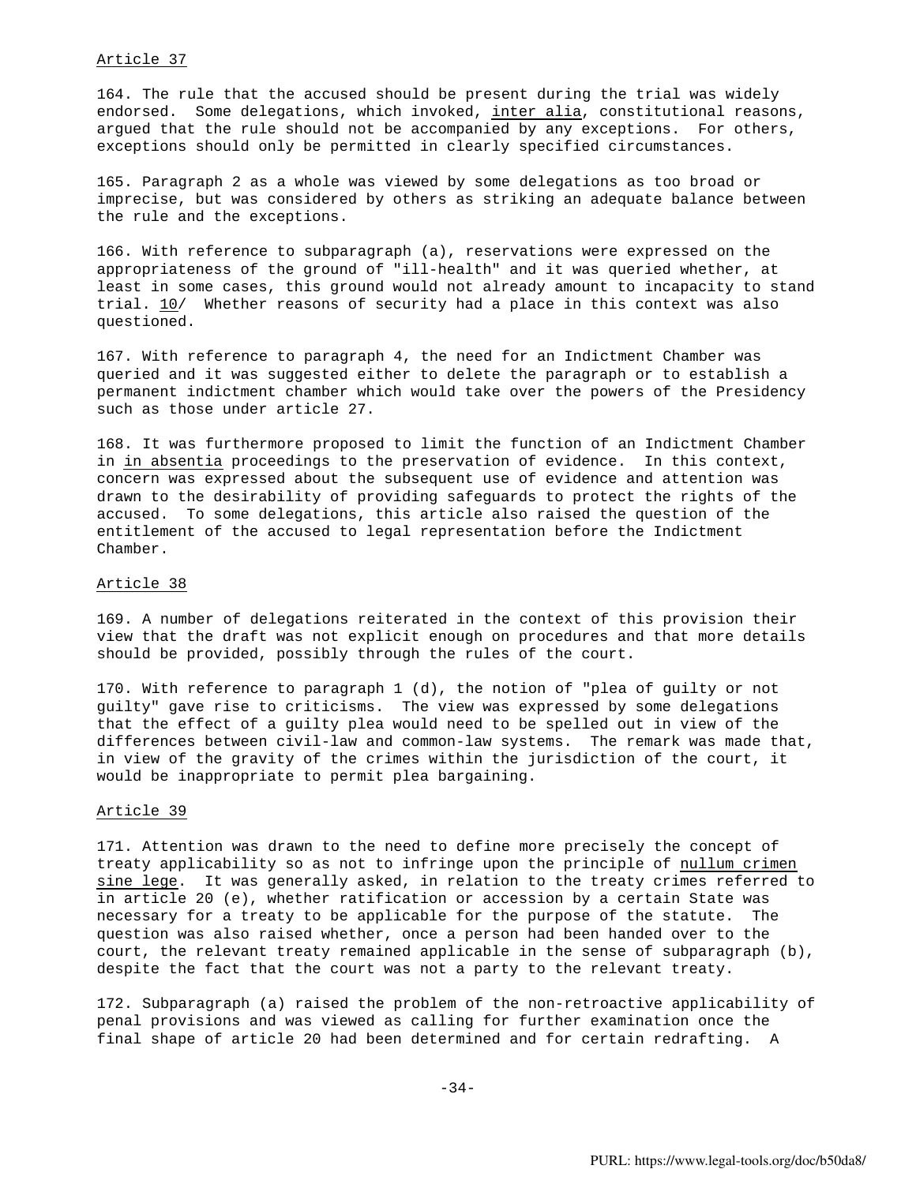Article 37

164. The rule that the accused should be present during the trial was widely endorsed. Some delegations, which invoked, *inter alia*, constitutional reasons, argued that the rule should not be accompanied by any exceptions. For others, exceptions should only be permitted in clearly specified circumstances.

165. Paragraph 2 as a whole was viewed by some delegations as too broad or imprecise, but was considered by others as striking an adequate balance between the rule and the exceptions.

166. With reference to subparagraph (a), reservations were expressed on the appropriateness of the ground of "ill-health" and it was queried whether, at least in some cases, this ground would not already amount to incapacity to stand trial. 10/ Whether reasons of security had a place in this context was also questioned.

167. With reference to paragraph 4, the need for an Indictment Chamber was queried and it was suggested either to delete the paragraph or to establish a permanent indictment chamber which would take over the powers of the Presidency such as those under article 27.

168. It was furthermore proposed to limit the function of an Indictment Chamber in *in absentia* proceedings to the preservation of evidence. In this context, concern was expressed about the subsequent use of evidence and attention was drawn to the desirability of providing safeguards to protect the rights of the accused. To some delegations, this article also raised the question of the entitlement of the accused to legal representation before the Indictment Chamber.

Article 38

169. A number of delegations reiterated in the context of this provision their view that the draft was not explicit enough on procedures and that more details should be provided, possibly through the rules of the court.

170. With reference to paragraph 1 (d), the notion of "plea of guilty or not guilty" gave rise to criticisms. The view was expressed by some delegations that the effect of a guilty plea would need to be spelled out in view of the differences between civil-law and common-law systems. The remark was made that, in view of the gravity of the crimes within the jurisdiction of the court, it would be inappropriate to permit plea bargaining.

Article 39

171. Attention was drawn to the need to define more precisely the concept of treaty applicability so as not to infringe upon the principle of *nullum crimen sine lege*. It was generally asked, in relation to the treaty crimes referred to in article 20 (e), whether ratification or accession by a certain State was necessary for a treaty to be applicable for the purpose of the statute. The question was also raised whether, once a person had been handed over to the court, the relevant treaty remained applicable in the sense of subparagraph (b), despite the fact that the court was not a party to the relevant treaty.

172. Subparagraph (a) raised the problem of the non-retroactive applicability of penal provisions and was viewed as calling for further examination once the final shape of article 20 had been determined and for certain redrafting. A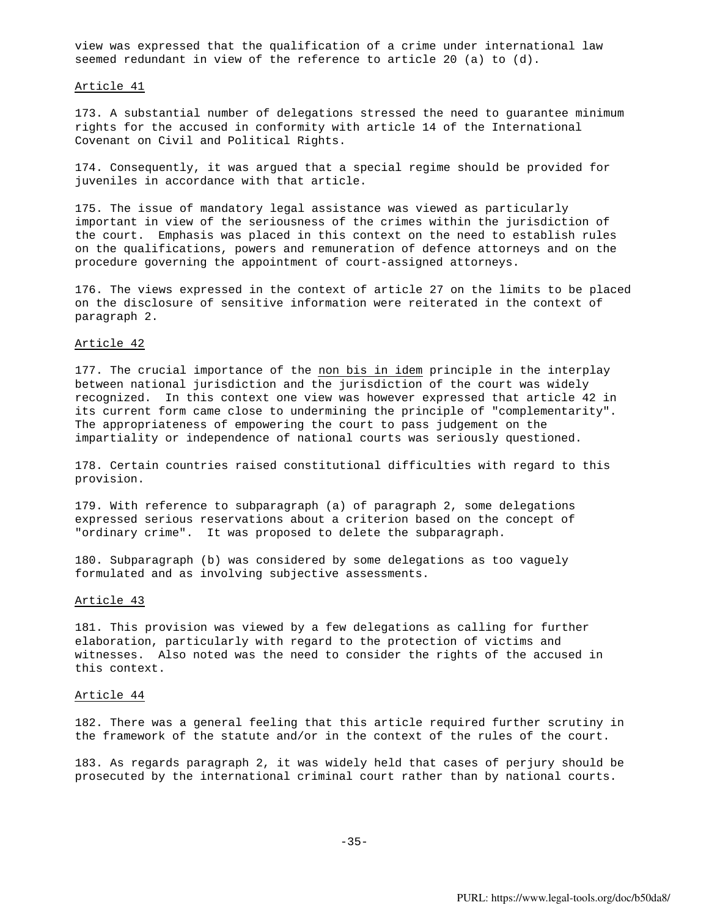view was expressed that the qualification of a crime under international law seemed redundant in view of the reference to article 20 (a) to (d).

Article 41

173. A substantial number of delegations stressed the need to guarantee minimum rights for the accused in conformity with article 14 of the International Covenant on Civil and Political Rights.

174. Consequently, it was argued that a special regime should be provided for juveniles in accordance with that article.

175. The issue of mandatory legal assistance was viewed as particularly important in view of the seriousness of the crimes within the jurisdiction of the court. Emphasis was placed in this context on the need to establish rules on the qualifications, powers and remuneration of defence attorneys and on the procedure governing the appointment of court-assigned attorneys.

176. The views expressed in the context of article 27 on the limits to be placed on the disclosure of sensitive information were reiterated in the context of paragraph 2.

Article 42

177. The crucial importance of the non bis in idem principle in the interplay between national jurisdiction and the jurisdiction of the court was widely recognized. In this context one view was however expressed that article 42 in its current form came close to undermining the principle of "complementarity". The appropriateness of empowering the court to pass judgement on the impartiality or independence of national courts was seriously questioned.

178. Certain countries raised constitutional difficulties with regard to this provision.

179. With reference to subparagraph (a) of paragraph 2, some delegations expressed serious reservations about a criterion based on the concept of "ordinary crime". It was proposed to delete the subparagraph.

180. Subparagraph (b) was considered by some delegations as too vaguely formulated and as involving subjective assessments.

Article 43

181. This provision was viewed by a few delegations as calling for further elaboration, particularly with regard to the protection of victims and witnesses. Also noted was the need to consider the rights of the accused in this context.

Article 44

182. There was a general feeling that this article required further scrutiny in the framework of the statute and/or in the context of the rules of the court.

183. As regards paragraph 2, it was widely held that cases of perjury should be prosecuted by the international criminal court rather than by national courts.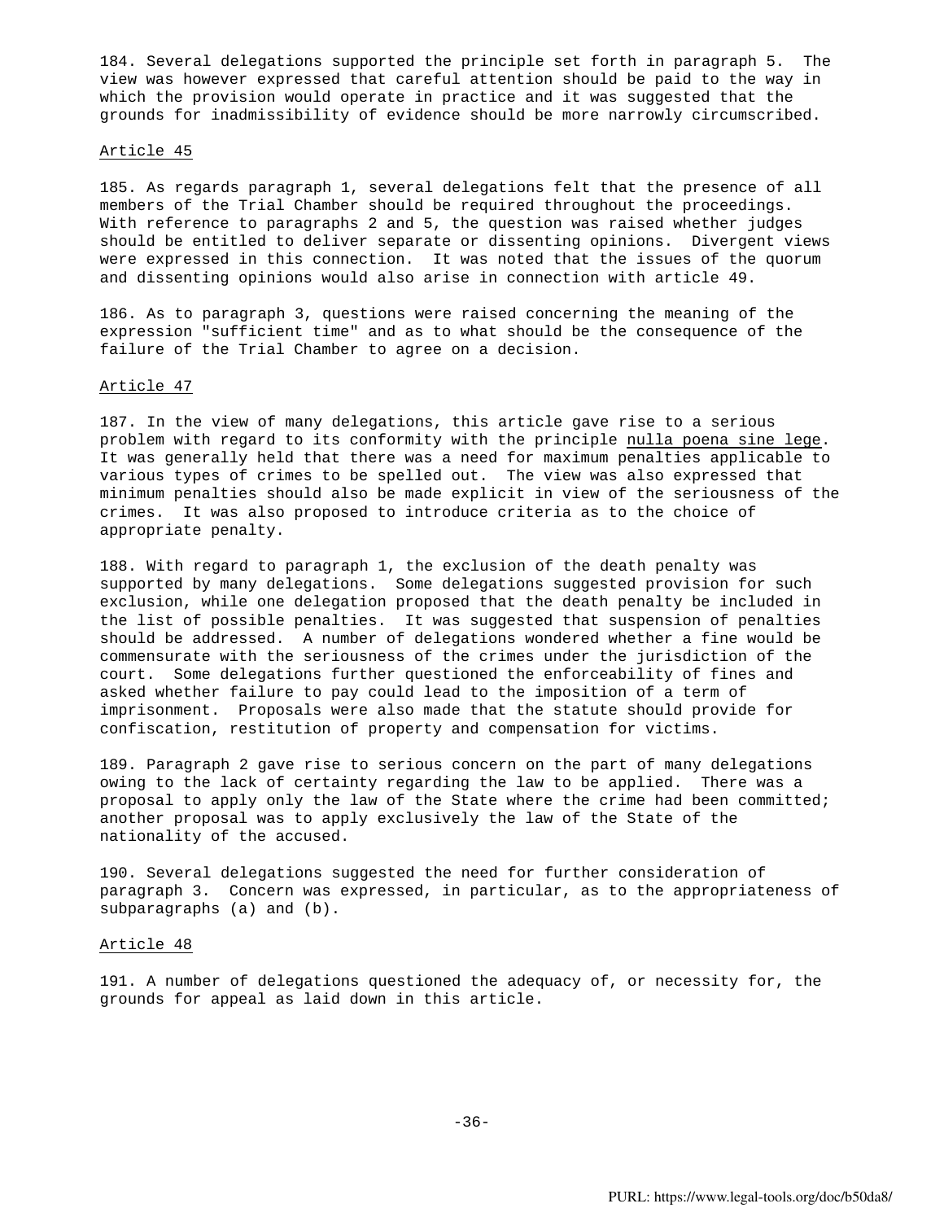184. Several delegations supported the principle set forth in paragraph 5. The view was however expressed that careful attention should be paid to the way in which the provision would operate in practice and it was suggested that the grounds for inadmissibility of evidence should be more narrowly circumscribed.

Article 45

185. As regards paragraph 1, several delegations felt that the presence of all members of the Trial Chamber should be required throughout the proceedings. With reference to paragraphs 2 and 5, the question was raised whether judges should be entitled to deliver separate or dissenting opinions. Divergent views were expressed in this connection. It was noted that the issues of the quorum and dissenting opinions would also arise in connection with article 49.

186. As to paragraph 3, questions were raised concerning the meaning of the expression "sufficient time" and as to what should be the consequence of the failure of the Trial Chamber to agree on a decision.

Article 47

187. In the view of many delegations, this article gave rise to a serious problem with regard to its conformity with the principle nulla poena sine lege. It was generally held that there was a need for maximum penalties applicable to various types of crimes to be spelled out. The view was also expressed that minimum penalties should also be made explicit in view of the seriousness of the crimes. It was also proposed to introduce criteria as to the choice of appropriate penalty.

188. With regard to paragraph 1, the exclusion of the death penalty was supported by many delegations. Some delegations suggested provision for such exclusion, while one delegation proposed that the death penalty be included in the list of possible penalties. It was suggested that suspension of penalties should be addressed. A number of delegations wondered whether a fine would be commensurate with the seriousness of the crimes under the jurisdiction of the court. Some delegations further questioned the enforceability of fines and asked whether failure to pay could lead to the imposition of a term of imprisonment. Proposals were also made that the statute should provide for confiscation, restitution of property and compensation for victims.

189. Paragraph 2 gave rise to serious concern on the part of many delegations owing to the lack of certainty regarding the law to be applied. There was a proposal to apply only the law of the State where the crime had been committed; another proposal was to apply exclusively the law of the State of the nationality of the accused.

190. Several delegations suggested the need for further consideration of paragraph 3. Concern was expressed, in particular, as to the appropriateness of subparagraphs (a) and (b).

Article 48

191. A number of delegations questioned the adequacy of, or necessity for, the grounds for appeal as laid down in this article.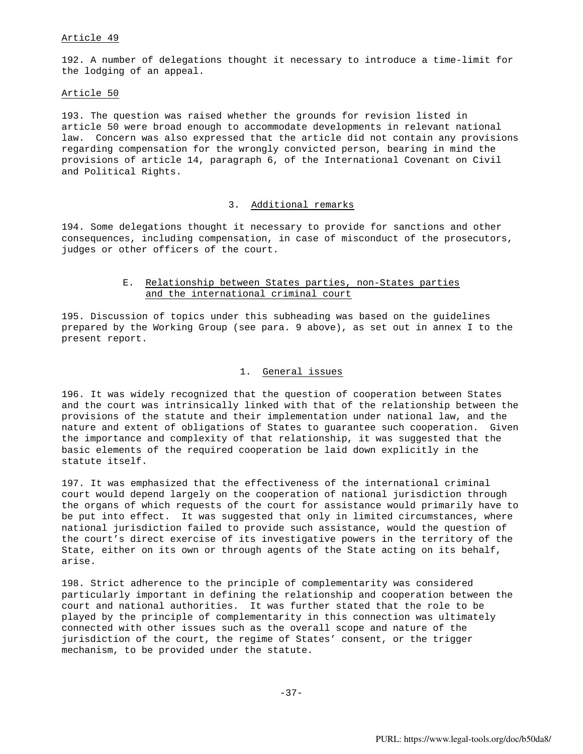Article 49

192. A number of delegations thought it necessary to introduce a time-limit for the lodging of an appeal.

Article 50

193. The question was raised whether the grounds for revision listed in article 50 were broad enough to accommodate developments in relevant national law. Concern was also expressed that the article did not contain any provisions regarding compensation for the wrongly convicted person, bearing in mind the provisions of article 14, paragraph 6, of the International Covenant on Civil and Political Rights.

### 3. Additional remarks

194. Some delegations thought it necessary to provide for sanctions and other consequences, including compensation, in case of misconduct of the prosecutors, judges or other officers of the court.

## E. Relationship between States parties, non-States parties and the international criminal court

195. Discussion of topics under this subheading was based on the guidelines prepared by the Working Group (see para. 9 above), as set out in annex I to the present report.

### 1. General issues

196. It was widely recognized that the question of cooperation between States and the court was intrinsically linked with that of the relationship between the provisions of the statute and their implementation under national law, and the nature and extent of obligations of States to guarantee such cooperation. Given the importance and complexity of that relationship, it was suggested that the basic elements of the required cooperation be laid down explicitly in the statute itself.

197. It was emphasized that the effectiveness of the international criminal court would depend largely on the cooperation of national jurisdiction through the organs of which requests of the court for assistance would primarily have to be put into effect. It was suggested that only in limited circumstances, where national jurisdiction failed to provide such assistance, would the question of the court's direct exercise of its investigative powers in the territory of the State, either on its own or through agents of the State acting on its behalf, arise.

198. Strict adherence to the principle of complementarity was considered particularly important in defining the relationship and cooperation between the court and national authorities. It was further stated that the role to be played by the principle of complementarity in this connection was ultimately connected with other issues such as the overall scope and nature of the jurisdiction of the court, the regime of States' consent, or the trigger mechanism, to be provided under the statute.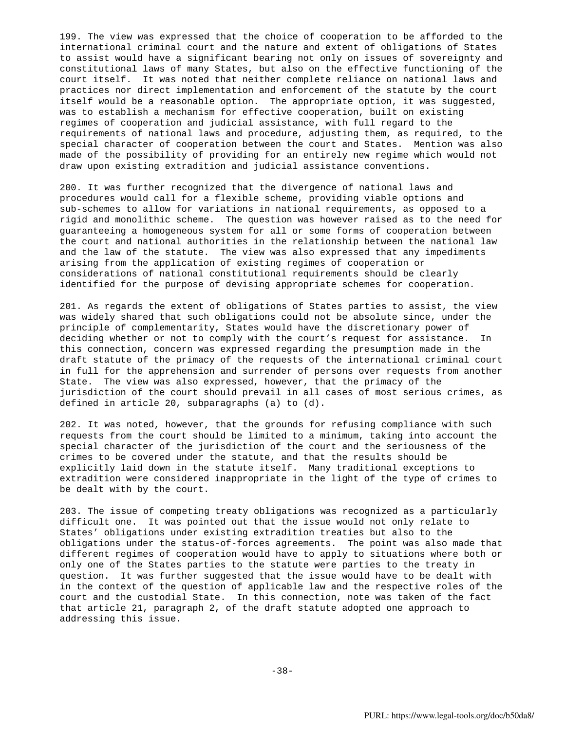199. The view was expressed that the choice of cooperation to be afforded to the international criminal court and the nature and extent of obligations of States to assist would have a significant bearing not only on issues of sovereignty and constitutional laws of many States, but also on the effective functioning of the court itself. It was noted that neither complete reliance on national laws and practices nor direct implementation and enforcement of the statute by the court itself would be a reasonable option. The appropriate option, it was suggested, was to establish a mechanism for effective cooperation, built on existing regimes of cooperation and judicial assistance, with full regard to the requirements of national laws and procedure, adjusting them, as required, to the special character of cooperation between the court and States. Mention was also made of the possibility of providing for an entirely new regime which would not draw upon existing extradition and judicial assistance conventions.

200. It was further recognized that the divergence of national laws and procedures would call for a flexible scheme, providing viable options and sub-schemes to allow for variations in national requirements, as opposed to a rigid and monolithic scheme. The question was however raised as to the need for guaranteeing a homogeneous system for all or some forms of cooperation between the court and national authorities in the relationship between the national law and the law of the statute. The view was also expressed that any impediments arising from the application of existing regimes of cooperation or considerations of national constitutional requirements should be clearly identified for the purpose of devising appropriate schemes for cooperation.

201. As regards the extent of obligations of States parties to assist, the view was widely shared that such obligations could not be absolute since, under the principle of complementarity, States would have the discretionary power of deciding whether or not to comply with the court's request for assistance. In this connection, concern was expressed regarding the presumption made in the draft statute of the primacy of the requests of the international criminal court in full for the apprehension and surrender of persons over requests from another State. The view was also expressed, however, that the primacy of the jurisdiction of the court should prevail in all cases of most serious crimes, as defined in article 20, subparagraphs (a) to (d).

202. It was noted, however, that the grounds for refusing compliance with such requests from the court should be limited to a minimum, taking into account the special character of the jurisdiction of the court and the seriousness of the crimes to be covered under the statute, and that the results should be explicitly laid down in the statute itself. Many traditional exceptions to extradition were considered inappropriate in the light of the type of crimes to be dealt with by the court.

203. The issue of competing treaty obligations was recognized as a particularly difficult one. It was pointed out that the issue would not only relate to States' obligations under existing extradition treaties but also to the obligations under the status-of-forces agreements. The point was also made that different regimes of cooperation would have to apply to situations where both or only one of the States parties to the statute were parties to the treaty in question. It was further suggested that the issue would have to be dealt with in the context of the question of applicable law and the respective roles of the court and the custodial State. In this connection, note was taken of the fact that article 21, paragraph 2, of the draft statute adopted one approach to addressing this issue.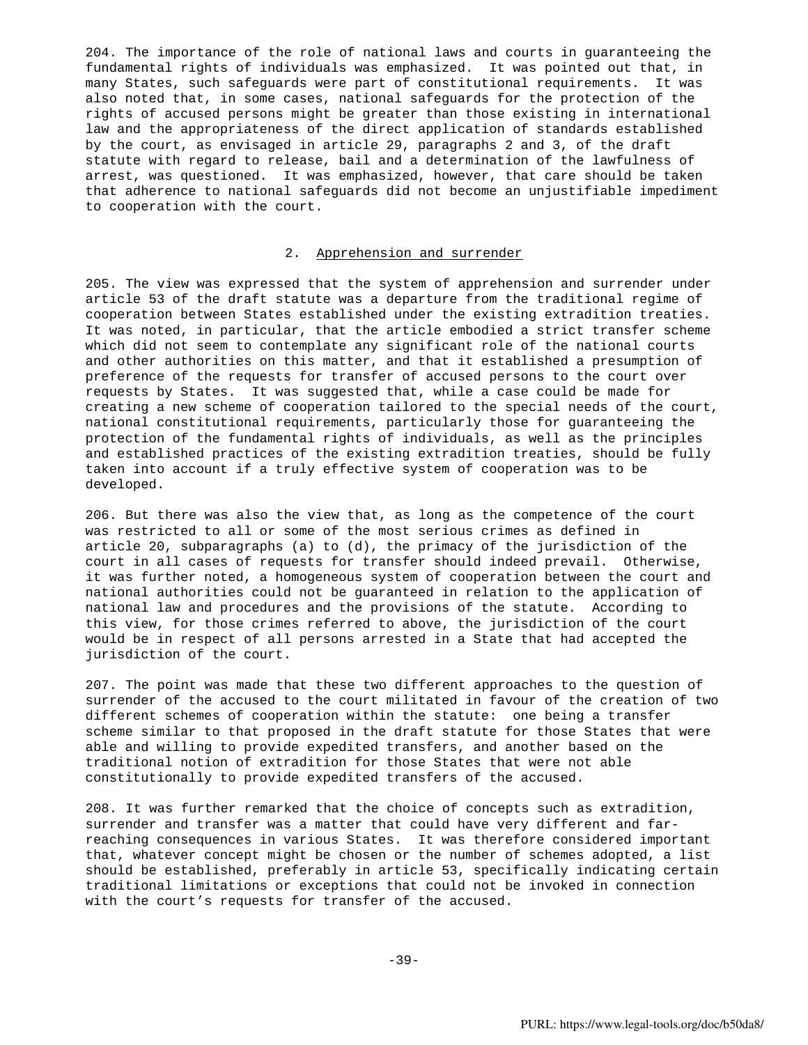204. The importance of the role of national laws and courts in guaranteeing the fundamental rights of individuals was emphasized. It was pointed out that, in many States, such safeguards were part of constitutional requirements. It was also noted that, in some cases, national safeguards for the protection of the rights of accused persons might be greater than those existing in international law and the appropriateness of the direct application of standards established by the court, as envisaged in article 29, paragraphs 2 and 3, of the draft statute with regard to release, bail and a determination of the lawfulness of arrest, was questioned. It was emphasized, however, that care should be taken that adherence to national safeguards did not become an unjustifiable impediment to cooperation with the court.

## 2. Apprehension and surrender

205. The view was expressed that the system of apprehension and surrender under article 53 of the draft statute was a departure from the traditional regime of cooperation between States established under the existing extradition treaties. It was noted, in particular, that the article embodied a strict transfer scheme which did not seem to contemplate any significant role of the national courts and other authorities on this matter, and that it established a presumption of preference of the requests for transfer of accused persons to the court over requests by States. It was suggested that, while a case could be made for creating a new scheme of cooperation tailored to the special needs of the court, national constitutional requirements, particularly those for guaranteeing the protection of the fundamental rights of individuals, as well as the principles and established practices of the existing extradition treaties, should be fully taken into account if a truly effective system of cooperation was to be developed.

206. But there was also the view that, as long as the competence of the court was restricted to all or some of the most serious crimes as defined in article 20, subparagraphs (a) to (d), the primacy of the jurisdiction of the court in all cases of requests for transfer should indeed prevail. Otherwise, it was further noted, a homogeneous system of cooperation between the court and national authorities could not be guaranteed in relation to the application of national law and procedures and the provisions of the statute. According to this view, for those crimes referred to above, the jurisdiction of the court would be in respect of all persons arrested in a State that had accepted the jurisdiction of the court.

207. The point was made that these two different approaches to the question of surrender of the accused to the court militated in favour of the creation of two different schemes of cooperation within the statute: one being a transfer scheme similar to that proposed in the draft statute for those States that were able and willing to provide expedited transfers, and another based on the traditional notion of extradition for those States that were not able constitutionally to provide expedited transfers of the accused.

208. It was further remarked that the choice of concepts such as extradition, surrender and transfer was a matter that could have very different and far-reaching consequences in various States. It was therefore considered important that, whatever concept might be chosen or the number of schemes adopted, a list should be established, preferably in article 53, specifically indicating certain traditional limitations or exceptions that could not be invoked in connection with the court's requests for transfer of the accused.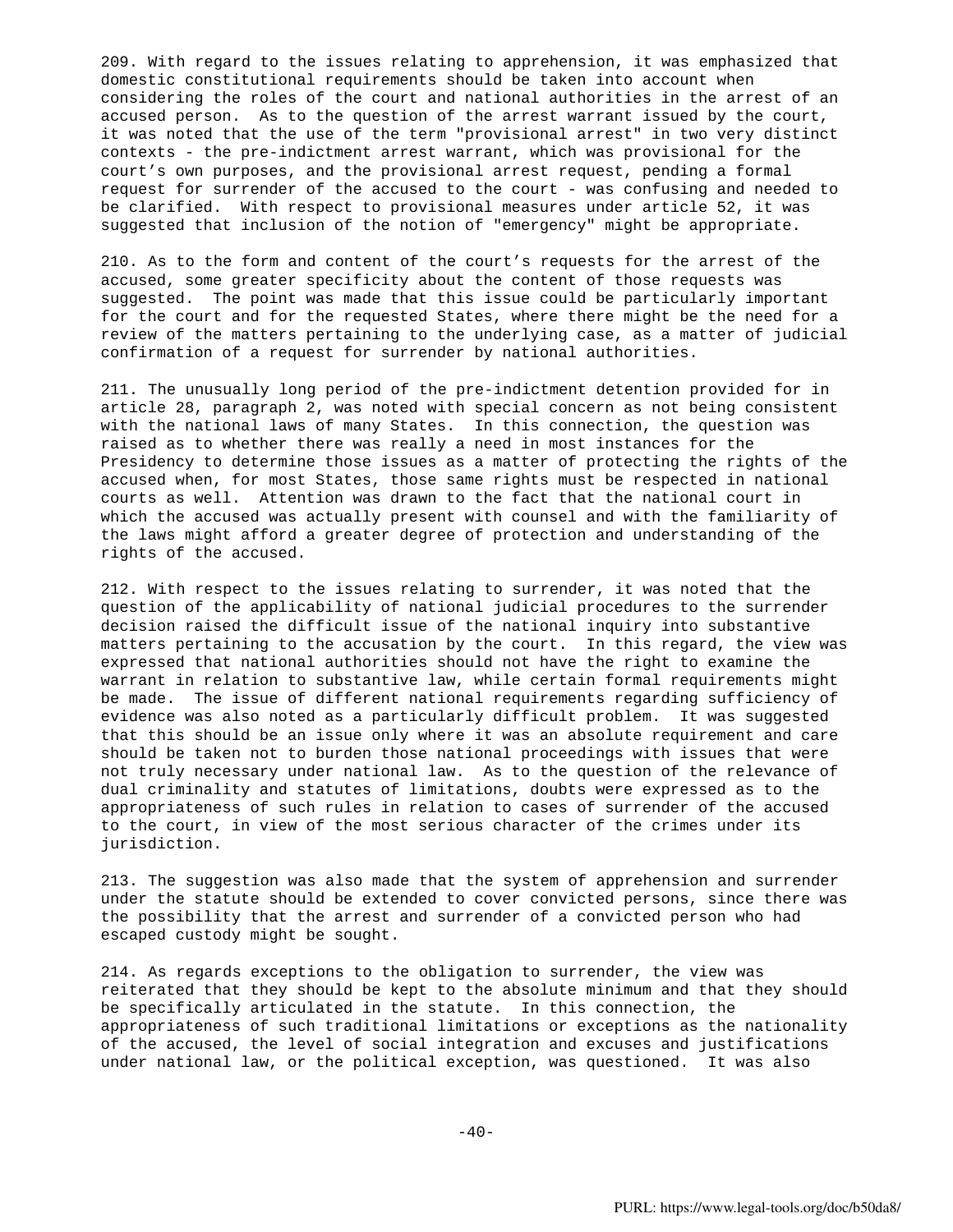209. With regard to the issues relating to apprehension, it was emphasized that domestic constitutional requirements should be taken into account when considering the roles of the court and national authorities in the arrest of an accused person. As to the question of the arrest warrant issued by the court, it was noted that the use of the term "provisional arrest" in two very distinct contexts - the pre-indictment arrest warrant, which was provisional for the court's own purposes, and the provisional arrest request, pending a formal request for surrender of the accused to the court - was confusing and needed to be clarified. With respect to provisional measures under article 52, it was suggested that inclusion of the notion of "emergency" might be appropriate.

210. As to the form and content of the court's requests for the arrest of the accused, some greater specificity about the content of those requests was suggested. The point was made that this issue could be particularly important for the court and for the requested States, where there might be the need for a review of the matters pertaining to the underlying case, as a matter of judicial confirmation of a request for surrender by national authorities.

211. The unusually long period of the pre-indictment detention provided for in article 28, paragraph 2, was noted with special concern as not being consistent with the national laws of many States. In this connection, the question was raised as to whether there was really a need in most instances for the Presidency to determine those issues as a matter of protecting the rights of the accused when, for most States, those same rights must be respected in national courts as well. Attention was drawn to the fact that the national court in which the accused was actually present with counsel and with the familiarity of the laws might afford a greater degree of protection and understanding of the rights of the accused.

212. With respect to the issues relating to surrender, it was noted that the question of the applicability of national judicial procedures to the surrender decision raised the difficult issue of the national inquiry into substantive matters pertaining to the accusation by the court. In this regard, the view was expressed that national authorities should not have the right to examine the warrant in relation to substantive law, while certain formal requirements might be made. The issue of different national requirements regarding sufficiency of evidence was also noted as a particularly difficult problem. It was suggested that this should be an issue only where it was an absolute requirement and care should be taken not to burden those national proceedings with issues that were not truly necessary under national law. As to the question of the relevance of dual criminality and statutes of limitations, doubts were expressed as to the appropriateness of such rules in relation to cases of surrender of the accused to the court, in view of the most serious character of the crimes under its jurisdiction.

213. The suggestion was also made that the system of apprehension and surrender under the statute should be extended to cover convicted persons, since there was the possibility that the arrest and surrender of a convicted person who had escaped custody might be sought.

214. As regards exceptions to the obligation to surrender, the view was reiterated that they should be kept to the absolute minimum and that they should be specifically articulated in the statute. In this connection, the appropriateness of such traditional limitations or exceptions as the nationality of the accused, the level of social integration and excuses and justifications under national law, or the political exception, was questioned. It was also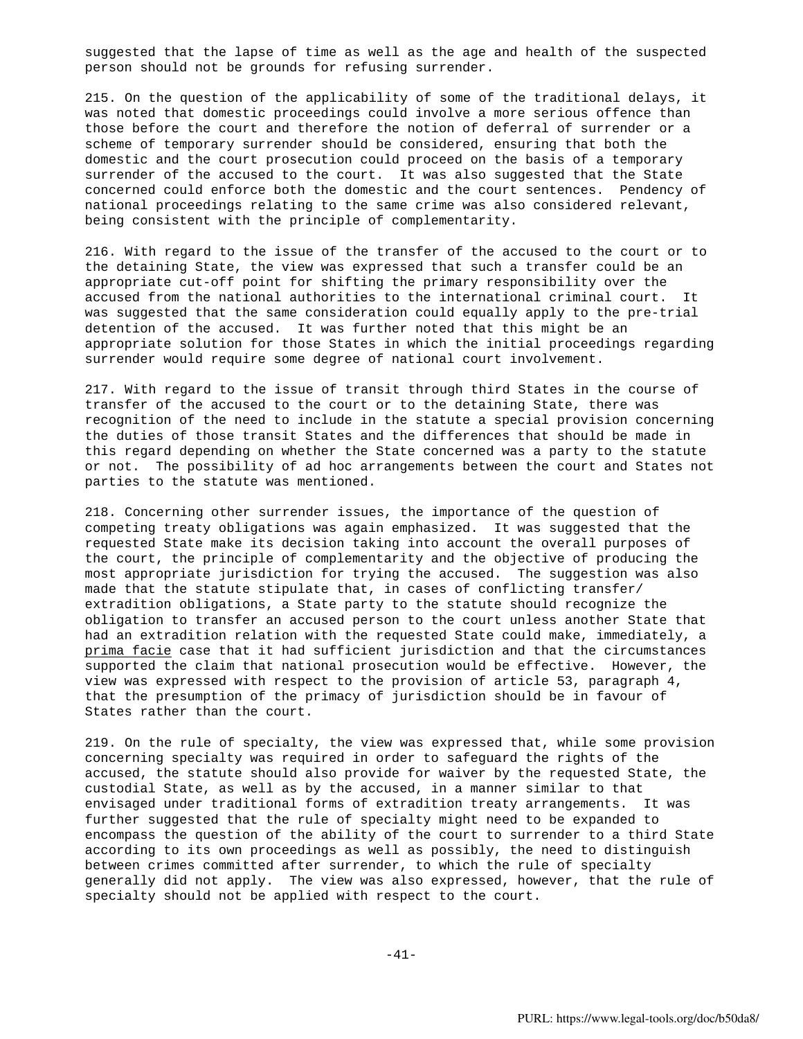suggested that the lapse of time as well as the age and health of the suspected person should not be grounds for refusing surrender.

215. On the question of the applicability of some of the traditional delays, it was noted that domestic proceedings could involve a more serious offence than those before the court and therefore the notion of deferral of surrender or a scheme of temporary surrender should be considered, ensuring that both the domestic and the court prosecution could proceed on the basis of a temporary surrender of the accused to the court. It was also suggested that the State concerned could enforce both the domestic and the court sentences. Pendency of national proceedings relating to the same crime was also considered relevant, being consistent with the principle of complementarity.

216. With regard to the issue of the transfer of the accused to the court or to the detaining State, the view was expressed that such a transfer could be an appropriate cut-off point for shifting the primary responsibility over the accused from the national authorities to the international criminal court. It was suggested that the same consideration could equally apply to the pre-trial detention of the accused. It was further noted that this might be an appropriate solution for those States in which the initial proceedings regarding surrender would require some degree of national court involvement.

217. With regard to the issue of transit through third States in the course of transfer of the accused to the court or to the detaining State, there was recognition of the need to include in the statute a special provision concerning the duties of those transit States and the differences that should be made in this regard depending on whether the State concerned was a party to the statute or not. The possibility of ad hoc arrangements between the court and States not parties to the statute was mentioned.

218. Concerning other surrender issues, the importance of the question of competing treaty obligations was again emphasized. It was suggested that the requested State make its decision taking into account the overall purposes of the court, the principle of complementarity and the objective of producing the most appropriate jurisdiction for trying the accused. The suggestion was also made that the statute stipulate that, in cases of conflicting transfer/ extradition obligations, a State party to the statute should recognize the obligation to transfer an accused person to the court unless another State that had an extradition relation with the requested State could make, immediately, a prima facie case that it had sufficient jurisdiction and that the circumstances supported the claim that national prosecution would be effective. However, the view was expressed with respect to the provision of article 53, paragraph 4, that the presumption of the primacy of jurisdiction should be in favour of States rather than the court.

219. On the rule of specialty, the view was expressed that, while some provision concerning specialty was required in order to safeguard the rights of the accused, the statute should also provide for waiver by the requested State, the custodial State, as well as by the accused, in a manner similar to that envisaged under traditional forms of extradition treaty arrangements. It was further suggested that the rule of specialty might need to be expanded to encompass the question of the ability of the court to surrender to a third State according to its own proceedings as well as possibly, the need to distinguish between crimes committed after surrender, to which the rule of specialty generally did not apply. The view was also expressed, however, that the rule of specialty should not be applied with respect to the court.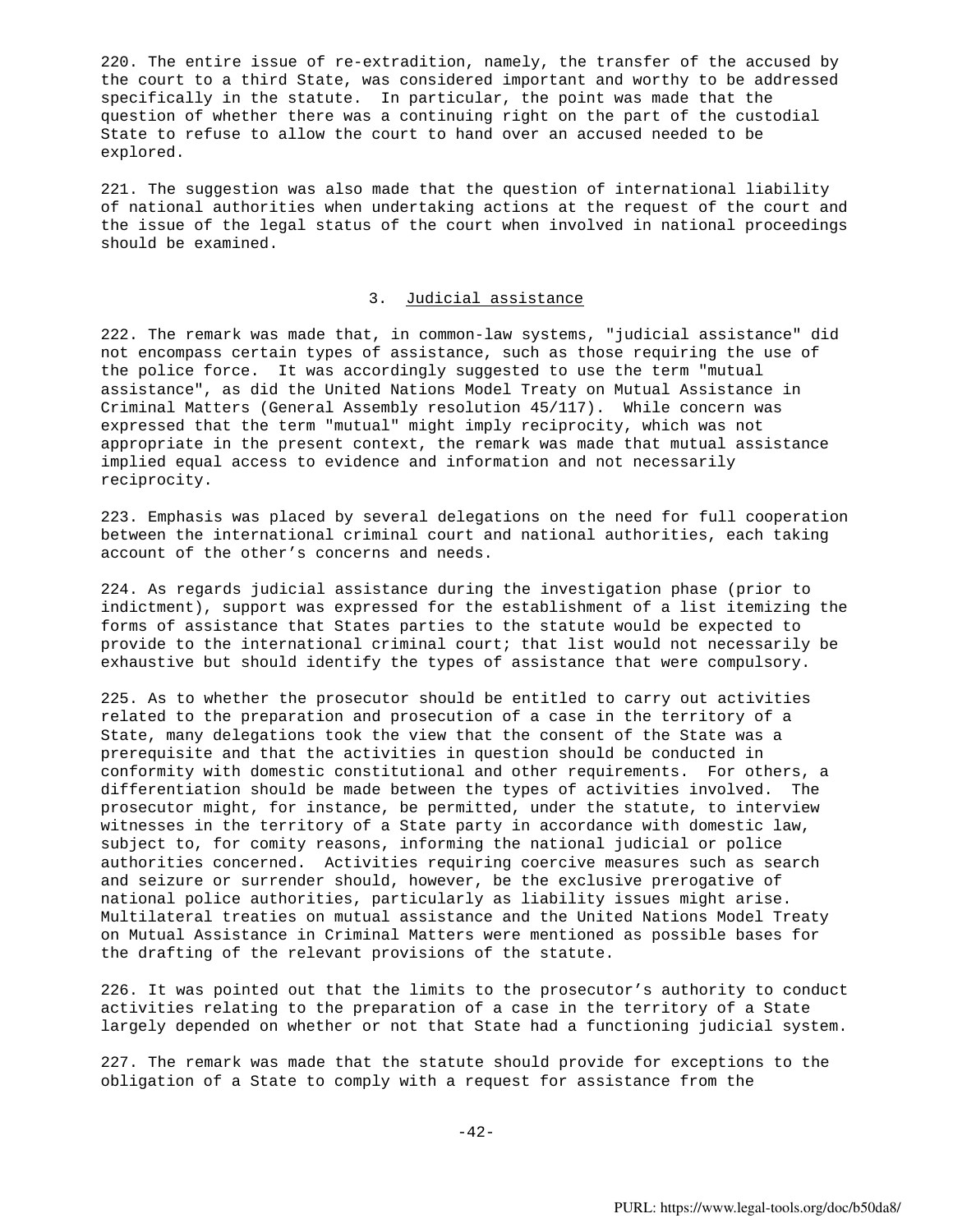220. The entire issue of re-extradition, namely, the transfer of the accused by the court to a third State, was considered important and worthy to be addressed specifically in the statute. In particular, the point was made that the question of whether there was a continuing right on the part of the custodial State to refuse to allow the court to hand over an accused needed to be explored.

221. The suggestion was also made that the question of international liability of national authorities when undertaking actions at the request of the court and the issue of the legal status of the court when involved in national proceedings should be examined.

### 3. Judicial assistance

222. The remark was made that, in common-law systems, "judicial assistance" did not encompass certain types of assistance, such as those requiring the use of the police force. It was accordingly suggested to use the term "mutual assistance", as did the United Nations Model Treaty on Mutual Assistance in Criminal Matters (General Assembly resolution 45/117). While concern was expressed that the term "mutual" might imply reciprocity, which was not appropriate in the present context, the remark was made that mutual assistance implied equal access to evidence and information and not necessarily reciprocity.

223. Emphasis was placed by several delegations on the need for full cooperation between the international criminal court and national authorities, each taking account of the other's concerns and needs.

224. As regards judicial assistance during the investigation phase (prior to indictment), support was expressed for the establishment of a list itemizing the forms of assistance that States parties to the statute would be expected to provide to the international criminal court; that list would not necessarily be exhaustive but should identify the types of assistance that were compulsory.

225. As to whether the prosecutor should be entitled to carry out activities related to the preparation and prosecution of a case in the territory of a State, many delegations took the view that the consent of the State was a prerequisite and that the activities in question should be conducted in conformity with domestic constitutional and other requirements. For others, a differentiation should be made between the types of activities involved. The prosecutor might, for instance, be permitted, under the statute, to interview witnesses in the territory of a State party in accordance with domestic law, subject to, for comity reasons, informing the national judicial or police authorities concerned. Activities requiring coercive measures such as search and seizure or surrender should, however, be the exclusive prerogative of national police authorities, particularly as liability issues might arise. Multilateral treaties on mutual assistance and the United Nations Model Treaty on Mutual Assistance in Criminal Matters were mentioned as possible bases for the drafting of the relevant provisions of the statute.

226. It was pointed out that the limits to the prosecutor's authority to conduct activities relating to the preparation of a case in the territory of a State largely depended on whether or not that State had a functioning judicial system.

227. The remark was made that the statute should provide for exceptions to the obligation of a State to comply with a request for assistance from the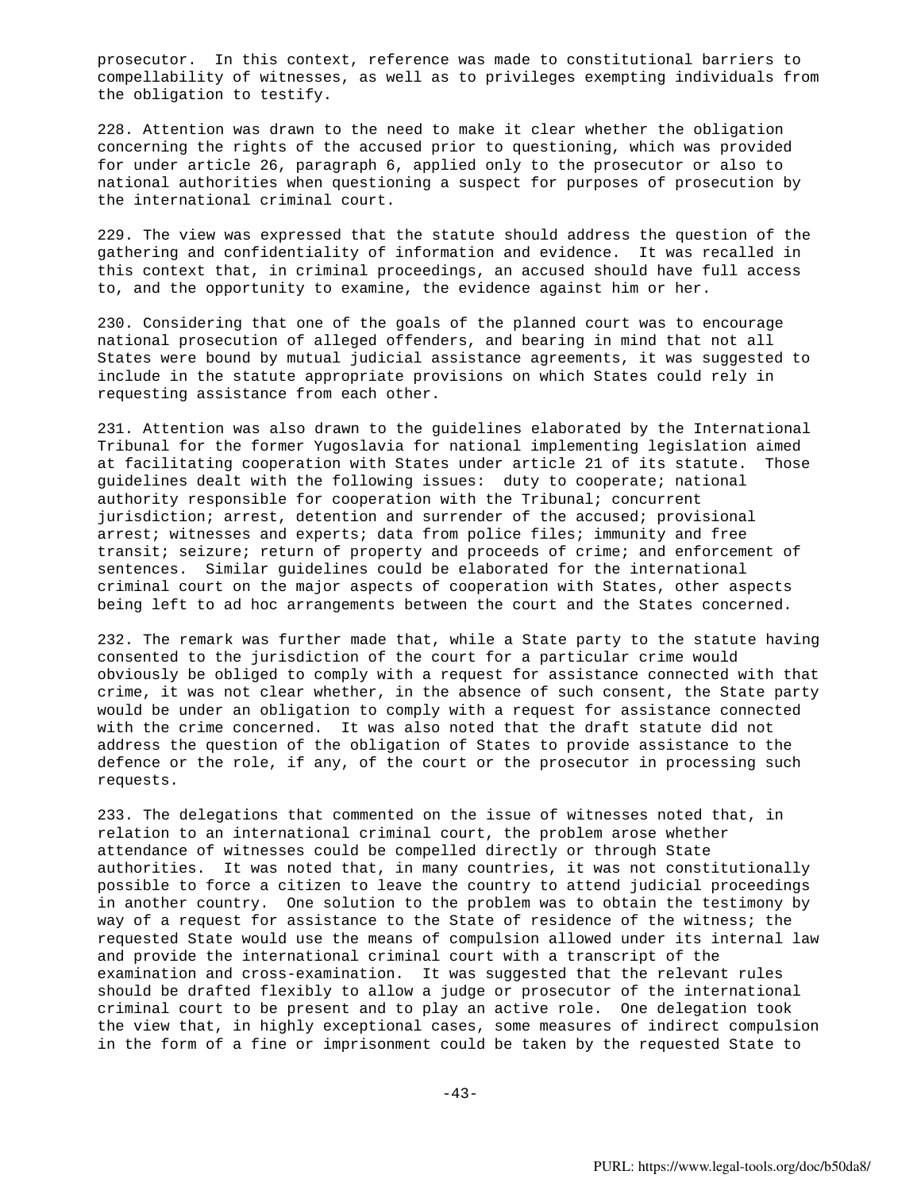prosecutor. In this context, reference was made to constitutional barriers to compellability of witnesses, as well as to privileges exempting individuals from the obligation to testify.

228. Attention was drawn to the need to make it clear whether the obligation concerning the rights of the accused prior to questioning, which was provided for under article 26, paragraph 6, applied only to the prosecutor or also to national authorities when questioning a suspect for purposes of prosecution by the international criminal court.

229. The view was expressed that the statute should address the question of the gathering and confidentiality of information and evidence. It was recalled in this context that, in criminal proceedings, an accused should have full access to, and the opportunity to examine, the evidence against him or her.

230. Considering that one of the goals of the planned court was to encourage national prosecution of alleged offenders, and bearing in mind that not all States were bound by mutual judicial assistance agreements, it was suggested to include in the statute appropriate provisions on which States could rely in requesting assistance from each other.

231. Attention was also drawn to the guidelines elaborated by the International Tribunal for the former Yugoslavia for national implementing legislation aimed at facilitating cooperation with States under article 21 of its statute. Those guidelines dealt with the following issues: duty to cooperate; national authority responsible for cooperation with the Tribunal; concurrent jurisdiction; arrest, detention and surrender of the accused; provisional arrest; witnesses and experts; data from police files; immunity and free transit; seizure; return of property and proceeds of crime; and enforcement of sentences. Similar guidelines could be elaborated for the international criminal court on the major aspects of cooperation with States, other aspects being left to ad hoc arrangements between the court and the States concerned.

232. The remark was further made that, while a State party to the statute having consented to the jurisdiction of the court for a particular crime would obviously be obliged to comply with a request for assistance connected with that crime, it was not clear whether, in the absence of such consent, the State party would be under an obligation to comply with a request for assistance connected with the crime concerned. It was also noted that the draft statute did not address the question of the obligation of States to provide assistance to the defence or the role, if any, of the court or the prosecutor in processing such requests.

233. The delegations that commented on the issue of witnesses noted that, in relation to an international criminal court, the problem arose whether attendance of witnesses could be compelled directly or through State authorities. It was noted that, in many countries, it was not constitutionally possible to force a citizen to leave the country to attend judicial proceedings in another country. One solution to the problem was to obtain the testimony by way of a request for assistance to the State of residence of the witness; the requested State would use the means of compulsion allowed under its internal law and provide the international criminal court with a transcript of the examination and cross-examination. It was suggested that the relevant rules should be drafted flexibly to allow a judge or prosecutor of the international criminal court to be present and to play an active role. One delegation took the view that, in highly exceptional cases, some measures of indirect compulsion in the form of a fine or imprisonment could be taken by the requested State to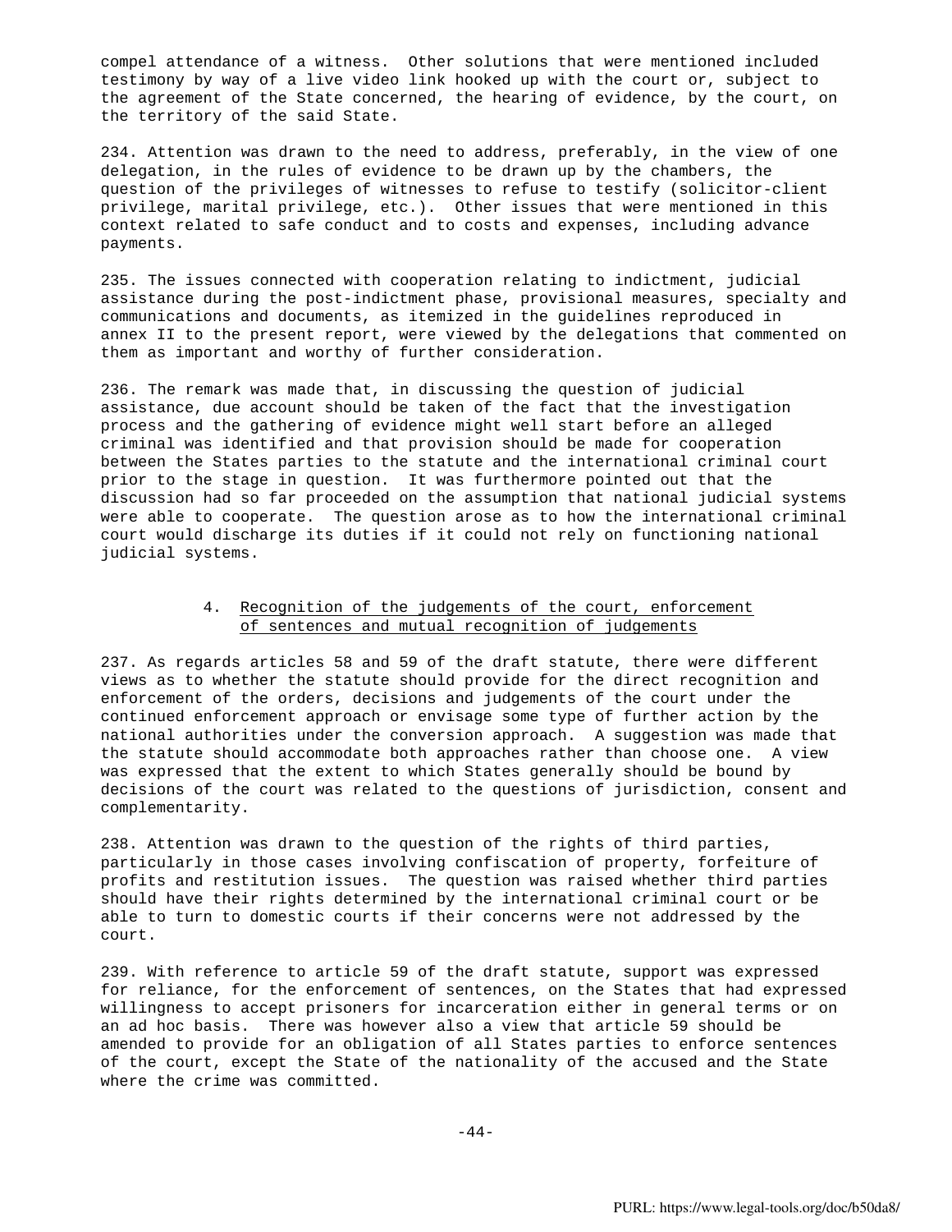compel attendance of a witness. Other solutions that were mentioned included testimony by way of a live video link hooked up with the court or, subject to the agreement of the State concerned, the hearing of evidence, by the court, on the territory of the said State.

234. Attention was drawn to the need to address, preferably, in the view of one delegation, in the rules of evidence to be drawn up by the chambers, the question of the privileges of witnesses to refuse to testify (solicitor-client privilege, marital privilege, etc.). Other issues that were mentioned in this context related to safe conduct and to costs and expenses, including advance payments.

235. The issues connected with cooperation relating to indictment, judicial assistance during the post-indictment phase, provisional measures, specialty and communications and documents, as itemized in the guidelines reproduced in annex II to the present report, were viewed by the delegations that commented on them as important and worthy of further consideration.

236. The remark was made that, in discussing the question of judicial assistance, due account should be taken of the fact that the investigation process and the gathering of evidence might well start before an alleged criminal was identified and that provision should be made for cooperation between the States parties to the statute and the international criminal court prior to the stage in question. It was furthermore pointed out that the discussion had so far proceeded on the assumption that national judicial systems were able to cooperate. The question arose as to how the international criminal court would discharge its duties if it could not rely on functioning national judicial systems.

### 4. Recognition of the judgements of the court, enforcement of sentences and mutual recognition of judgements

237. As regards articles 58 and 59 of the draft statute, there were different views as to whether the statute should provide for the direct recognition and enforcement of the orders, decisions and judgements of the court under the continued enforcement approach or envisage some type of further action by the national authorities under the conversion approach. A suggestion was made that the statute should accommodate both approaches rather than choose one. A view was expressed that the extent to which States generally should be bound by decisions of the court was related to the questions of jurisdiction, consent and complementarity.

238. Attention was drawn to the question of the rights of third parties, particularly in those cases involving confiscation of property, forfeiture of profits and restitution issues. The question was raised whether third parties should have their rights determined by the international criminal court or be able to turn to domestic courts if their concerns were not addressed by the court.

239. With reference to article 59 of the draft statute, support was expressed for reliance, for the enforcement of sentences, on the States that had expressed willingness to accept prisoners for incarceration either in general terms or on an ad hoc basis. There was however also a view that article 59 should be amended to provide for an obligation of all States parties to enforce sentences of the court, except the State of the nationality of the accused and the State where the crime was committed.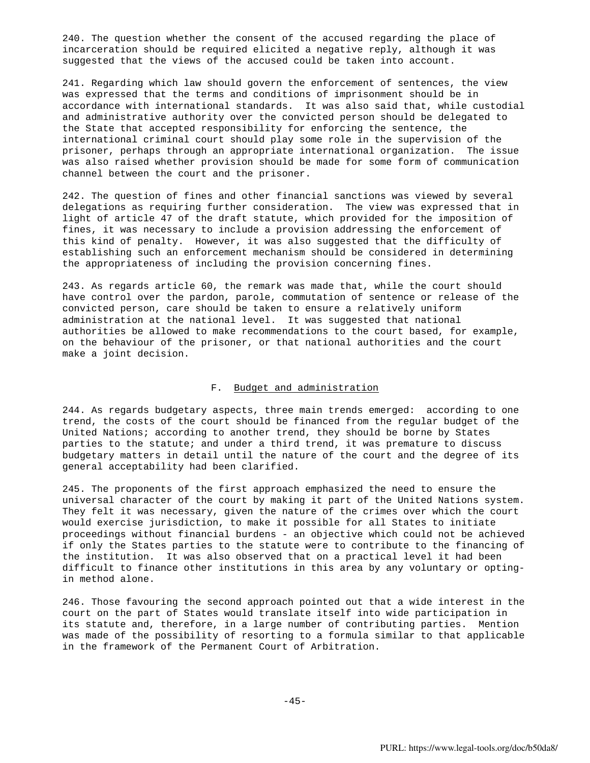240. The question whether the consent of the accused regarding the place of incarceration should be required elicited a negative reply, although it was suggested that the views of the accused could be taken into account.

241. Regarding which law should govern the enforcement of sentences, the view was expressed that the terms and conditions of imprisonment should be in accordance with international standards. It was also said that, while custodial and administrative authority over the convicted person should be delegated to the State that accepted responsibility for enforcing the sentence, the international criminal court should play some role in the supervision of the prisoner, perhaps through an appropriate international organization. The issue was also raised whether provision should be made for some form of communication channel between the court and the prisoner.

242. The question of fines and other financial sanctions was viewed by several delegations as requiring further consideration. The view was expressed that in light of article 47 of the draft statute, which provided for the imposition of fines, it was necessary to include a provision addressing the enforcement of this kind of penalty. However, it was also suggested that the difficulty of establishing such an enforcement mechanism should be considered in determining the appropriateness of including the provision concerning fines.

243. As regards article 60, the remark was made that, while the court should have control over the pardon, parole, commutation of sentence or release of the convicted person, care should be taken to ensure a relatively uniform administration at the national level. It was suggested that national authorities be allowed to make recommendations to the court based, for example, on the behaviour of the prisoner, or that national authorities and the court make a joint decision.

## F. Budget and administration

244. As regards budgetary aspects, three main trends emerged: according to one trend, the costs of the court should be financed from the regular budget of the United Nations; according to another trend, they should be borne by States parties to the statute; and under a third trend, it was premature to discuss budgetary matters in detail until the nature of the court and the degree of its general acceptability had been clarified.

245. The proponents of the first approach emphasized the need to ensure the universal character of the court by making it part of the United Nations system. They felt it was necessary, given the nature of the crimes over which the court would exercise jurisdiction, to make it possible for all States to initiate proceedings without financial burdens - an objective which could not be achieved if only the States parties to the statute were to contribute to the financing of the institution. It was also observed that on a practical level it had been difficult to finance other institutions in this area by any voluntary or opting-in method alone.

246. Those favouring the second approach pointed out that a wide interest in the court on the part of States would translate itself into wide participation in its statute and, therefore, in a large number of contributing parties. Mention was made of the possibility of resorting to a formula similar to that applicable in the framework of the Permanent Court of Arbitration.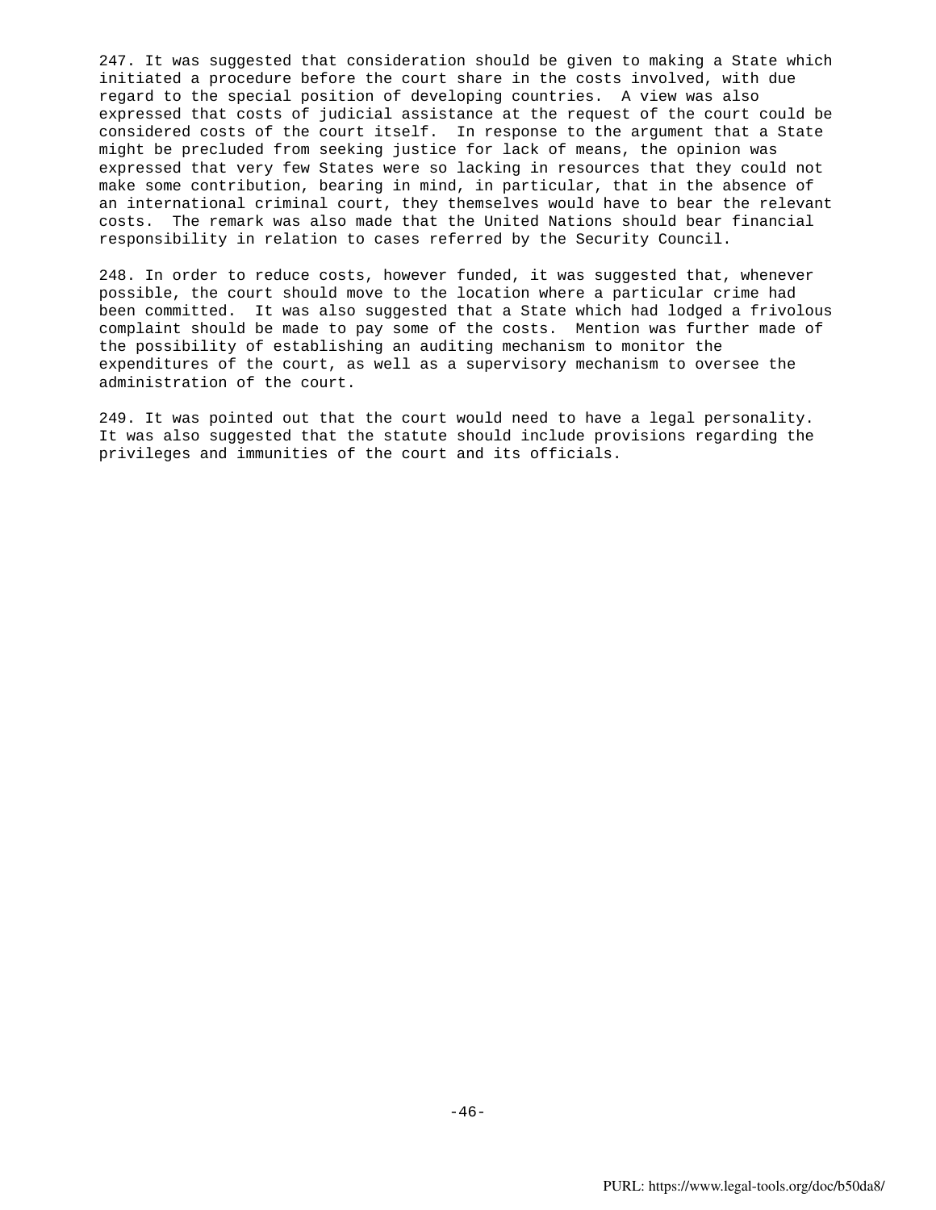247. It was suggested that consideration should be given to making a State which initiated a procedure before the court share in the costs involved, with due regard to the special position of developing countries. A view was also expressed that costs of judicial assistance at the request of the court could be considered costs of the court itself. In response to the argument that a State might be precluded from seeking justice for lack of means, the opinion was expressed that very few States were so lacking in resources that they could not make some contribution, bearing in mind, in particular, that in the absence of an international criminal court, they themselves would have to bear the relevant costs. The remark was also made that the United Nations should bear financial responsibility in relation to cases referred by the Security Council.

248. In order to reduce costs, however funded, it was suggested that, whenever possible, the court should move to the location where a particular crime had been committed. It was also suggested that a State which had lodged a frivolous complaint should be made to pay some of the costs. Mention was further made of the possibility of establishing an auditing mechanism to monitor the expenditures of the court, as well as a supervisory mechanism to oversee the administration of the court.

249. It was pointed out that the court would need to have a legal personality. It was also suggested that the statute should include provisions regarding the privileges and immunities of the court and its officials.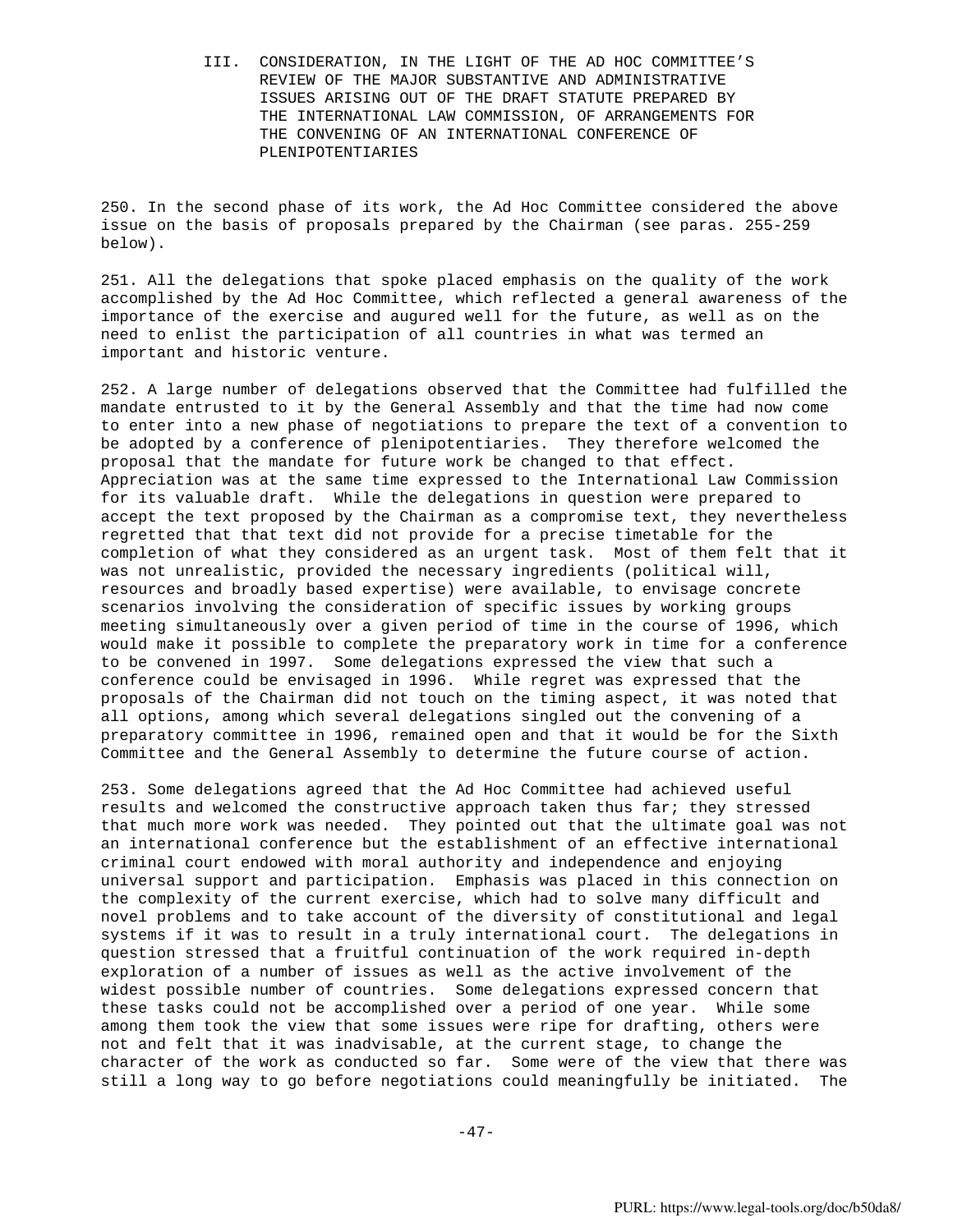## III. CONSIDERATION, IN THE LIGHT OF THE AD HOC COMMITTEE'S REVIEW OF THE MAJOR SUBSTANTIVE AND ADMINISTRATIVE ISSUES ARISING OUT OF THE DRAFT STATUTE PREPARED BY THE INTERNATIONAL LAW COMMISSION, OF ARRANGEMENTS FOR THE CONVENING OF AN INTERNATIONAL CONFERENCE OF PLENIPOTENTIARIES

250. In the second phase of its work, the Ad Hoc Committee considered the above issue on the basis of proposals prepared by the Chairman (see paras. 255-259 below).

251. All the delegations that spoke placed emphasis on the quality of the work accomplished by the Ad Hoc Committee, which reflected a general awareness of the importance of the exercise and augured well for the future, as well as on the need to enlist the participation of all countries in what was termed an important and historic venture.

252. A large number of delegations observed that the Committee had fulfilled the mandate entrusted to it by the General Assembly and that the time had now come to enter into a new phase of negotiations to prepare the text of a convention to be adopted by a conference of plenipotentiaries. They therefore welcomed the proposal that the mandate for future work be changed to that effect. Appreciation was at the same time expressed to the International Law Commission for its valuable draft. While the delegations in question were prepared to accept the text proposed by the Chairman as a compromise text, they nevertheless regretted that that text did not provide for a precise timetable for the completion of what they considered as an urgent task. Most of them felt that it was not unrealistic, provided the necessary ingredients (political will, resources and broadly based expertise) were available, to envisage concrete scenarios involving the consideration of specific issues by working groups meeting simultaneously over a given period of time in the course of 1996, which would make it possible to complete the preparatory work in time for a conference to be convened in 1997. Some delegations expressed the view that such a conference could be envisaged in 1996. While regret was expressed that the proposals of the Chairman did not touch on the timing aspect, it was noted that all options, among which several delegations singled out the convening of a preparatory committee in 1996, remained open and that it would be for the Sixth Committee and the General Assembly to determine the future course of action.

253. Some delegations agreed that the Ad Hoc Committee had achieved useful results and welcomed the constructive approach taken thus far; they stressed that much more work was needed. They pointed out that the ultimate goal was not an international conference but the establishment of an effective international criminal court endowed with moral authority and independence and enjoying universal support and participation. Emphasis was placed in this connection on the complexity of the current exercise, which had to solve many difficult and novel problems and to take account of the diversity of constitutional and legal systems if it was to result in a truly international court. The delegations in question stressed that a fruitful continuation of the work required in-depth exploration of a number of issues as well as the active involvement of the widest possible number of countries. Some delegations expressed concern that these tasks could not be accomplished over a period of one year. While some among them took the view that some issues were ripe for drafting, others were not and felt that it was inadvisable, at the current stage, to change the character of the work as conducted so far. Some were of the view that there was still a long way to go before negotiations could meaningfully be initiated. The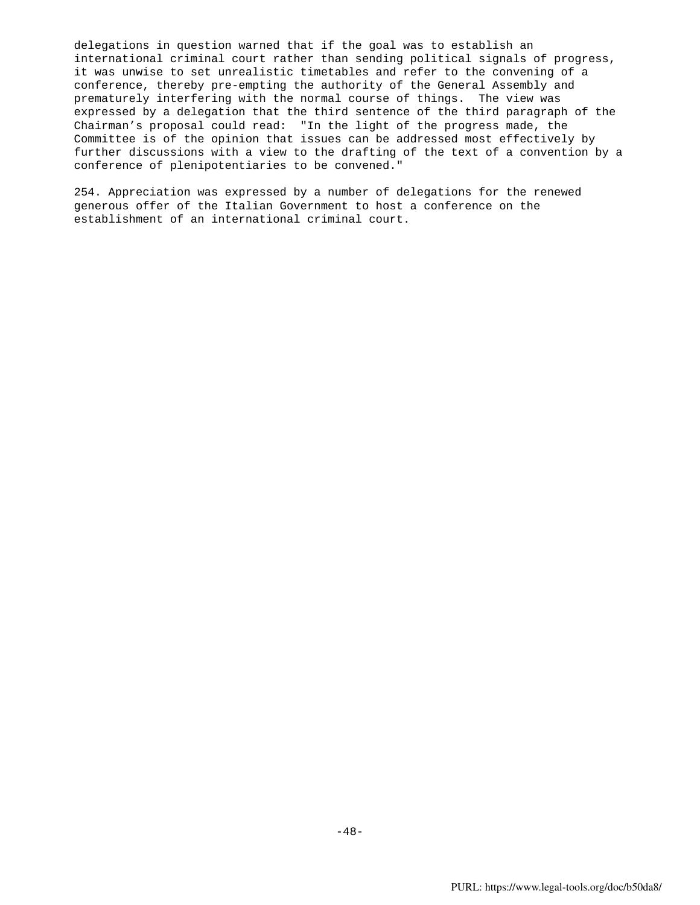delegations in question warned that if the goal was to establish an international criminal court rather than sending political signals of progress, it was unwise to set unrealistic timetables and refer to the convening of a conference, thereby pre-empting the authority of the General Assembly and prematurely interfering with the normal course of things. The view was expressed by a delegation that the third sentence of the third paragraph of the Chairman's proposal could read: "In the light of the progress made, the Committee is of the opinion that issues can be addressed most effectively by further discussions with a view to the drafting of the text of a convention by a conference of plenipotentiaries to be convened."

254. Appreciation was expressed by a number of delegations for the renewed generous offer of the Italian Government to host a conference on the establishment of an international criminal court.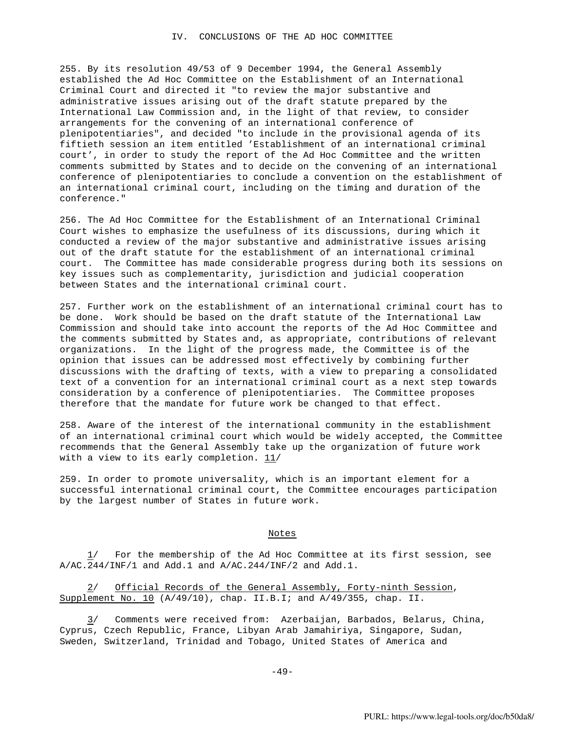## IV. CONCLUSIONS OF THE AD HOC COMMITTEE

255. By its resolution 49/53 of 9 December 1994, the General Assembly established the Ad Hoc Committee on the Establishment of an International Criminal Court and directed it "to review the major substantive and administrative issues arising out of the draft statute prepared by the International Law Commission and, in the light of that review, to consider arrangements for the convening of an international conference of plenipotentiaries", and decided "to include in the provisional agenda of its fiftieth session an item entitled 'Establishment of an international criminal court', in order to study the report of the Ad Hoc Committee and the written comments submitted by States and to decide on the convening of an international conference of plenipotentiaries to conclude a convention on the establishment of an international criminal court, including on the timing and duration of the conference."

256. The Ad Hoc Committee for the Establishment of an International Criminal Court wishes to emphasize the usefulness of its discussions, during which it conducted a review of the major substantive and administrative issues arising out of the draft statute for the establishment of an international criminal court. The Committee has made considerable progress during both its sessions on key issues such as complementarity, jurisdiction and judicial cooperation between States and the international criminal court.

257. Further work on the establishment of an international criminal court has to be done. Work should be based on the draft statute of the International Law Commission and should take into account the reports of the Ad Hoc Committee and the comments submitted by States and, as appropriate, contributions of relevant organizations. In the light of the progress made, the Committee is of the opinion that issues can be addressed most effectively by combining further discussions with the drafting of texts, with a view to preparing a consolidated text of a convention for an international criminal court as a next step towards consideration by a conference of plenipotentiaries. The Committee proposes therefore that the mandate for future work be changed to that effect.

258. Aware of the interest of the international community in the establishment of an international criminal court which would be widely accepted, the Committee recommends that the General Assembly take up the organization of future work with a view to its early completion. 11/

259. In order to promote universality, which is an important element for a successful international criminal court, the Committee encourages participation by the largest number of States in future work.

### Notes

1/ For the membership of the Ad Hoc Committee at its first session, see A/AC.244/INF/1 and Add.1 and A/AC.244/INF/2 and Add.1.

2/ *Official Records of the General Assembly, Forty-ninth Session, Supplement No. 10* (A/49/10), chap. II.B.I; and A/49/355, chap. II.

3/ Comments were received from: Azerbaijan, Barbados, Belarus, China, Cyprus, Czech Republic, France, Libyan Arab Jamahiriya, Singapore, Sudan, Sweden, Switzerland, Trinidad and Tobago, United States of America and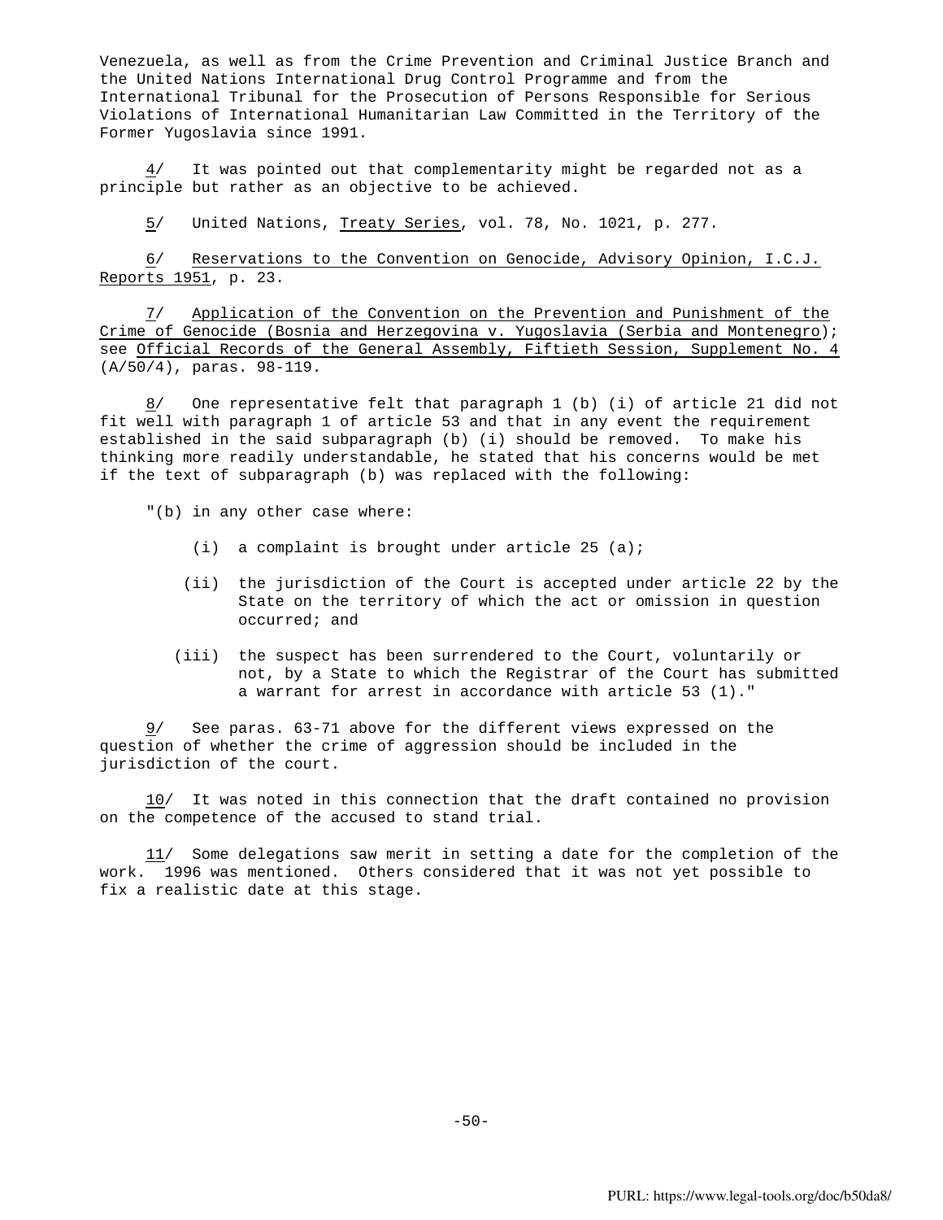Venezuela, as well as from the Crime Prevention and Criminal Justice Branch and the United Nations International Drug Control Programme and from the International Tribunal for the Prosecution of Persons Responsible for Serious Violations of International Humanitarian Law Committed in the Territory of the Former Yugoslavia since 1991.

4/ It was pointed out that complementarity might be regarded not as a principle but rather as an objective to be achieved.

5/ United Nations, Treaty Series, vol. 78, No. 1021, p. 277.

6/ Reservations to the Convention on Genocide, Advisory Opinion, I.C.J. Reports 1951, p. 23.

7/ Application of the Convention on the Prevention and Punishment of the Crime of Genocide (Bosnia and Herzegovina v. Yugoslavia (Serbia and Montenegro); see Official Records of the General Assembly, Fiftieth Session, Supplement No. 4 (A/50/4), paras. 98-119.

8/ One representative felt that paragraph 1 (b) (i) of article 21 did not fit well with paragraph 1 of article 53 and that in any event the requirement established in the said subparagraph (b) (i) should be removed. To make his thinking more readily understandable, he stated that his concerns would be met if the text of subparagraph (b) was replaced with the following:

"(b) in any other case where:

(i) a complaint is brought under article 25 (a);

(ii) the jurisdiction of the Court is accepted under article 22 by the State on the territory of which the act or omission in question occurred; and

(iii) the suspect has been surrendered to the Court, voluntarily or not, by a State to which the Registrar of the Court has submitted a warrant for arrest in accordance with article 53 (1)."

9/ See paras. 63-71 above for the different views expressed on the question of whether the crime of aggression should be included in the jurisdiction of the court.

10/ It was noted in this connection that the draft contained no provision on the competence of the accused to stand trial.

11/ Some delegations saw merit in setting a date for the completion of the work. 1996 was mentioned. Others considered that it was not yet possible to fix a realistic date at this stage.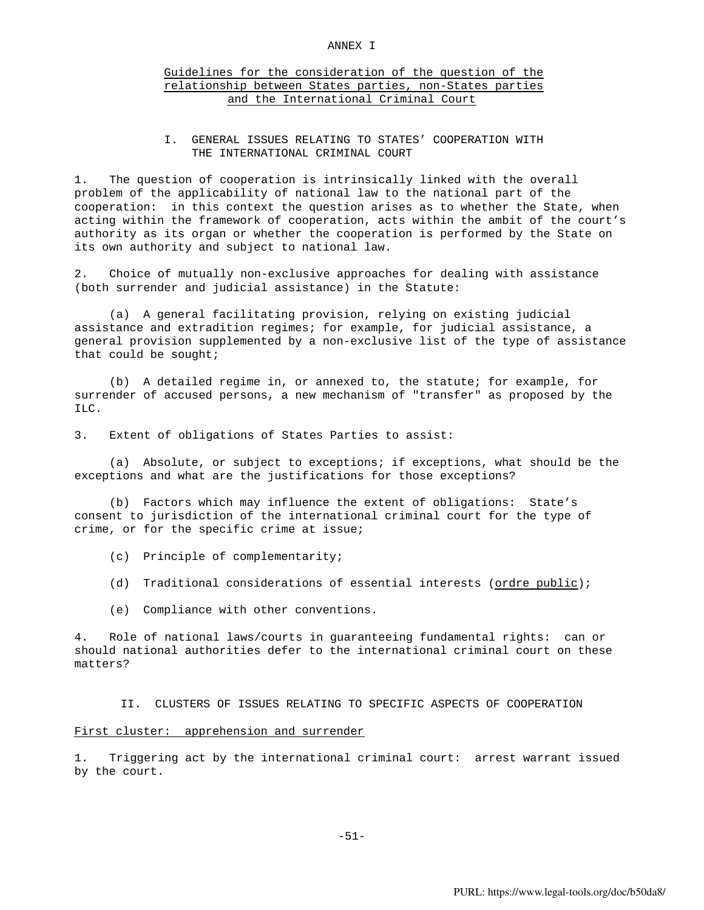ANNEX I

## Guidelines for the consideration of the question of the relationship between States parties, non-States parties and the International Criminal Court

### I. GENERAL ISSUES RELATING TO STATES' COOPERATION WITH THE INTERNATIONAL CRIMINAL COURT

1. The question of cooperation is intrinsically linked with the overall problem of the applicability of national law to the national part of the cooperation: in this context the question arises as to whether the State, when acting within the framework of cooperation, acts within the ambit of the court's authority as its organ or whether the cooperation is performed by the State on its own authority and subject to national law.

2. Choice of mutually non-exclusive approaches for dealing with assistance (both surrender and judicial assistance) in the Statute:

(a) A general facilitating provision, relying on existing judicial assistance and extradition regimes; for example, for judicial assistance, a general provision supplemented by a non-exclusive list of the type of assistance that could be sought;

(b) A detailed regime in, or annexed to, the statute; for example, for surrender of accused persons, a new mechanism of "transfer" as proposed by the ILC.

3. Extent of obligations of States Parties to assist:

(a) Absolute, or subject to exceptions; if exceptions, what should be the exceptions and what are the justifications for those exceptions?

(b) Factors which may influence the extent of obligations: State's consent to jurisdiction of the international criminal court for the type of crime, or for the specific crime at issue;

(c) Principle of complementarity;

(d) Traditional considerations of essential interests (ordre public);

(e) Compliance with other conventions.

4. Role of national laws/courts in guaranteeing fundamental rights: can or should national authorities defer to the international criminal court on these matters?

### II. CLUSTERS OF ISSUES RELATING TO SPECIFIC ASPECTS OF COOPERATION

#### First cluster: apprehension and surrender

1. Triggering act by the international criminal court: arrest warrant issued by the court.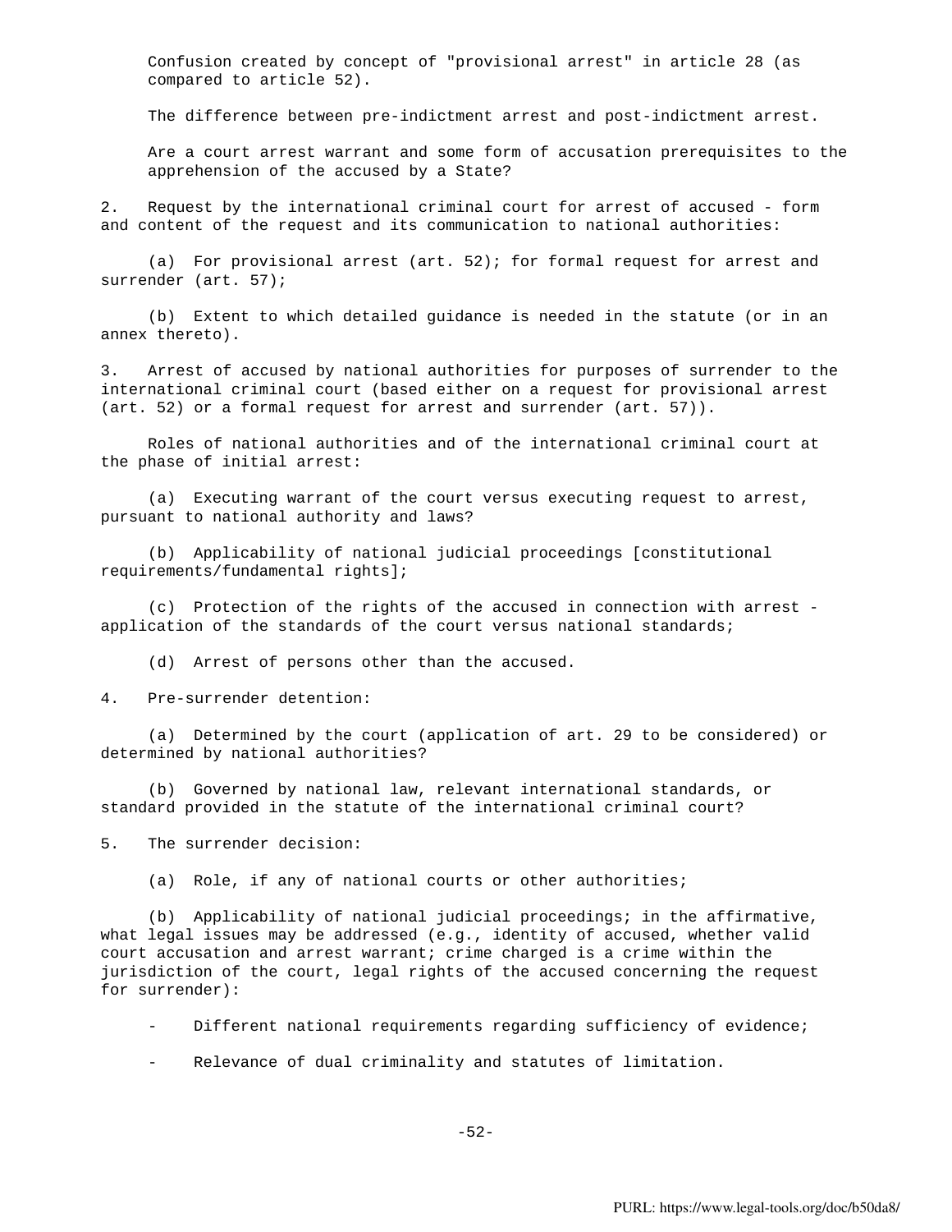Confusion created by concept of "provisional arrest" in article 28 (as compared to article 52).

The difference between pre-indictment arrest and post-indictment arrest.

Are a court arrest warrant and some form of accusation prerequisites to the apprehension of the accused by a State?

2. Request by the international criminal court for arrest of accused - form and content of the request and its communication to national authorities:

(a) For provisional arrest (art. 52); for formal request for arrest and surrender (art. 57);

(b) Extent to which detailed guidance is needed in the statute (or in an annex thereto).

3. Arrest of accused by national authorities for purposes of surrender to the international criminal court (based either on a request for provisional arrest (art. 52) or a formal request for arrest and surrender (art. 57)).

Roles of national authorities and of the international criminal court at the phase of initial arrest:

(a) Executing warrant of the court versus executing request to arrest, pursuant to national authority and laws?

(b) Applicability of national judicial proceedings [constitutional requirements/fundamental rights];

(c) Protection of the rights of the accused in connection with arrest - application of the standards of the court versus national standards;

(d) Arrest of persons other than the accused.

4. Pre-surrender detention:

(a) Determined by the court (application of art. 29 to be considered) or determined by national authorities?

(b) Governed by national law, relevant international standards, or standard provided in the statute of the international criminal court?

5. The surrender decision:

(a) Role, if any of national courts or other authorities;

(b) Applicability of national judicial proceedings; in the affirmative, what legal issues may be addressed (e.g., identity of accused, whether valid court accusation and arrest warrant; crime charged is a crime within the jurisdiction of the court, legal rights of the accused concerning the request for surrender):

- Different national requirements regarding sufficiency of evidence;

- Relevance of dual criminality and statutes of limitation.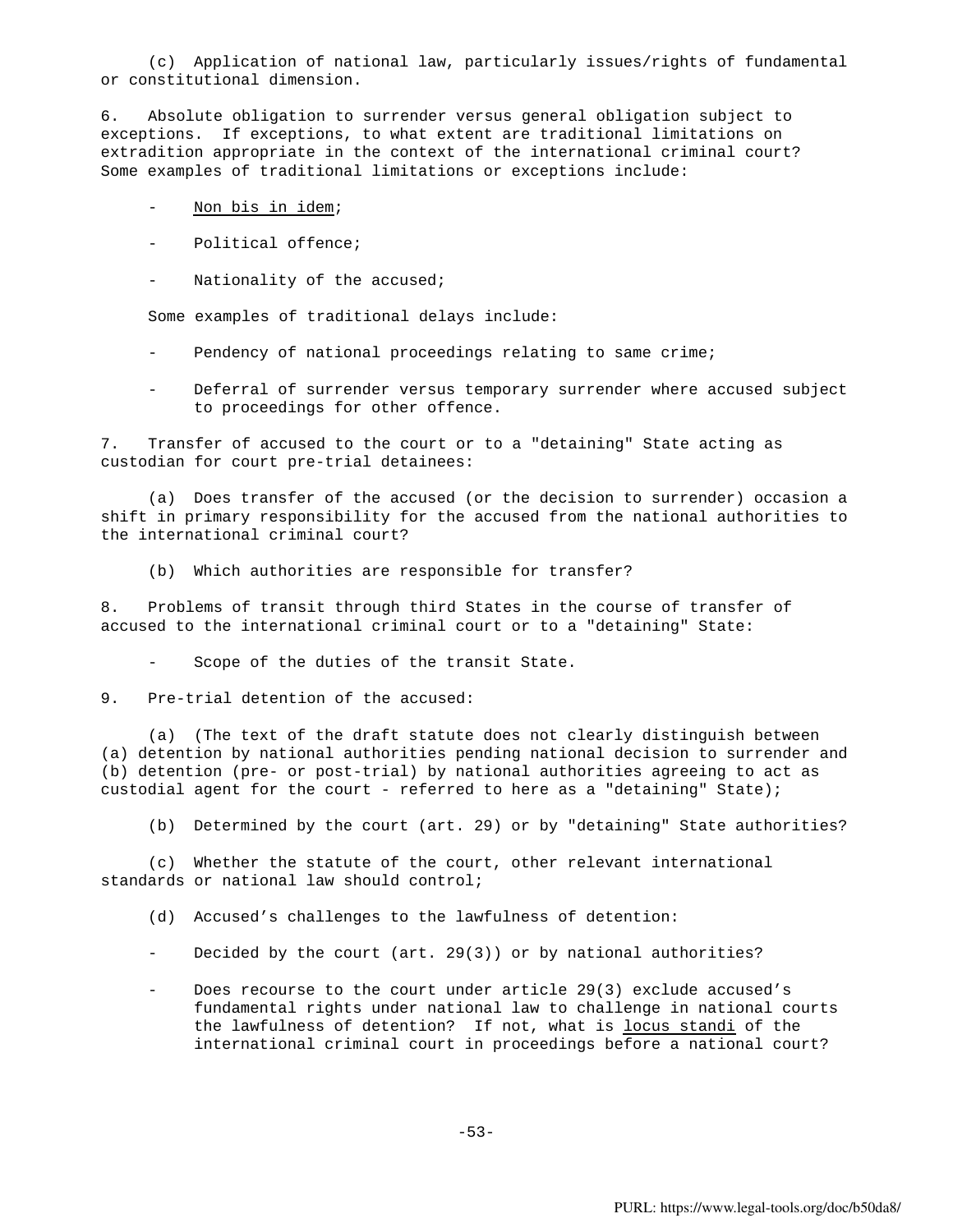(c) Application of national law, particularly issues/rights of fundamental or constitutional dimension.

6. Absolute obligation to surrender versus general obligation subject to exceptions. If exceptions, to what extent are traditional limitations on extradition appropriate in the context of the international criminal court? Some examples of traditional limitations or exceptions include:

- Non bis in idem;
- Political offence;
- Nationality of the accused;

Some examples of traditional delays include:

- Pendency of national proceedings relating to same crime;
- Deferral of surrender versus temporary surrender where accused subject to proceedings for other offence.

7. Transfer of accused to the court or to a "detaining" State acting as custodian for court pre-trial detainees:

(a) Does transfer of the accused (or the decision to surrender) occasion a shift in primary responsibility for the accused from the national authorities to the international criminal court?

(b) Which authorities are responsible for transfer?

8. Problems of transit through third States in the course of transfer of accused to the international criminal court or to a "detaining" State:

- Scope of the duties of the transit State.

9. Pre-trial detention of the accused:

(a) (The text of the draft statute does not clearly distinguish between (a) detention by national authorities pending national decision to surrender and (b) detention (pre- or post-trial) by national authorities agreeing to act as custodial agent for the court - referred to here as a "detaining" State);

(b) Determined by the court (art. 29) or by "detaining" State authorities?

(c) Whether the statute of the court, other relevant international standards or national law should control;

(d) Accused's challenges to the lawfulness of detention:

- Decided by the court (art. 29(3)) or by national authorities?
- Does recourse to the court under article 29(3) exclude accused's fundamental rights under national law to challenge in national courts the lawfulness of detention? If not, what is locus standi of the international criminal court in proceedings before a national court?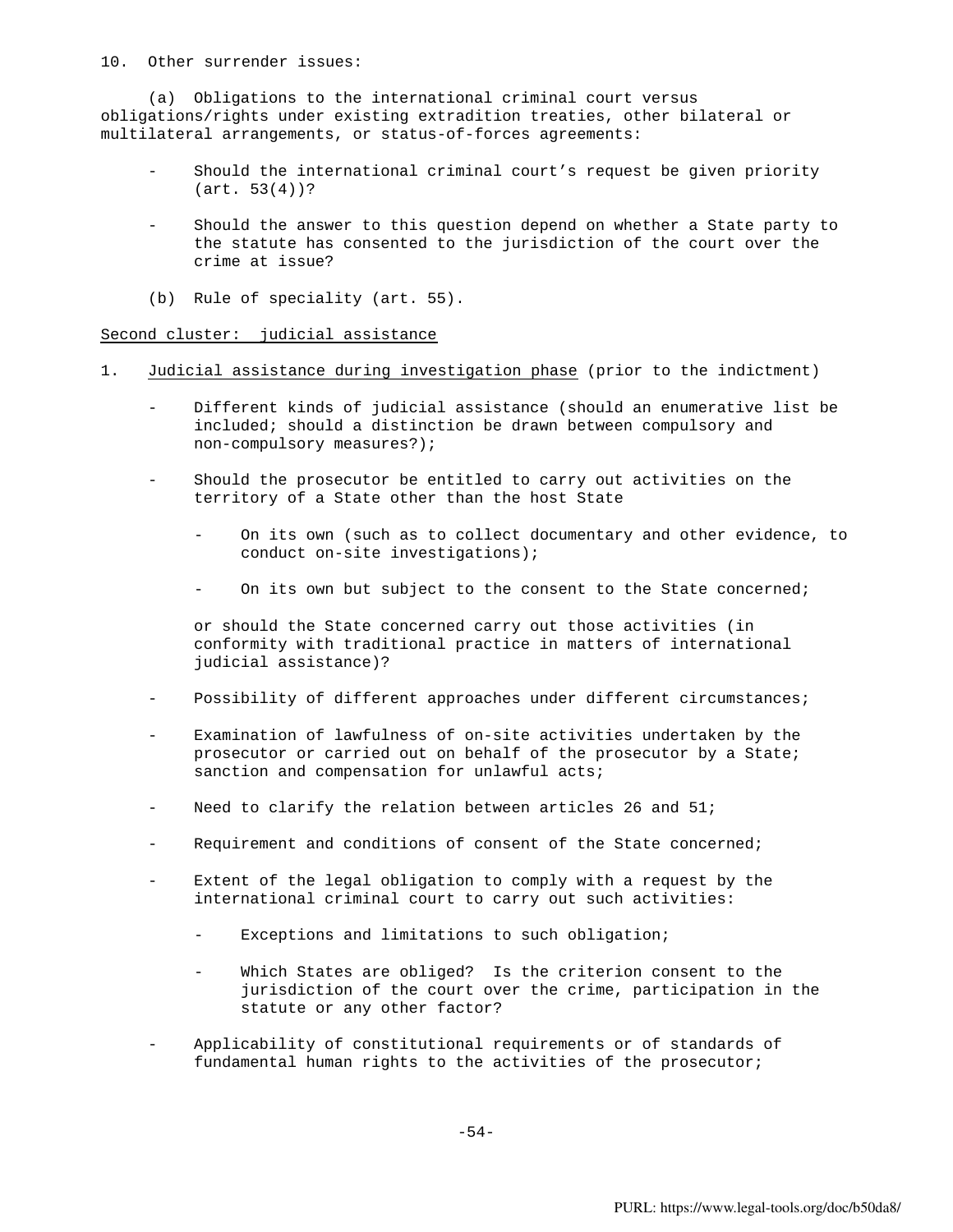10. Other surrender issues:

(a) Obligations to the international criminal court versus obligations/rights under existing extradition treaties, other bilateral or multilateral arrangements, or status-of-forces agreements:

- Should the international criminal court's request be given priority (art. 53(4))?

- Should the answer to this question depend on whether a State party to the statute has consented to the jurisdiction of the court over the crime at issue?

(b) Rule of speciality (art. 55).

<u>Second cluster: judicial assistance</u>

1. <u>Judicial assistance during investigation phase</u> (prior to the indictment)

- Different kinds of judicial assistance (should an enumerative list be included; should a distinction be drawn between compulsory and non-compulsory measures?);

- Should the prosecutor be entitled to carry out activities on the territory of a State other than the host State

  - On its own (such as to collect documentary and other evidence, to conduct on-site investigations);

  - On its own but subject to the consent to the State concerned;

  or should the State concerned carry out those activities (in conformity with traditional practice in matters of international judicial assistance)?

- Possibility of different approaches under different circumstances;

- Examination of lawfulness of on-site activities undertaken by the prosecutor or carried out on behalf of the prosecutor by a State; sanction and compensation for unlawful acts;

- Need to clarify the relation between articles 26 and 51;

- Requirement and conditions of consent of the State concerned;

- Extent of the legal obligation to comply with a request by the international criminal court to carry out such activities:

  - Exceptions and limitations to such obligation;

  - Which States are obliged? Is the criterion consent to the jurisdiction of the court over the crime, participation in the statute or any other factor?

- Applicability of constitutional requirements or of standards of fundamental human rights to the activities of the prosecutor;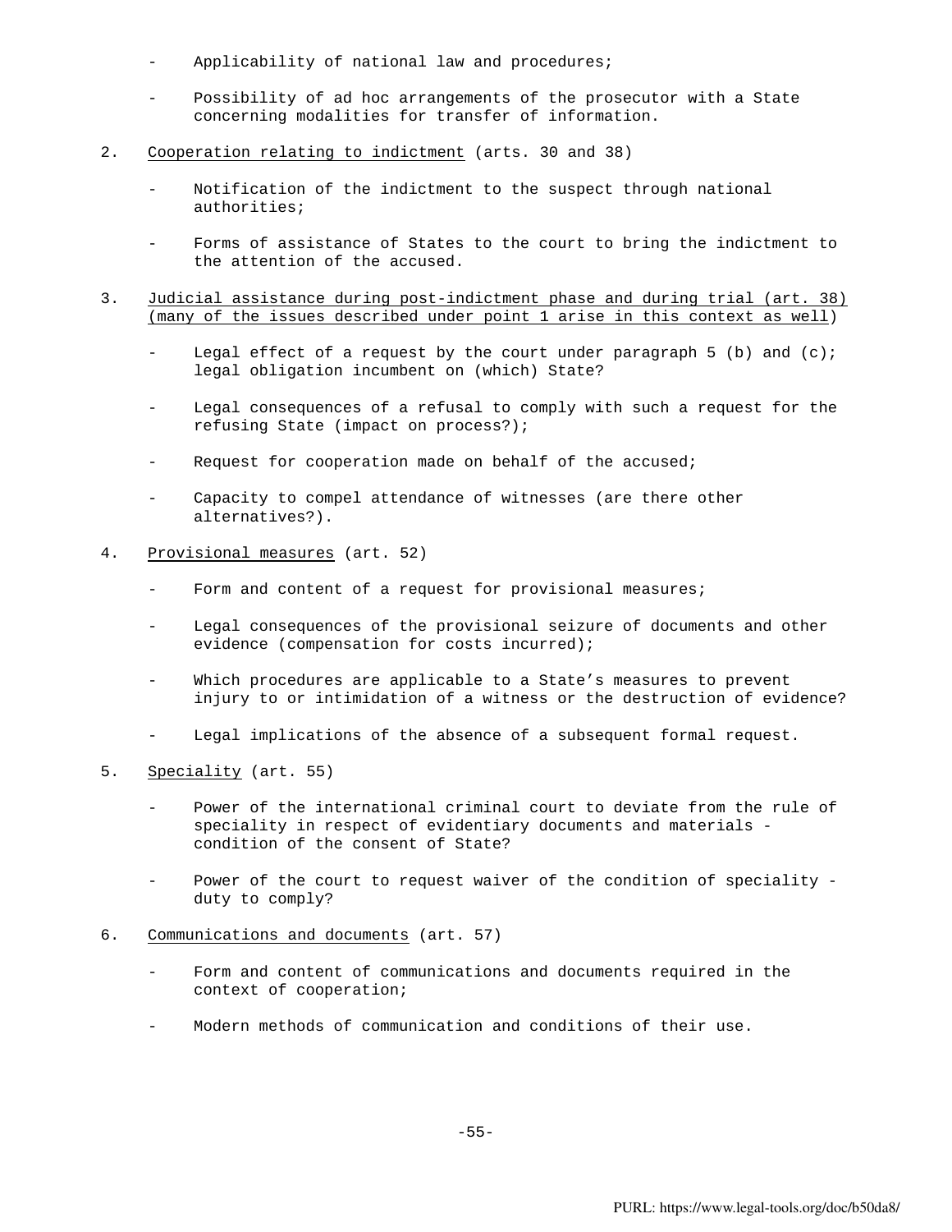- Applicability of national law and procedures;

- Possibility of ad hoc arrangements of the prosecutor with a State concerning modalities for transfer of information.

2. Cooperation relating to indictment (arts. 30 and 38)

   - Notification of the indictment to the suspect through national authorities;

   - Forms of assistance of States to the court to bring the indictment to the attention of the accused.

3. Judicial assistance during post-indictment phase and during trial (art. 38) (many of the issues described under point 1 arise in this context as well)

   - Legal effect of a request by the court under paragraph 5 (b) and (c); legal obligation incumbent on (which) State?

   - Legal consequences of a refusal to comply with such a request for the refusing State (impact on process?);

   - Request for cooperation made on behalf of the accused;

   - Capacity to compel attendance of witnesses (are there other alternatives?).

4. Provisional measures (art. 52)

   - Form and content of a request for provisional measures;

   - Legal consequences of the provisional seizure of documents and other evidence (compensation for costs incurred);

   - Which procedures are applicable to a State's measures to prevent injury to or intimidation of a witness or the destruction of evidence?

   - Legal implications of the absence of a subsequent formal request.

5. Speciality (art. 55)

   - Power of the international criminal court to deviate from the rule of speciality in respect of evidentiary documents and materials - condition of the consent of State?

   - Power of the court to request waiver of the condition of speciality - duty to comply?

6. Communications and documents (art. 57)

   - Form and content of communications and documents required in the context of cooperation;

   - Modern methods of communication and conditions of their use.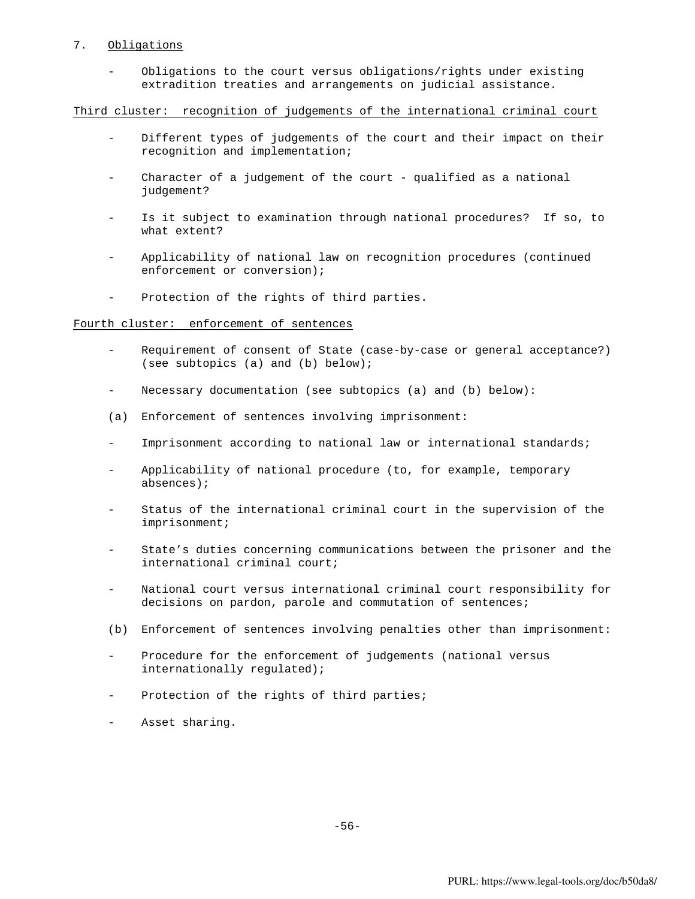7. <u>Obligations</u>

- Obligations to the court versus obligations/rights under existing extradition treaties and arrangements on judicial assistance.

<u>Third cluster: recognition of judgements of the international criminal court</u>

- Different types of judgements of the court and their impact on their recognition and implementation;
- Character of a judgement of the court - qualified as a national judgement?
- Is it subject to examination through national procedures? If so, to what extent?
- Applicability of national law on recognition procedures (continued enforcement or conversion);
- Protection of the rights of third parties.

<u>Fourth cluster: enforcement of sentences</u>

- Requirement of consent of State (case-by-case or general acceptance?) (see subtopics (a) and (b) below);
- Necessary documentation (see subtopics (a) and (b) below):

(a) Enforcement of sentences involving imprisonment:

- Imprisonment according to national law or international standards;
- Applicability of national procedure (to, for example, temporary absences);
- Status of the international criminal court in the supervision of the imprisonment;
- State's duties concerning communications between the prisoner and the international criminal court;
- National court versus international criminal court responsibility for decisions on pardon, parole and commutation of sentences;

(b) Enforcement of sentences involving penalties other than imprisonment:

- Procedure for the enforcement of judgements (national versus internationally regulated);
- Protection of the rights of third parties;
- Asset sharing.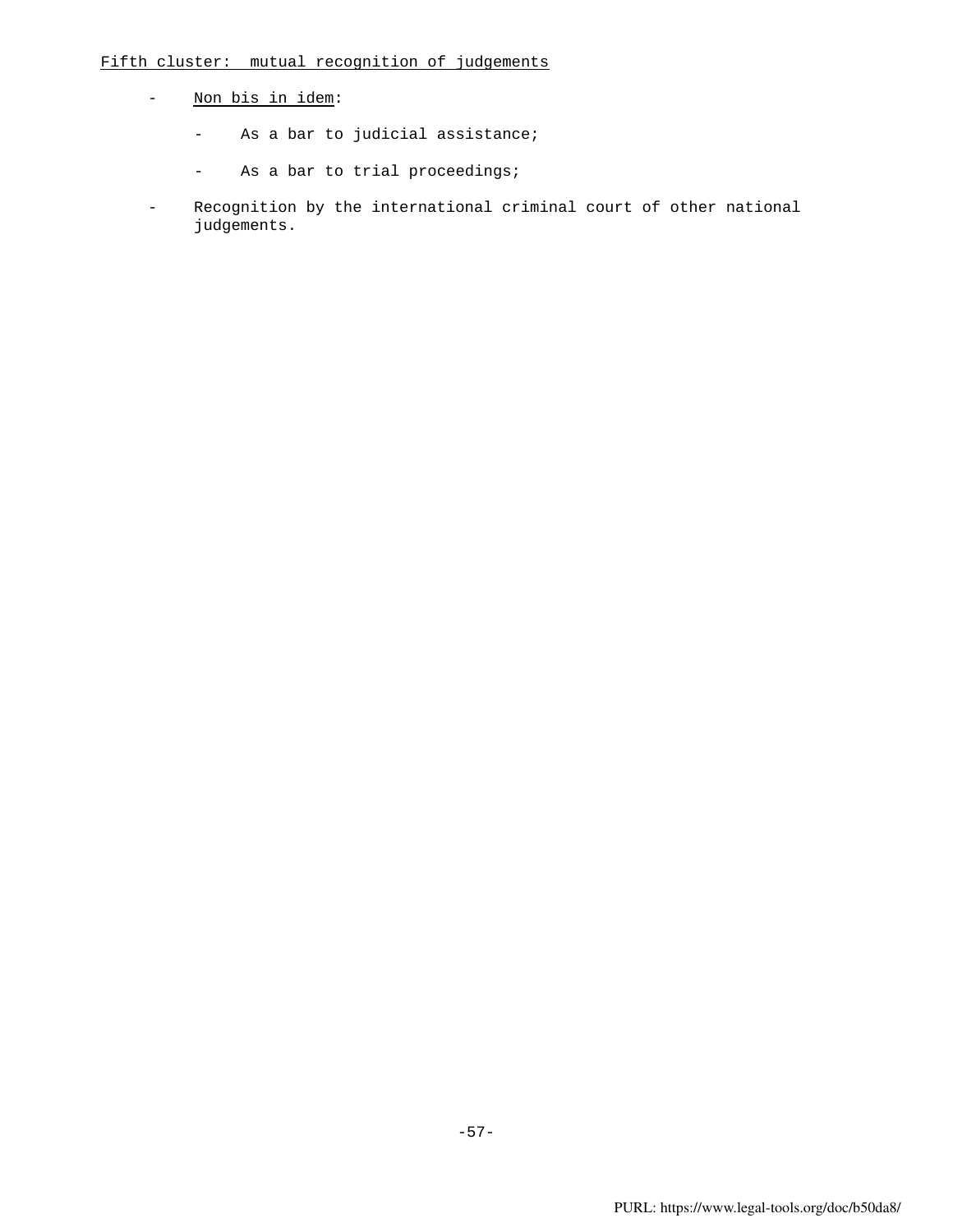Fifth cluster: mutual recognition of judgements

- *Non bis in idem*:
  - As a bar to judicial assistance;
  - As a bar to trial proceedings;
- Recognition by the international criminal court of other national judgements.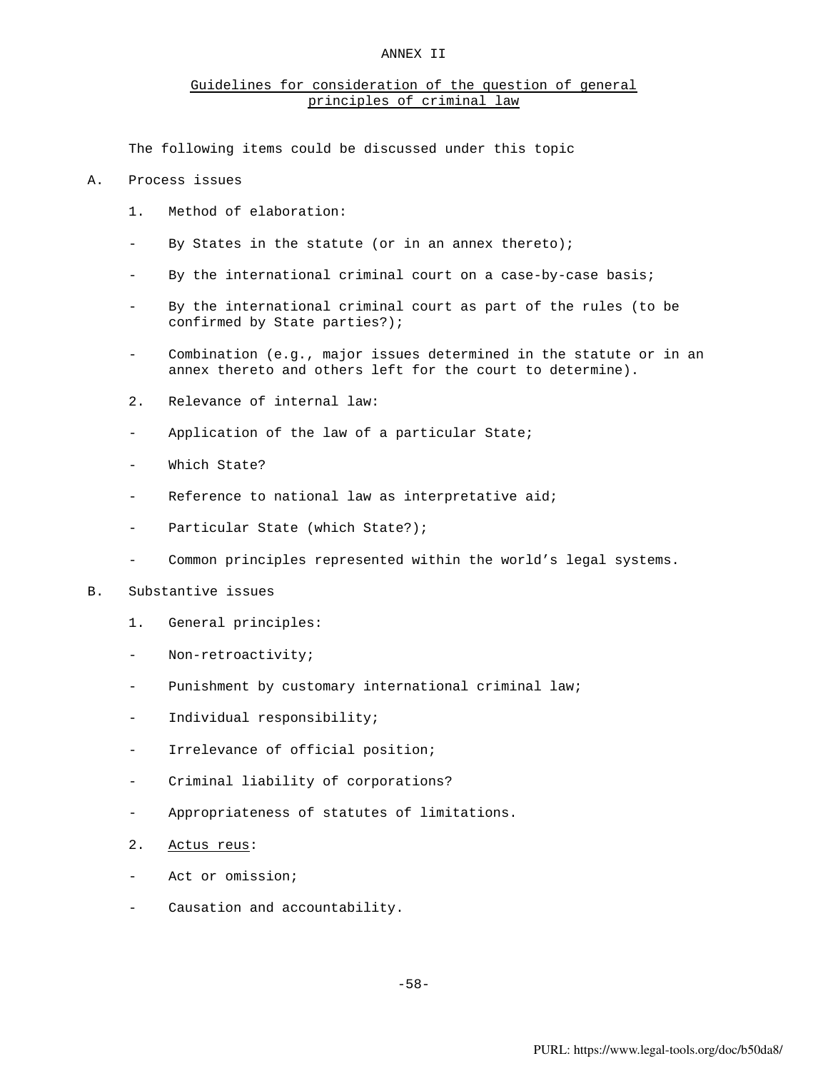ANNEX II

## Guidelines for consideration of the question of general principles of criminal law

The following items could be discussed under this topic

A. Process issues

1. Method of elaboration:

- By States in the statute (or in an annex thereto);
- By the international criminal court on a case-by-case basis;
- By the international criminal court as part of the rules (to be confirmed by State parties?);
- Combination (e.g., major issues determined in the statute or in an annex thereto and others left for the court to determine).

2. Relevance of internal law:

- Application of the law of a particular State;
- Which State?
- Reference to national law as interpretative aid;
- Particular State (which State?);
- Common principles represented within the world's legal systems.

B. Substantive issues

1. General principles:

- Non-retroactivity;
- Punishment by customary international criminal law;
- Individual responsibility;
- Irrelevance of official position;
- Criminal liability of corporations?
- Appropriateness of statutes of limitations.

2. Actus reus:

- Act or omission;
- Causation and accountability.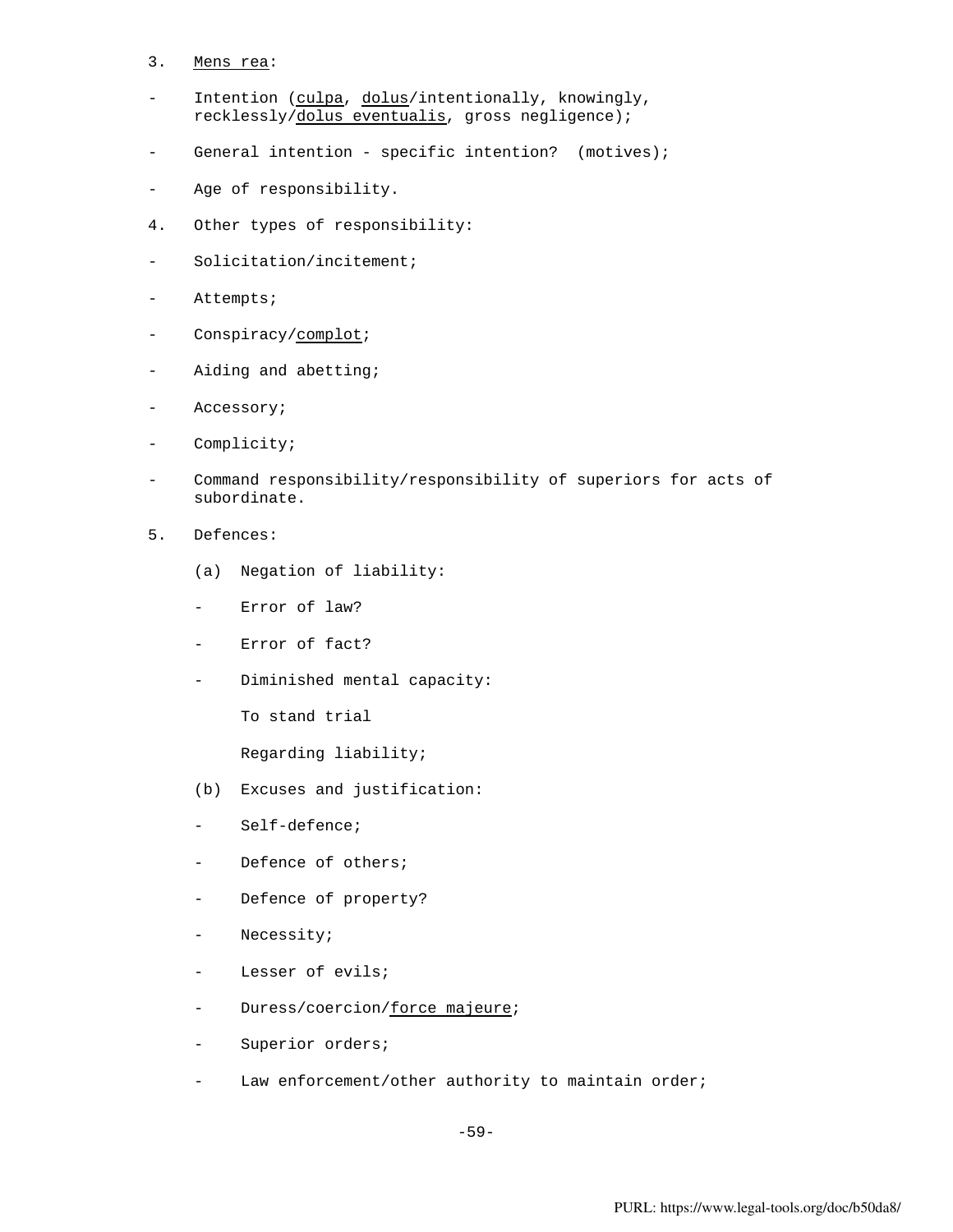3. Mens rea:

- Intention (culpa, dolus/intentionally, knowingly, recklessly/dolus eventualis, gross negligence);

- General intention - specific intention? (motives);

- Age of responsibility.

4. Other types of responsibility:

- Solicitation/incitement;

- Attempts;

- Conspiracy/complot;

- Aiding and abetting;

- Accessory;

- Complicity;

- Command responsibility/responsibility of superiors for acts of subordinate.

5. Defences:

   (a) Negation of liability:

   - Error of law?

   - Error of fact?

   - Diminished mental capacity:

     To stand trial

     Regarding liability;

   (b) Excuses and justification:

   - Self-defence;

   - Defence of others;

   - Defence of property?

   - Necessity;

   - Lesser of evils;

   - Duress/coercion/force majeure;

   - Superior orders;

   - Law enforcement/other authority to maintain order;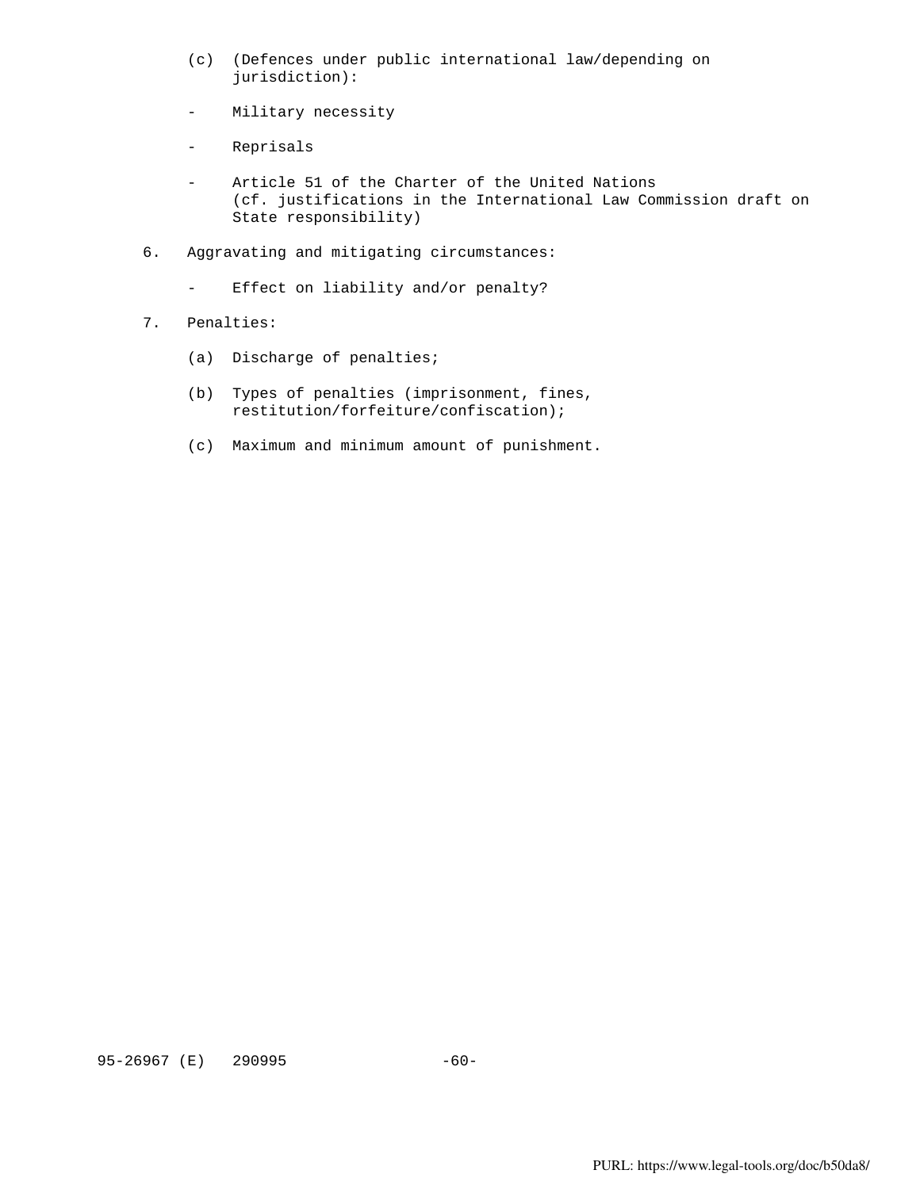(c) (Defences under public international law/depending on jurisdiction):

- Military necessity

- Reprisals

- Article 51 of the Charter of the United Nations (cf. justifications in the International Law Commission draft on State responsibility)

6. Aggravating and mitigating circumstances:

   - Effect on liability and/or penalty?

7. Penalties:

   (a) Discharge of penalties;

   (b) Types of penalties (imprisonment, fines, restitution/forfeiture/confiscation);

   (c) Maximum and minimum amount of punishment.